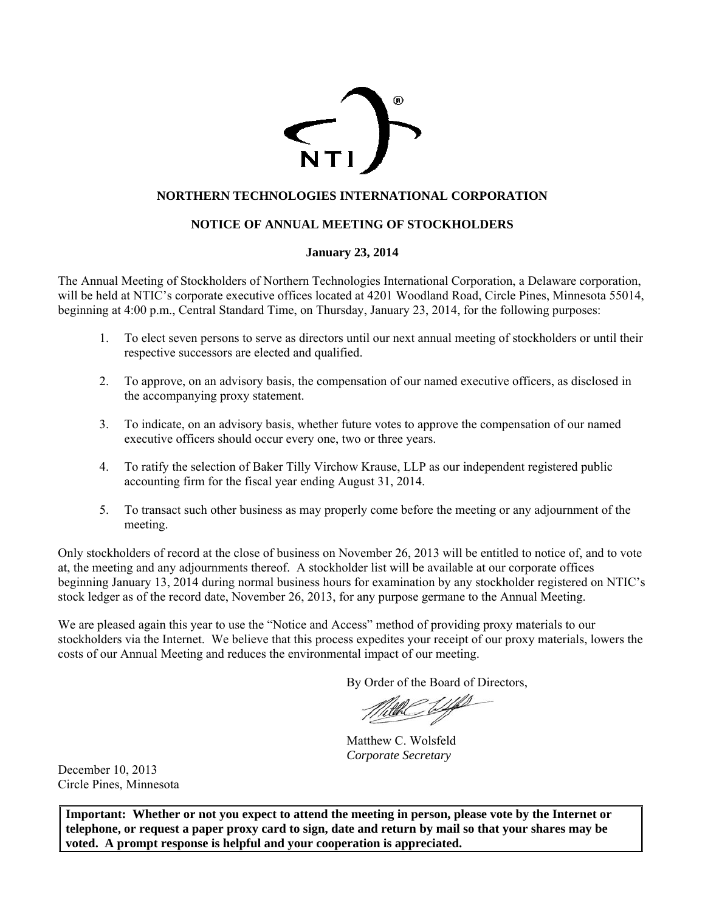**NORTHERN TECHNOLOGIES INTERNATIONAL CORPORATION**

**NOTICE OF ANNUAL MEETING OF STOCKHOLDERS**

**January 23, 2014**

The Annual Meeting of Stockholders of Northern Technologies International Corporation, a Delaware corporation, will be held at NTIC's corporate executive offices located at 4201 Woodland Road, Circle Pines, Minnesota 55014, beginning at 4:00 p.m., Central Standard Time, on Thursday, January 23, 2014, for the following purposes:

1. To elect seven persons to serve as directors until our next annual meeting of stockholders or until their respective successors are elected and qualified.
2. To approve, on an advisory basis, the compensation of our named executive officers, as disclosed in the accompanying proxy statement.
3. To indicate, on an advisory basis, whether future votes to approve the compensation of our named executive officers should occur every one, two or three years.
4. To ratify the selection of Baker Tilly Virchow Krause, LLP as our independent registered public accounting firm for the fiscal year ending August 31, 2014.
5. To transact such other business as may properly come before the meeting or any adjournment of the meeting.

Only stockholders of record at the close of business on November 26, 2013 will be entitled to notice of, and to vote at, the meeting and any adjournments thereof. A stockholder list will be available at our corporate offices beginning January 13, 2014 during normal business hours for examination by any stockholder registered on NTIC's stock ledger as of the record date, November 26, 2013, for any purpose germane to the Annual Meeting.

We are pleased again this year to use the "Notice and Access" method of providing proxy materials to our stockholders via the Internet. We believe that this process expedites your receipt of our proxy materials, lowers the costs of our Annual Meeting and reduces the environmental impact of our meeting.

By Order of the Board of Directors,

Matthew C. Wolsfeld
*Corporate Secretary*

December 10, 2013
Circle Pines, Minnesota

**Important: Whether or not you expect to attend the meeting in person, please vote by the Internet or telephone, or request a paper proxy card to sign, date and return by mail so that your shares may be voted. A prompt response is helpful and your cooperation is appreciated.**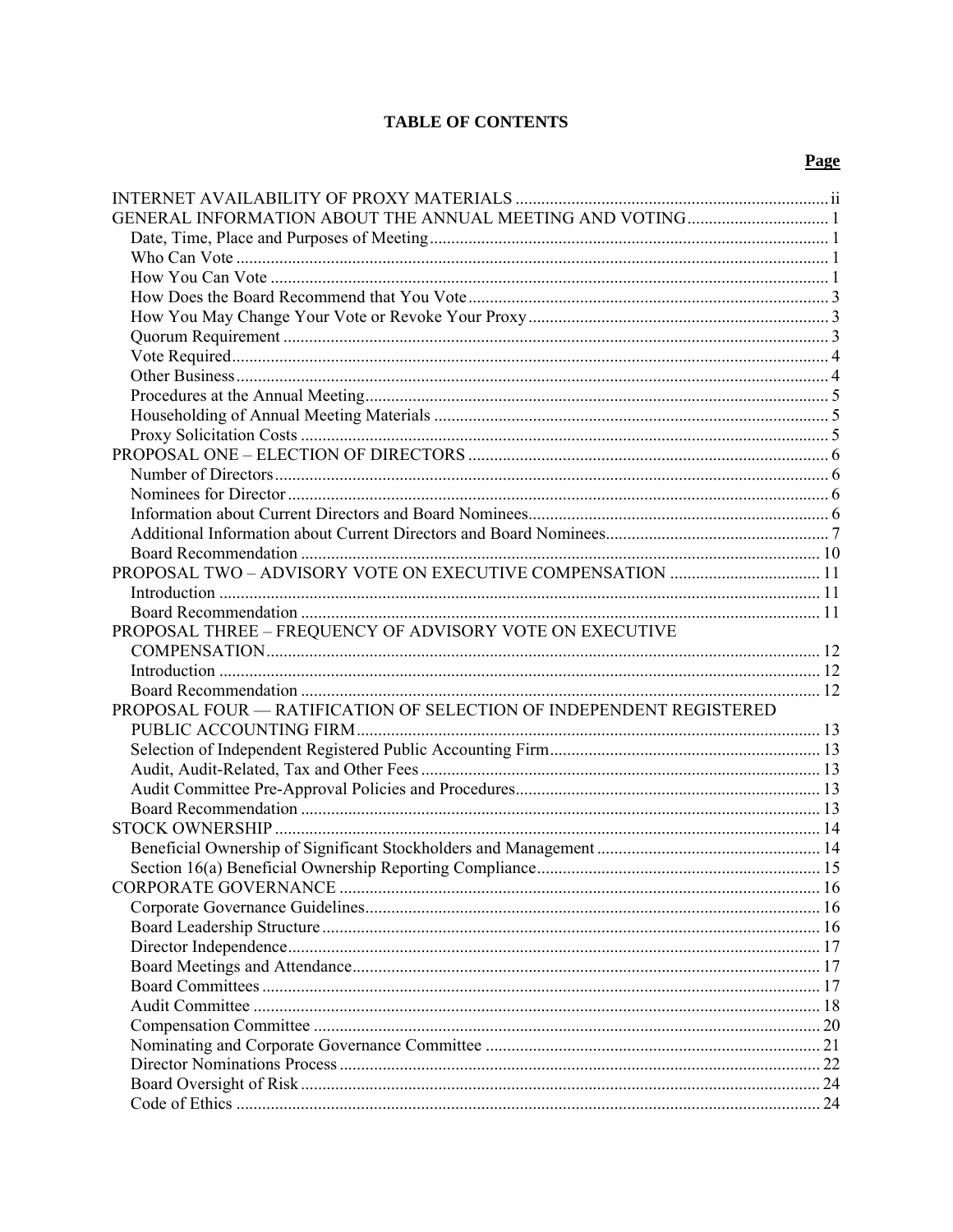# TABLE OF CONTENTS

| | Page |
|---|---|
| INTERNET AVAILABILITY OF PROXY MATERIALS | ii |
| GENERAL INFORMATION ABOUT THE ANNUAL MEETING AND VOTING | 1 |
| Date, Time, Place and Purposes of Meeting | 1 |
| Who Can Vote | 1 |
| How You Can Vote | 1 |
| How Does the Board Recommend that You Vote | 3 |
| How You May Change Your Vote or Revoke Your Proxy | 3 |
| Quorum Requirement | 3 |
| Vote Required | 4 |
| Other Business | 4 |
| Procedures at the Annual Meeting | 5 |
| Householding of Annual Meeting Materials | 5 |
| Proxy Solicitation Costs | 5 |
| PROPOSAL ONE – ELECTION OF DIRECTORS | 6 |
| Number of Directors | 6 |
| Nominees for Director | 6 |
| Information about Current Directors and Board Nominees | 6 |
| Additional Information about Current Directors and Board Nominees | 7 |
| Board Recommendation | 10 |
| PROPOSAL TWO – ADVISORY VOTE ON EXECUTIVE COMPENSATION | 11 |
| Introduction | 11 |
| Board Recommendation | 11 |
| PROPOSAL THREE – FREQUENCY OF ADVISORY VOTE ON EXECUTIVE COMPENSATION | 12 |
| Introduction | 12 |
| Board Recommendation | 12 |
| PROPOSAL FOUR — RATIFICATION OF SELECTION OF INDEPENDENT REGISTERED PUBLIC ACCOUNTING FIRM | 13 |
| Selection of Independent Registered Public Accounting Firm | 13 |
| Audit, Audit-Related, Tax and Other Fees | 13 |
| Audit Committee Pre-Approval Policies and Procedures | 13 |
| Board Recommendation | 13 |
| STOCK OWNERSHIP | 14 |
| Beneficial Ownership of Significant Stockholders and Management | 14 |
| Section 16(a) Beneficial Ownership Reporting Compliance | 15 |
| CORPORATE GOVERNANCE | 16 |
| Corporate Governance Guidelines | 16 |
| Board Leadership Structure | 16 |
| Director Independence | 17 |
| Board Meetings and Attendance | 17 |
| Board Committees | 17 |
| Audit Committee | 18 |
| Compensation Committee | 20 |
| Nominating and Corporate Governance Committee | 21 |
| Director Nominations Process | 22 |
| Board Oversight of Risk | 24 |
| Code of Ethics | 24 |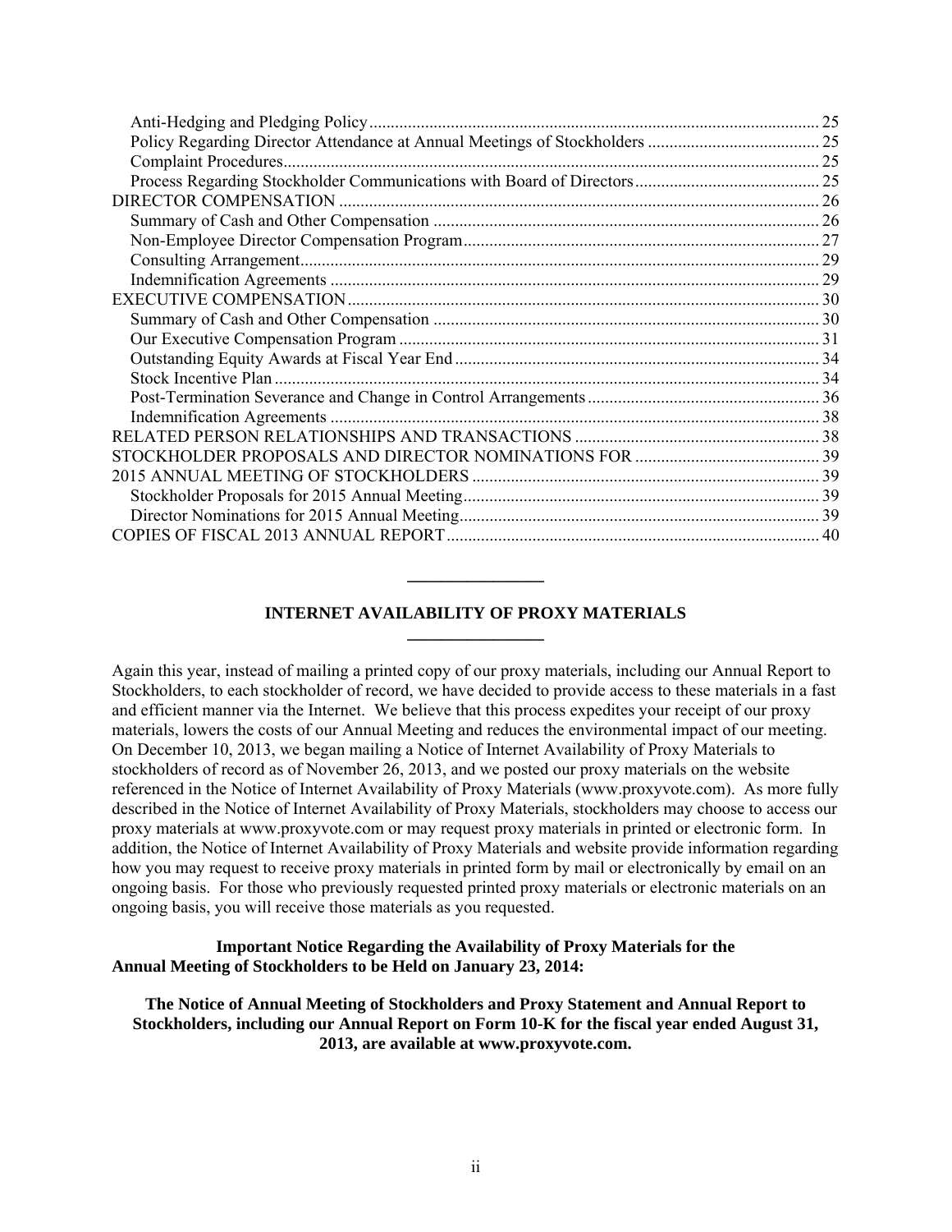| | |
|---|---|
| Anti-Hedging and Pledging Policy | 25 |
| Policy Regarding Director Attendance at Annual Meetings of Stockholders | 25 |
| Complaint Procedures | 25 |
| Process Regarding Stockholder Communications with Board of Directors | 25 |
| DIRECTOR COMPENSATION | 26 |
| Summary of Cash and Other Compensation | 26 |
| Non-Employee Director Compensation Program | 27 |
| Consulting Arrangement | 29 |
| Indemnification Agreements | 29 |
| EXECUTIVE COMPENSATION | 30 |
| Summary of Cash and Other Compensation | 30 |
| Our Executive Compensation Program | 31 |
| Outstanding Equity Awards at Fiscal Year End | 34 |
| Stock Incentive Plan | 34 |
| Post-Termination Severance and Change in Control Arrangements | 36 |
| Indemnification Agreements | 38 |
| RELATED PERSON RELATIONSHIPS AND TRANSACTIONS | 38 |
| STOCKHOLDER PROPOSALS AND DIRECTOR NOMINATIONS FOR | 39 |
| 2015 ANNUAL MEETING OF STOCKHOLDERS | 39 |
| Stockholder Proposals for 2015 Annual Meeting | 39 |
| Director Nominations for 2015 Annual Meeting | 39 |
| COPIES OF FISCAL 2013 ANNUAL REPORT | 40 |

## INTERNET AVAILABILITY OF PROXY MATERIALS

Again this year, instead of mailing a printed copy of our proxy materials, including our Annual Report to Stockholders, to each stockholder of record, we have decided to provide access to these materials in a fast and efficient manner via the Internet. We believe that this process expedites your receipt of our proxy materials, lowers the costs of our Annual Meeting and reduces the environmental impact of our meeting. On December 10, 2013, we began mailing a Notice of Internet Availability of Proxy Materials to stockholders of record as of November 26, 2013, and we posted our proxy materials on the website referenced in the Notice of Internet Availability of Proxy Materials (www.proxyvote.com). As more fully described in the Notice of Internet Availability of Proxy Materials, stockholders may choose to access our proxy materials at www.proxyvote.com or may request proxy materials in printed or electronic form. In addition, the Notice of Internet Availability of Proxy Materials and website provide information regarding how you may request to receive proxy materials in printed form by mail or electronically by email on an ongoing basis. For those who previously requested printed proxy materials or electronic materials on an ongoing basis, you will receive those materials as you requested.

**Important Notice Regarding the Availability of Proxy Materials for the Annual Meeting of Stockholders to be Held on January 23, 2014:**

**The Notice of Annual Meeting of Stockholders and Proxy Statement and Annual Report to Stockholders, including our Annual Report on Form 10-K for the fiscal year ended August 31, 2013, are available at www.proxyvote.com.**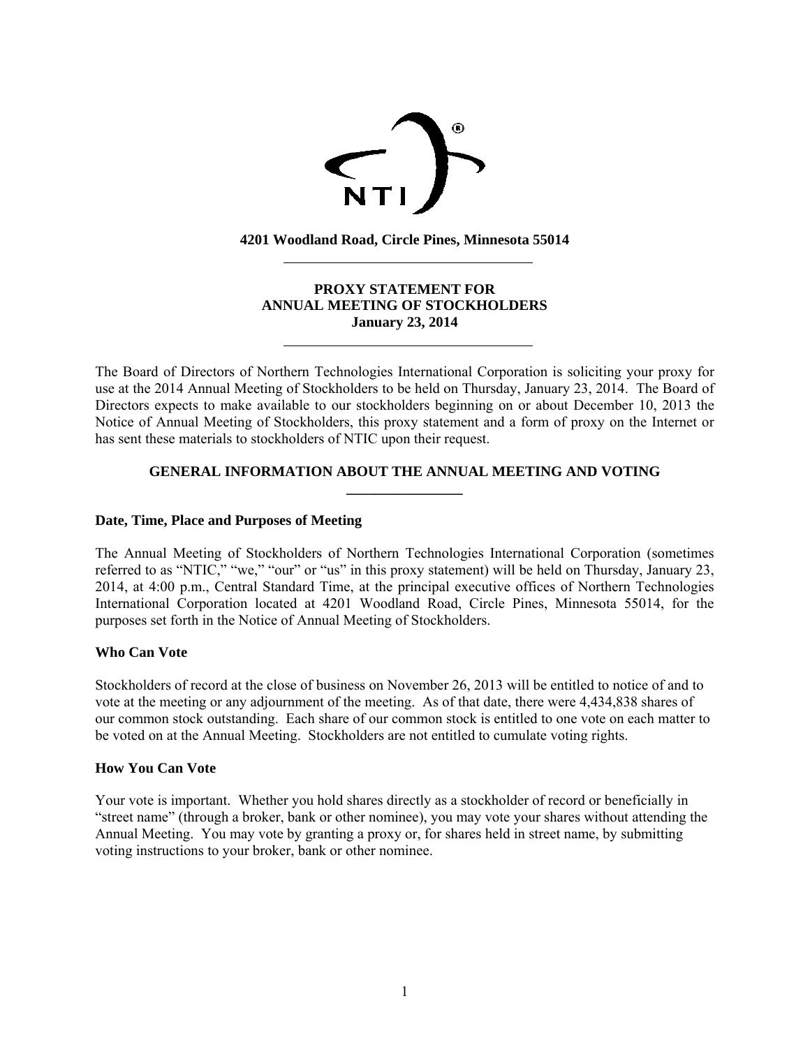**4201 Woodland Road, Circle Pines, Minnesota 55014**

**PROXY STATEMENT FOR**
**ANNUAL MEETING OF STOCKHOLDERS**
**January 23, 2014**

The Board of Directors of Northern Technologies International Corporation is soliciting your proxy for use at the 2014 Annual Meeting of Stockholders to be held on Thursday, January 23, 2014. The Board of Directors expects to make available to our stockholders beginning on or about December 10, 2013 the Notice of Annual Meeting of Stockholders, this proxy statement and a form of proxy on the Internet or has sent these materials to stockholders of NTIC upon their request.

## GENERAL INFORMATION ABOUT THE ANNUAL MEETING AND VOTING

### Date, Time, Place and Purposes of Meeting

The Annual Meeting of Stockholders of Northern Technologies International Corporation (sometimes referred to as "NTIC," "we," "our" or "us" in this proxy statement) will be held on Thursday, January 23, 2014, at 4:00 p.m., Central Standard Time, at the principal executive offices of Northern Technologies International Corporation located at 4201 Woodland Road, Circle Pines, Minnesota 55014, for the purposes set forth in the Notice of Annual Meeting of Stockholders.

### Who Can Vote

Stockholders of record at the close of business on November 26, 2013 will be entitled to notice of and to vote at the meeting or any adjournment of the meeting. As of that date, there were 4,434,838 shares of our common stock outstanding. Each share of our common stock is entitled to one vote on each matter to be voted on at the Annual Meeting. Stockholders are not entitled to cumulate voting rights.

### How You Can Vote

Your vote is important. Whether you hold shares directly as a stockholder of record or beneficially in "street name" (through a broker, bank or other nominee), you may vote your shares without attending the Annual Meeting. You may vote by granting a proxy or, for shares held in street name, by submitting voting instructions to your broker, bank or other nominee.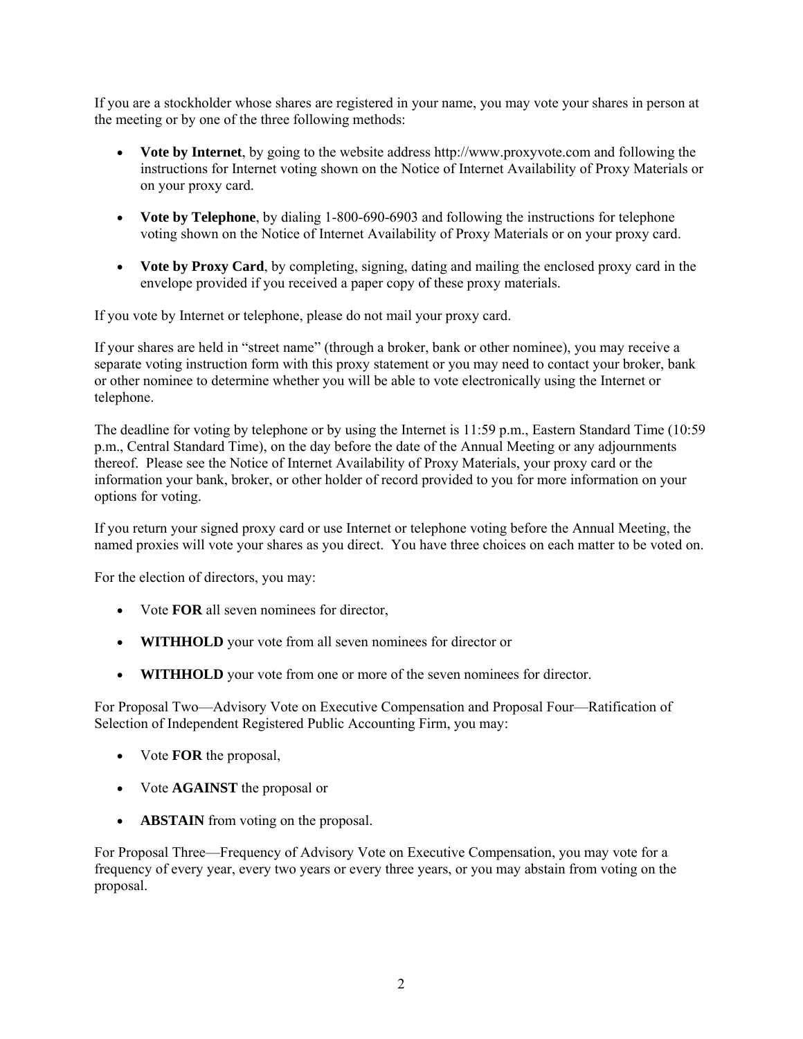If you are a stockholder whose shares are registered in your name, you may vote your shares in person at the meeting or by one of the three following methods:

- **Vote by Internet**, by going to the website address http://www.proxyvote.com and following the instructions for Internet voting shown on the Notice of Internet Availability of Proxy Materials or on your proxy card.
- **Vote by Telephone**, by dialing 1-800-690-6903 and following the instructions for telephone voting shown on the Notice of Internet Availability of Proxy Materials or on your proxy card.
- **Vote by Proxy Card**, by completing, signing, dating and mailing the enclosed proxy card in the envelope provided if you received a paper copy of these proxy materials.

If you vote by Internet or telephone, please do not mail your proxy card.

If your shares are held in "street name" (through a broker, bank or other nominee), you may receive a separate voting instruction form with this proxy statement or you may need to contact your broker, bank or other nominee to determine whether you will be able to vote electronically using the Internet or telephone.

The deadline for voting by telephone or by using the Internet is 11:59 p.m., Eastern Standard Time (10:59 p.m., Central Standard Time), on the day before the date of the Annual Meeting or any adjournments thereof. Please see the Notice of Internet Availability of Proxy Materials, your proxy card or the information your bank, broker, or other holder of record provided to you for more information on your options for voting.

If you return your signed proxy card or use Internet or telephone voting before the Annual Meeting, the named proxies will vote your shares as you direct. You have three choices on each matter to be voted on.

For the election of directors, you may:

- Vote **FOR** all seven nominees for director,
- **WITHHOLD** your vote from all seven nominees for director or
- **WITHHOLD** your vote from one or more of the seven nominees for director.

For Proposal Two—Advisory Vote on Executive Compensation and Proposal Four—Ratification of Selection of Independent Registered Public Accounting Firm, you may:

- Vote **FOR** the proposal,
- Vote **AGAINST** the proposal or
- **ABSTAIN** from voting on the proposal.

For Proposal Three—Frequency of Advisory Vote on Executive Compensation, you may vote for a frequency of every year, every two years or every three years, or you may abstain from voting on the proposal.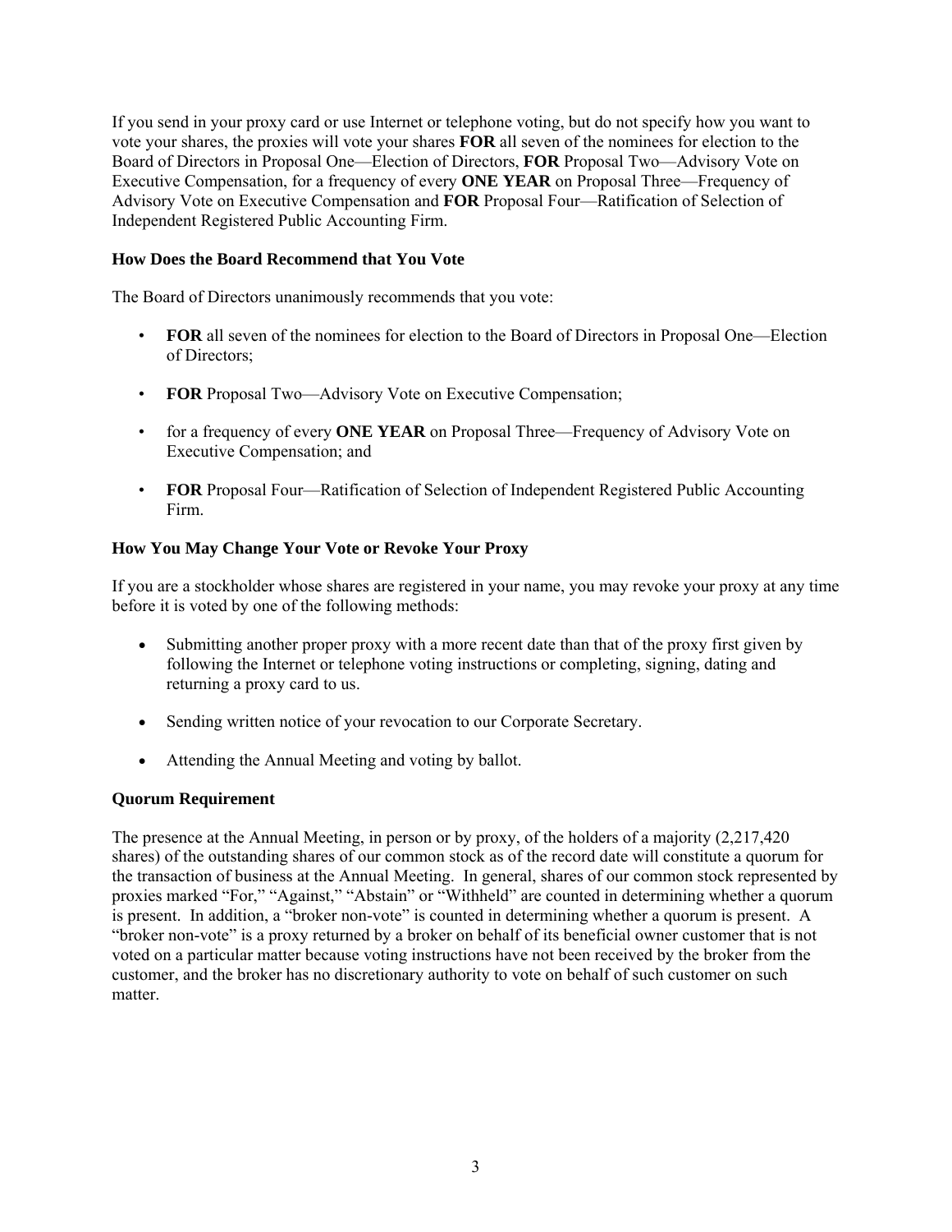If you send in your proxy card or use Internet or telephone voting, but do not specify how you want to vote your shares, the proxies will vote your shares **FOR** all seven of the nominees for election to the Board of Directors in Proposal One—Election of Directors, **FOR** Proposal Two—Advisory Vote on Executive Compensation, for a frequency of every **ONE YEAR** on Proposal Three—Frequency of Advisory Vote on Executive Compensation and **FOR** Proposal Four—Ratification of Selection of Independent Registered Public Accounting Firm.

### How Does the Board Recommend that You Vote

The Board of Directors unanimously recommends that you vote:

- **FOR** all seven of the nominees for election to the Board of Directors in Proposal One—Election of Directors;
- **FOR** Proposal Two—Advisory Vote on Executive Compensation;
- for a frequency of every **ONE YEAR** on Proposal Three—Frequency of Advisory Vote on Executive Compensation; and
- **FOR** Proposal Four—Ratification of Selection of Independent Registered Public Accounting Firm.

### How You May Change Your Vote or Revoke Your Proxy

If you are a stockholder whose shares are registered in your name, you may revoke your proxy at any time before it is voted by one of the following methods:

- Submitting another proper proxy with a more recent date than that of the proxy first given by following the Internet or telephone voting instructions or completing, signing, dating and returning a proxy card to us.
- Sending written notice of your revocation to our Corporate Secretary.
- Attending the Annual Meeting and voting by ballot.

### Quorum Requirement

The presence at the Annual Meeting, in person or by proxy, of the holders of a majority (2,217,420 shares) of the outstanding shares of our common stock as of the record date will constitute a quorum for the transaction of business at the Annual Meeting. In general, shares of our common stock represented by proxies marked "For," "Against," "Abstain" or "Withheld" are counted in determining whether a quorum is present. In addition, a "broker non-vote" is counted in determining whether a quorum is present. A "broker non-vote" is a proxy returned by a broker on behalf of its beneficial owner customer that is not voted on a particular matter because voting instructions have not been received by the broker from the customer, and the broker has no discretionary authority to vote on behalf of such customer on such matter.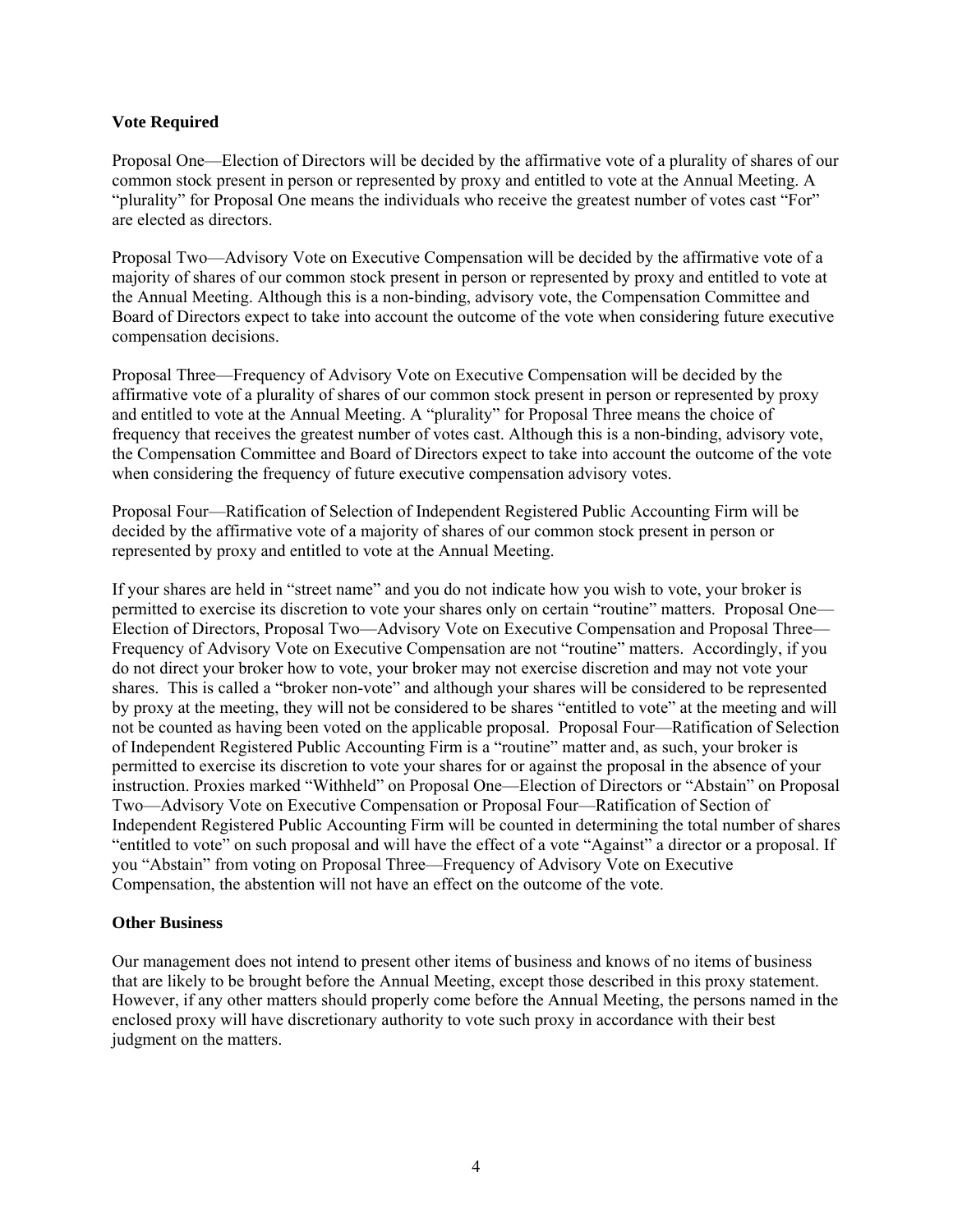### Vote Required

Proposal One—Election of Directors will be decided by the affirmative vote of a plurality of shares of our common stock present in person or represented by proxy and entitled to vote at the Annual Meeting. A "plurality" for Proposal One means the individuals who receive the greatest number of votes cast "For" are elected as directors.

Proposal Two—Advisory Vote on Executive Compensation will be decided by the affirmative vote of a majority of shares of our common stock present in person or represented by proxy and entitled to vote at the Annual Meeting. Although this is a non-binding, advisory vote, the Compensation Committee and Board of Directors expect to take into account the outcome of the vote when considering future executive compensation decisions.

Proposal Three—Frequency of Advisory Vote on Executive Compensation will be decided by the affirmative vote of a plurality of shares of our common stock present in person or represented by proxy and entitled to vote at the Annual Meeting. A "plurality" for Proposal Three means the choice of frequency that receives the greatest number of votes cast. Although this is a non-binding, advisory vote, the Compensation Committee and Board of Directors expect to take into account the outcome of the vote when considering the frequency of future executive compensation advisory votes.

Proposal Four—Ratification of Selection of Independent Registered Public Accounting Firm will be decided by the affirmative vote of a majority of shares of our common stock present in person or represented by proxy and entitled to vote at the Annual Meeting.

If your shares are held in "street name" and you do not indicate how you wish to vote, your broker is permitted to exercise its discretion to vote your shares only on certain "routine" matters. Proposal One—Election of Directors, Proposal Two—Advisory Vote on Executive Compensation and Proposal Three—Frequency of Advisory Vote on Executive Compensation are not "routine" matters. Accordingly, if you do not direct your broker how to vote, your broker may not exercise discretion and may not vote your shares. This is called a "broker non-vote" and although your shares will be considered to be represented by proxy at the meeting, they will not be considered to be shares "entitled to vote" at the meeting and will not be counted as having been voted on the applicable proposal. Proposal Four—Ratification of Selection of Independent Registered Public Accounting Firm is a "routine" matter and, as such, your broker is permitted to exercise its discretion to vote your shares for or against the proposal in the absence of your instruction. Proxies marked "Withheld" on Proposal One—Election of Directors or "Abstain" on Proposal Two—Advisory Vote on Executive Compensation or Proposal Four—Ratification of Section of Independent Registered Public Accounting Firm will be counted in determining the total number of shares "entitled to vote" on such proposal and will have the effect of a vote "Against" a director or a proposal. If you "Abstain" from voting on Proposal Three—Frequency of Advisory Vote on Executive Compensation, the abstention will not have an effect on the outcome of the vote.

### Other Business

Our management does not intend to present other items of business and knows of no items of business that are likely to be brought before the Annual Meeting, except those described in this proxy statement. However, if any other matters should properly come before the Annual Meeting, the persons named in the enclosed proxy will have discretionary authority to vote such proxy in accordance with their best judgment on the matters.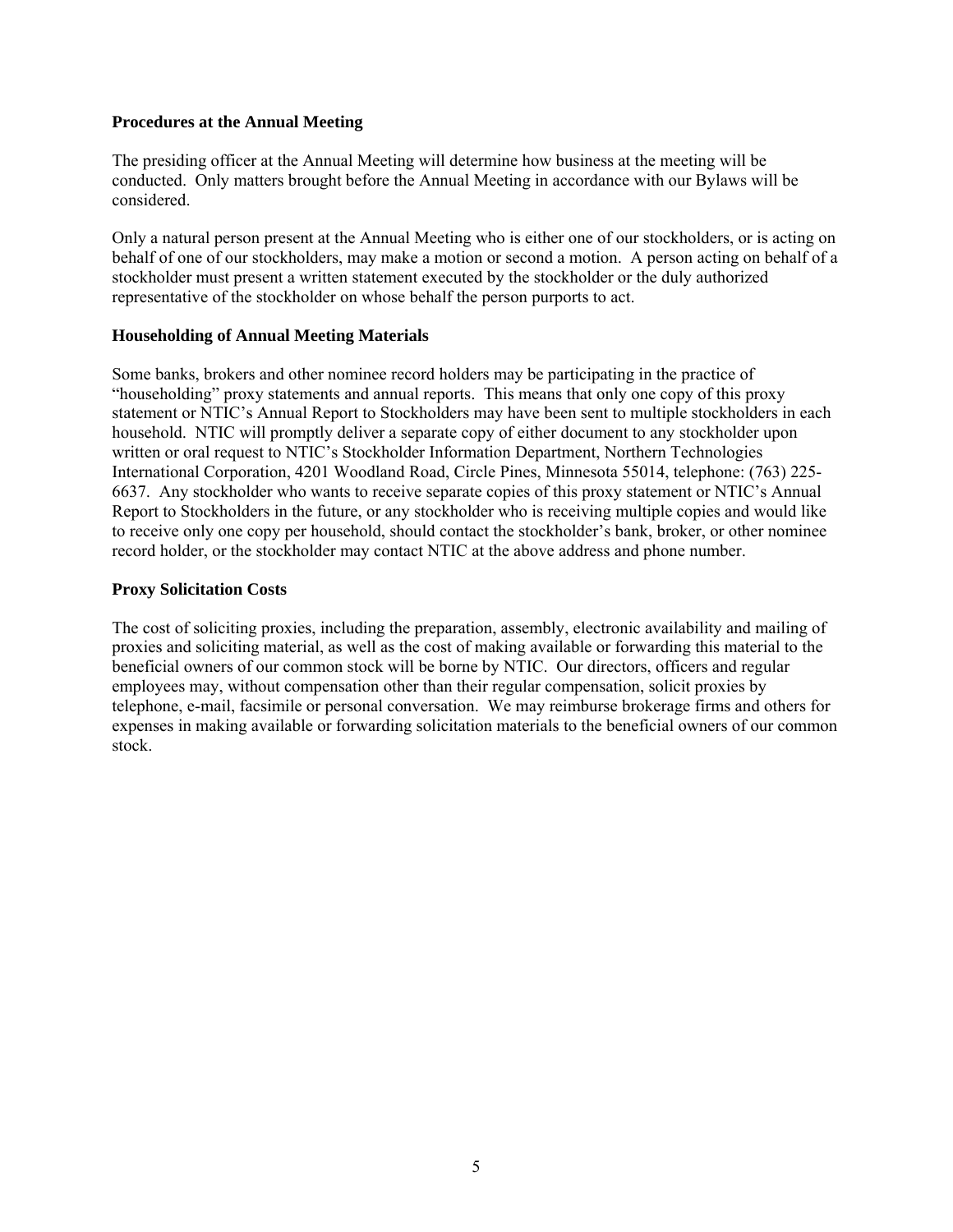### Procedures at the Annual Meeting

The presiding officer at the Annual Meeting will determine how business at the meeting will be conducted. Only matters brought before the Annual Meeting in accordance with our Bylaws will be considered.

Only a natural person present at the Annual Meeting who is either one of our stockholders, or is acting on behalf of one of our stockholders, may make a motion or second a motion. A person acting on behalf of a stockholder must present a written statement executed by the stockholder or the duly authorized representative of the stockholder on whose behalf the person purports to act.

### Householding of Annual Meeting Materials

Some banks, brokers and other nominee record holders may be participating in the practice of "householding" proxy statements and annual reports. This means that only one copy of this proxy statement or NTIC's Annual Report to Stockholders may have been sent to multiple stockholders in each household. NTIC will promptly deliver a separate copy of either document to any stockholder upon written or oral request to NTIC's Stockholder Information Department, Northern Technologies International Corporation, 4201 Woodland Road, Circle Pines, Minnesota 55014, telephone: (763) 225-6637. Any stockholder who wants to receive separate copies of this proxy statement or NTIC's Annual Report to Stockholders in the future, or any stockholder who is receiving multiple copies and would like to receive only one copy per household, should contact the stockholder's bank, broker, or other nominee record holder, or the stockholder may contact NTIC at the above address and phone number.

### Proxy Solicitation Costs

The cost of soliciting proxies, including the preparation, assembly, electronic availability and mailing of proxies and soliciting material, as well as the cost of making available or forwarding this material to the beneficial owners of our common stock will be borne by NTIC. Our directors, officers and regular employees may, without compensation other than their regular compensation, solicit proxies by telephone, e-mail, facsimile or personal conversation. We may reimburse brokerage firms and others for expenses in making available or forwarding solicitation materials to the beneficial owners of our common stock.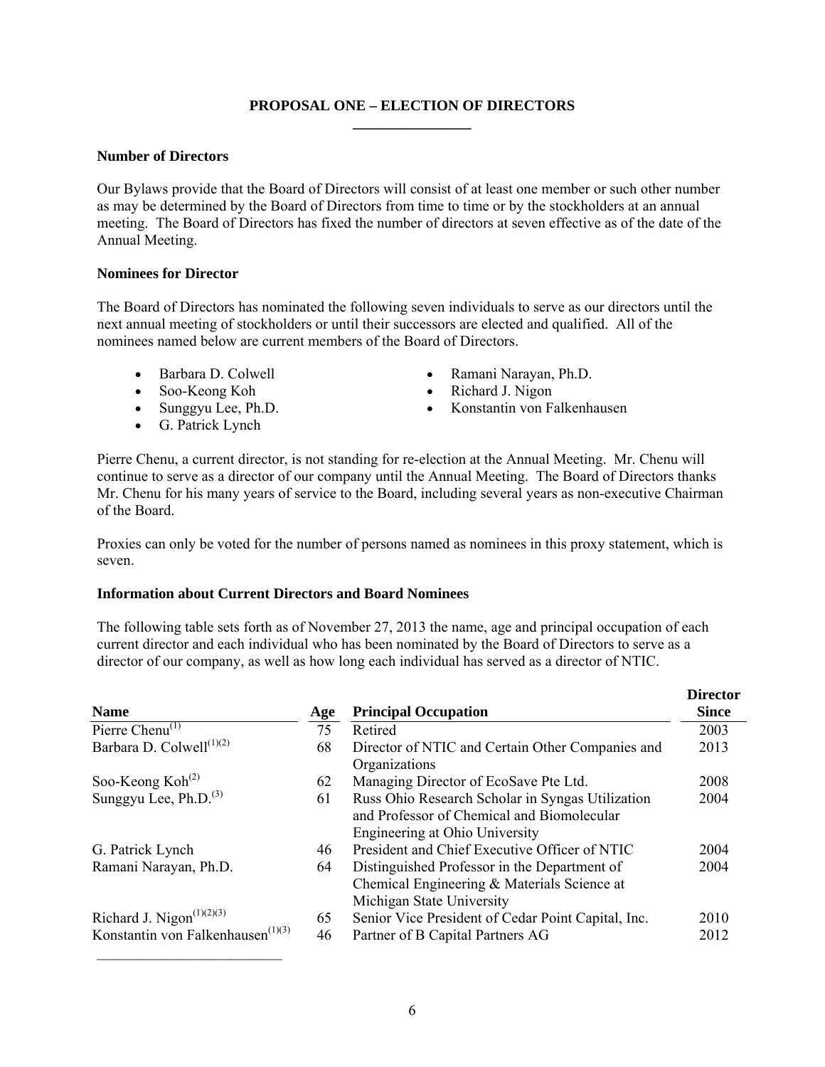## PROPOSAL ONE – ELECTION OF DIRECTORS

### Number of Directors

Our Bylaws provide that the Board of Directors will consist of at least one member or such other number as may be determined by the Board of Directors from time to time or by the stockholders at an annual meeting. The Board of Directors has fixed the number of directors at seven effective as of the date of the Annual Meeting.

### Nominees for Director

The Board of Directors has nominated the following seven individuals to serve as our directors until the next annual meeting of stockholders or until their successors are elected and qualified. All of the nominees named below are current members of the Board of Directors.

- Barbara D. Colwell
- Soo-Keong Koh
- Sunggyu Lee, Ph.D.
- G. Patrick Lynch
- Ramani Narayan, Ph.D.
- Richard J. Nigon
- Konstantin von Falkenhausen

Pierre Chenu, a current director, is not standing for re-election at the Annual Meeting. Mr. Chenu will continue to serve as a director of our company until the Annual Meeting. The Board of Directors thanks Mr. Chenu for his many years of service to the Board, including several years as non-executive Chairman of the Board.

Proxies can only be voted for the number of persons named as nominees in this proxy statement, which is seven.

### Information about Current Directors and Board Nominees

The following table sets forth as of November 27, 2013 the name, age and principal occupation of each current director and each individual who has been nominated by the Board of Directors to serve as a director of our company, as well as how long each individual has served as a director of NTIC.

| Name | Age | Principal Occupation | Director Since |
|---|---|---|---|
| Pierre Chenu(1) | 75 | Retired | 2003 |
| Barbara D. Colwell(1)(2) | 68 | Director of NTIC and Certain Other Companies and Organizations | 2013 |
| Soo-Keong Koh(2) | 62 | Managing Director of EcoSave Pte Ltd. | 2008 |
| Sunggyu Lee, Ph.D.(3) | 61 | Russ Ohio Research Scholar in Syngas Utilization and Professor of Chemical and Biomolecular Engineering at Ohio University | 2004 |
| G. Patrick Lynch | 46 | President and Chief Executive Officer of NTIC | 2004 |
| Ramani Narayan, Ph.D. | 64 | Distinguished Professor in the Department of Chemical Engineering & Materials Science at Michigan State University | 2004 |
| Richard J. Nigon(1)(2)(3) | 65 | Senior Vice President of Cedar Point Capital, Inc. | 2010 |
| Konstantin von Falkenhausen(1)(3) | 46 | Partner of B Capital Partners AG | 2012 |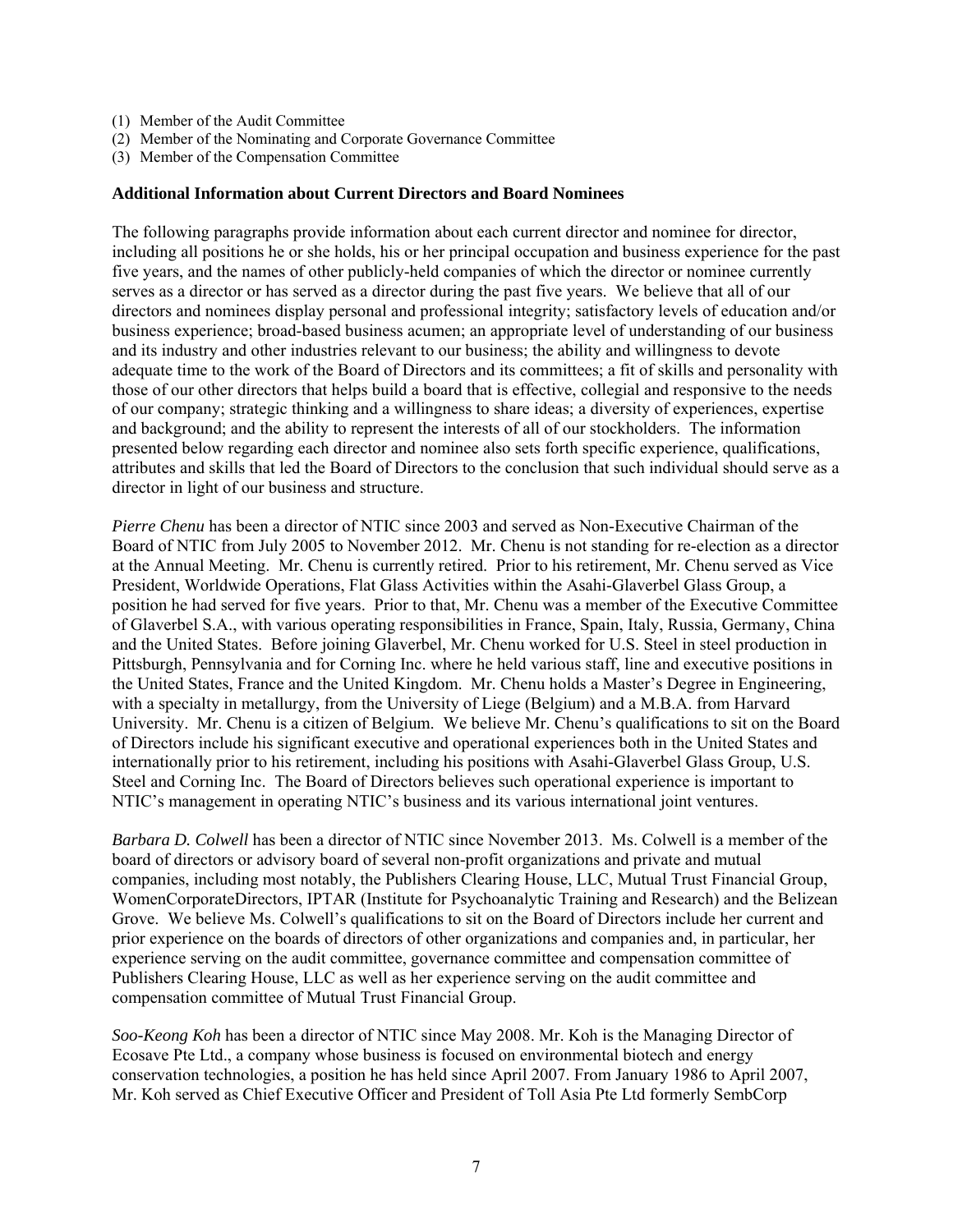(1) Member of the Audit Committee
(2) Member of the Nominating and Corporate Governance Committee
(3) Member of the Compensation Committee

**Additional Information about Current Directors and Board Nominees**

The following paragraphs provide information about each current director and nominee for director, including all positions he or she holds, his or her principal occupation and business experience for the past five years, and the names of other publicly-held companies of which the director or nominee currently serves as a director or has served as a director during the past five years. We believe that all of our directors and nominees display personal and professional integrity; satisfactory levels of education and/or business experience; broad-based business acumen; an appropriate level of understanding of our business and its industry and other industries relevant to our business; the ability and willingness to devote adequate time to the work of the Board of Directors and its committees; a fit of skills and personality with those of our other directors that helps build a board that is effective, collegial and responsive to the needs of our company; strategic thinking and a willingness to share ideas; a diversity of experiences, expertise and background; and the ability to represent the interests of all of our stockholders. The information presented below regarding each director and nominee also sets forth specific experience, qualifications, attributes and skills that led the Board of Directors to the conclusion that such individual should serve as a director in light of our business and structure.

*Pierre Chenu* has been a director of NTIC since 2003 and served as Non-Executive Chairman of the Board of NTIC from July 2005 to November 2012. Mr. Chenu is not standing for re-election as a director at the Annual Meeting. Mr. Chenu is currently retired. Prior to his retirement, Mr. Chenu served as Vice President, Worldwide Operations, Flat Glass Activities within the Asahi-Glaverbel Glass Group, a position he had served for five years. Prior to that, Mr. Chenu was a member of the Executive Committee of Glaverbel S.A., with various operating responsibilities in France, Spain, Italy, Russia, Germany, China and the United States. Before joining Glaverbel, Mr. Chenu worked for U.S. Steel in steel production in Pittsburgh, Pennsylvania and for Corning Inc. where he held various staff, line and executive positions in the United States, France and the United Kingdom. Mr. Chenu holds a Master's Degree in Engineering, with a specialty in metallurgy, from the University of Liege (Belgium) and a M.B.A. from Harvard University. Mr. Chenu is a citizen of Belgium. We believe Mr. Chenu's qualifications to sit on the Board of Directors include his significant executive and operational experiences both in the United States and internationally prior to his retirement, including his positions with Asahi-Glaverbel Glass Group, U.S. Steel and Corning Inc. The Board of Directors believes such operational experience is important to NTIC's management in operating NTIC's business and its various international joint ventures.

*Barbara D. Colwell* has been a director of NTIC since November 2013. Ms. Colwell is a member of the board of directors or advisory board of several non-profit organizations and private and mutual companies, including most notably, the Publishers Clearing House, LLC, Mutual Trust Financial Group, WomenCorporateDirectors, IPTAR (Institute for Psychoanalytic Training and Research) and the Belizean Grove. We believe Ms. Colwell's qualifications to sit on the Board of Directors include her current and prior experience on the boards of directors of other organizations and companies and, in particular, her experience serving on the audit committee, governance committee and compensation committee of Publishers Clearing House, LLC as well as her experience serving on the audit committee and compensation committee of Mutual Trust Financial Group.

*Soo-Keong Koh* has been a director of NTIC since May 2008. Mr. Koh is the Managing Director of Ecosave Pte Ltd., a company whose business is focused on environmental biotech and energy conservation technologies, a position he has held since April 2007. From January 1986 to April 2007, Mr. Koh served as Chief Executive Officer and President of Toll Asia Pte Ltd formerly SembCorp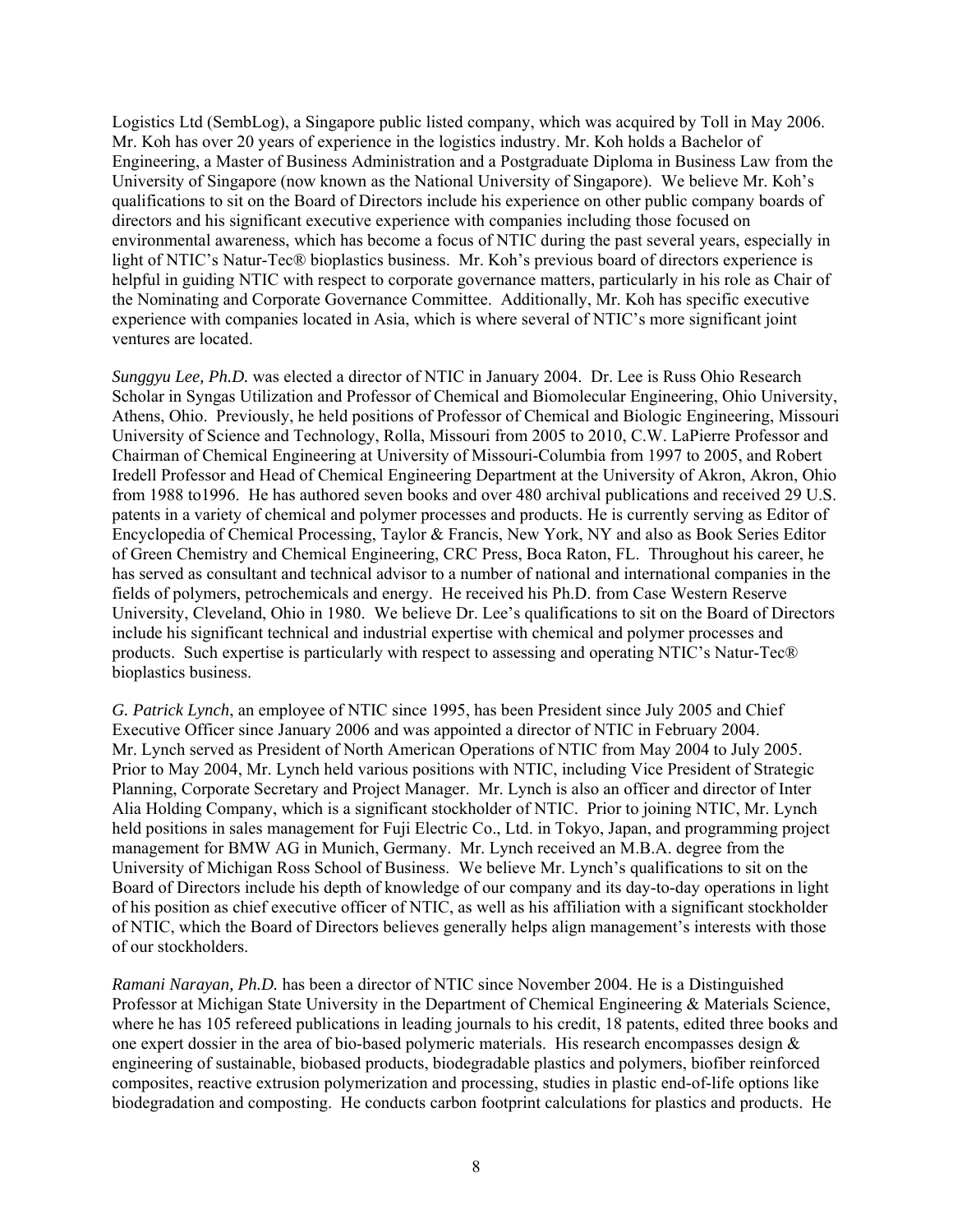Logistics Ltd (SembLog), a Singapore public listed company, which was acquired by Toll in May 2006. Mr. Koh has over 20 years of experience in the logistics industry. Mr. Koh holds a Bachelor of Engineering, a Master of Business Administration and a Postgraduate Diploma in Business Law from the University of Singapore (now known as the National University of Singapore). We believe Mr. Koh's qualifications to sit on the Board of Directors include his experience on other public company boards of directors and his significant executive experience with companies including those focused on environmental awareness, which has become a focus of NTIC during the past several years, especially in light of NTIC's Natur-Tec® bioplastics business. Mr. Koh's previous board of directors experience is helpful in guiding NTIC with respect to corporate governance matters, particularly in his role as Chair of the Nominating and Corporate Governance Committee. Additionally, Mr. Koh has specific executive experience with companies located in Asia, which is where several of NTIC's more significant joint ventures are located.

*Sunggyu Lee, Ph.D.* was elected a director of NTIC in January 2004. Dr. Lee is Russ Ohio Research Scholar in Syngas Utilization and Professor of Chemical and Biomolecular Engineering, Ohio University, Athens, Ohio. Previously, he held positions of Professor of Chemical and Biologic Engineering, Missouri University of Science and Technology, Rolla, Missouri from 2005 to 2010, C.W. LaPierre Professor and Chairman of Chemical Engineering at University of Missouri-Columbia from 1997 to 2005, and Robert Iredell Professor and Head of Chemical Engineering Department at the University of Akron, Akron, Ohio from 1988 to1996. He has authored seven books and over 480 archival publications and received 29 U.S. patents in a variety of chemical and polymer processes and products. He is currently serving as Editor of Encyclopedia of Chemical Processing, Taylor & Francis, New York, NY and also as Book Series Editor of Green Chemistry and Chemical Engineering, CRC Press, Boca Raton, FL. Throughout his career, he has served as consultant and technical advisor to a number of national and international companies in the fields of polymers, petrochemicals and energy. He received his Ph.D. from Case Western Reserve University, Cleveland, Ohio in 1980. We believe Dr. Lee's qualifications to sit on the Board of Directors include his significant technical and industrial expertise with chemical and polymer processes and products. Such expertise is particularly with respect to assessing and operating NTIC's Natur-Tec® bioplastics business.

*G. Patrick Lynch*, an employee of NTIC since 1995, has been President since July 2005 and Chief Executive Officer since January 2006 and was appointed a director of NTIC in February 2004. Mr. Lynch served as President of North American Operations of NTIC from May 2004 to July 2005. Prior to May 2004, Mr. Lynch held various positions with NTIC, including Vice President of Strategic Planning, Corporate Secretary and Project Manager. Mr. Lynch is also an officer and director of Inter Alia Holding Company, which is a significant stockholder of NTIC. Prior to joining NTIC, Mr. Lynch held positions in sales management for Fuji Electric Co., Ltd. in Tokyo, Japan, and programming project management for BMW AG in Munich, Germany. Mr. Lynch received an M.B.A. degree from the University of Michigan Ross School of Business. We believe Mr. Lynch's qualifications to sit on the Board of Directors include his depth of knowledge of our company and its day-to-day operations in light of his position as chief executive officer of NTIC, as well as his affiliation with a significant stockholder of NTIC, which the Board of Directors believes generally helps align management's interests with those of our stockholders.

*Ramani Narayan, Ph.D.* has been a director of NTIC since November 2004. He is a Distinguished Professor at Michigan State University in the Department of Chemical Engineering & Materials Science, where he has 105 refereed publications in leading journals to his credit, 18 patents, edited three books and one expert dossier in the area of bio-based polymeric materials. His research encompasses design & engineering of sustainable, biobased products, biodegradable plastics and polymers, biofiber reinforced composites, reactive extrusion polymerization and processing, studies in plastic end-of-life options like biodegradation and composting. He conducts carbon footprint calculations for plastics and products. He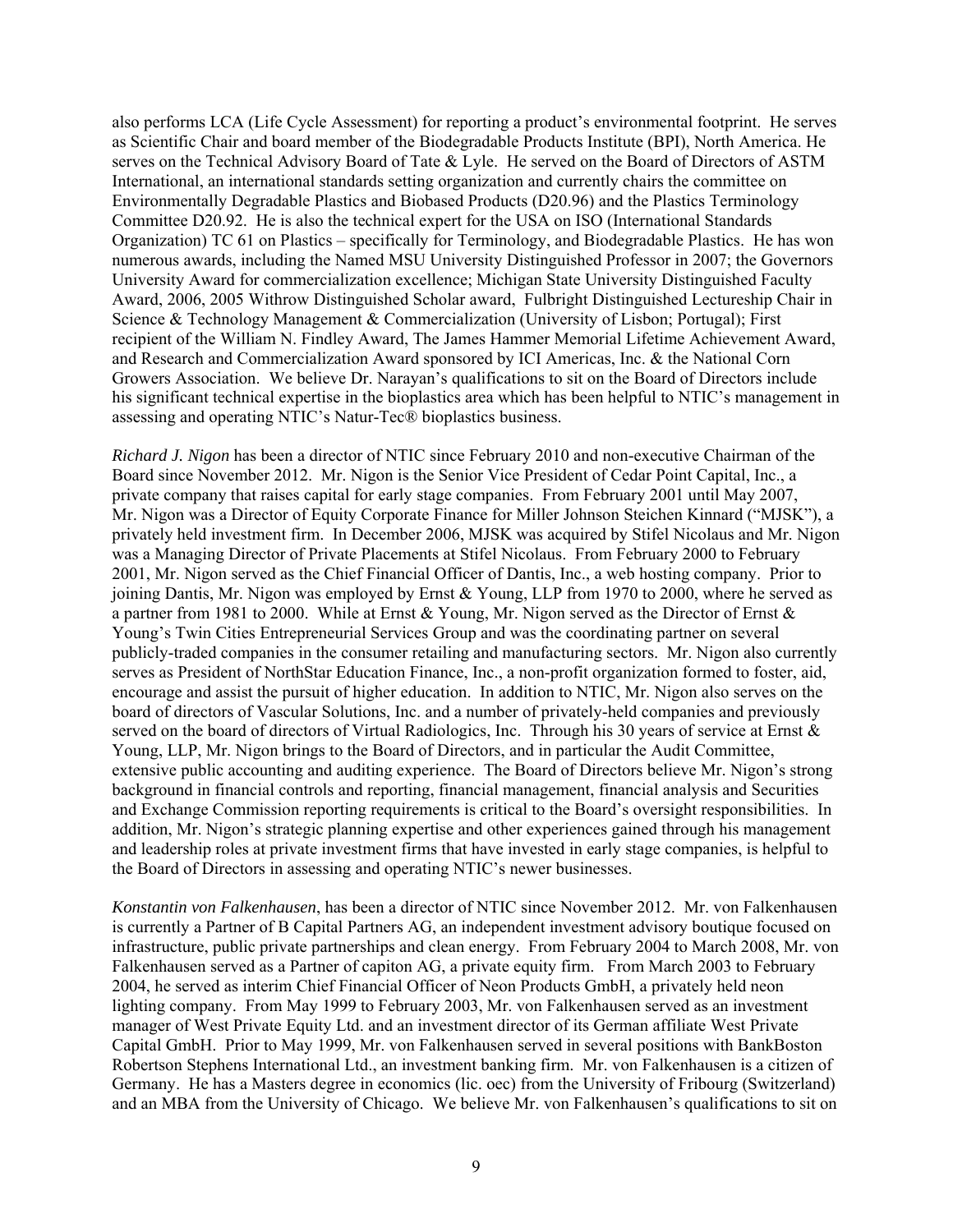also performs LCA (Life Cycle Assessment) for reporting a product's environmental footprint. He serves as Scientific Chair and board member of the Biodegradable Products Institute (BPI), North America. He serves on the Technical Advisory Board of Tate & Lyle. He served on the Board of Directors of ASTM International, an international standards setting organization and currently chairs the committee on Environmentally Degradable Plastics and Biobased Products (D20.96) and the Plastics Terminology Committee D20.92. He is also the technical expert for the USA on ISO (International Standards Organization) TC 61 on Plastics – specifically for Terminology, and Biodegradable Plastics. He has won numerous awards, including the Named MSU University Distinguished Professor in 2007; the Governors University Award for commercialization excellence; Michigan State University Distinguished Faculty Award, 2006, 2005 Withrow Distinguished Scholar award, Fulbright Distinguished Lectureship Chair in Science & Technology Management & Commercialization (University of Lisbon; Portugal); First recipient of the William N. Findley Award, The James Hammer Memorial Lifetime Achievement Award, and Research and Commercialization Award sponsored by ICI Americas, Inc. & the National Corn Growers Association. We believe Dr. Narayan's qualifications to sit on the Board of Directors include his significant technical expertise in the bioplastics area which has been helpful to NTIC's management in assessing and operating NTIC's Natur-Tec® bioplastics business.

*Richard J. Nigon* has been a director of NTIC since February 2010 and non-executive Chairman of the Board since November 2012. Mr. Nigon is the Senior Vice President of Cedar Point Capital, Inc., a private company that raises capital for early stage companies. From February 2001 until May 2007, Mr. Nigon was a Director of Equity Corporate Finance for Miller Johnson Steichen Kinnard ("MJSK"), a privately held investment firm. In December 2006, MJSK was acquired by Stifel Nicolaus and Mr. Nigon was a Managing Director of Private Placements at Stifel Nicolaus. From February 2000 to February 2001, Mr. Nigon served as the Chief Financial Officer of Dantis, Inc., a web hosting company. Prior to joining Dantis, Mr. Nigon was employed by Ernst & Young, LLP from 1970 to 2000, where he served as a partner from 1981 to 2000. While at Ernst & Young, Mr. Nigon served as the Director of Ernst & Young's Twin Cities Entrepreneurial Services Group and was the coordinating partner on several publicly-traded companies in the consumer retailing and manufacturing sectors. Mr. Nigon also currently serves as President of NorthStar Education Finance, Inc., a non-profit organization formed to foster, aid, encourage and assist the pursuit of higher education. In addition to NTIC, Mr. Nigon also serves on the board of directors of Vascular Solutions, Inc. and a number of privately-held companies and previously served on the board of directors of Virtual Radiologics, Inc. Through his 30 years of service at Ernst & Young, LLP, Mr. Nigon brings to the Board of Directors, and in particular the Audit Committee, extensive public accounting and auditing experience. The Board of Directors believe Mr. Nigon's strong background in financial controls and reporting, financial management, financial analysis and Securities and Exchange Commission reporting requirements is critical to the Board's oversight responsibilities. In addition, Mr. Nigon's strategic planning expertise and other experiences gained through his management and leadership roles at private investment firms that have invested in early stage companies, is helpful to the Board of Directors in assessing and operating NTIC's newer businesses.

*Konstantin von Falkenhausen*, has been a director of NTIC since November 2012. Mr. von Falkenhausen is currently a Partner of B Capital Partners AG, an independent investment advisory boutique focused on infrastructure, public private partnerships and clean energy. From February 2004 to March 2008, Mr. von Falkenhausen served as a Partner of capiton AG, a private equity firm. From March 2003 to February 2004, he served as interim Chief Financial Officer of Neon Products GmbH, a privately held neon lighting company. From May 1999 to February 2003, Mr. von Falkenhausen served as an investment manager of West Private Equity Ltd. and an investment director of its German affiliate West Private Capital GmbH. Prior to May 1999, Mr. von Falkenhausen served in several positions with BankBoston Robertson Stephens International Ltd., an investment banking firm. Mr. von Falkenhausen is a citizen of Germany. He has a Masters degree in economics (lic. oec) from the University of Fribourg (Switzerland) and an MBA from the University of Chicago. We believe Mr. von Falkenhausen's qualifications to sit on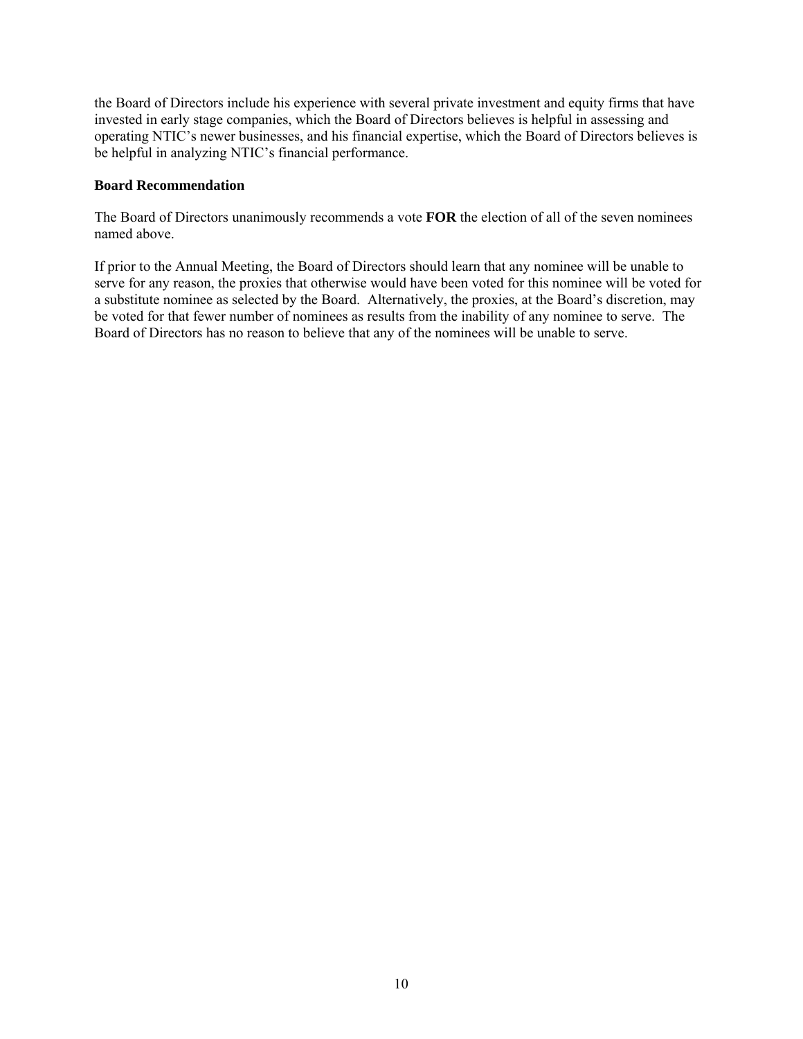the Board of Directors include his experience with several private investment and equity firms that have invested in early stage companies, which the Board of Directors believes is helpful in assessing and operating NTIC's newer businesses, and his financial expertise, which the Board of Directors believes is be helpful in analyzing NTIC's financial performance.

**Board Recommendation**

The Board of Directors unanimously recommends a vote **FOR** the election of all of the seven nominees named above.

If prior to the Annual Meeting, the Board of Directors should learn that any nominee will be unable to serve for any reason, the proxies that otherwise would have been voted for this nominee will be voted for a substitute nominee as selected by the Board. Alternatively, the proxies, at the Board's discretion, may be voted for that fewer number of nominees as results from the inability of any nominee to serve. The Board of Directors has no reason to believe that any of the nominees will be unable to serve.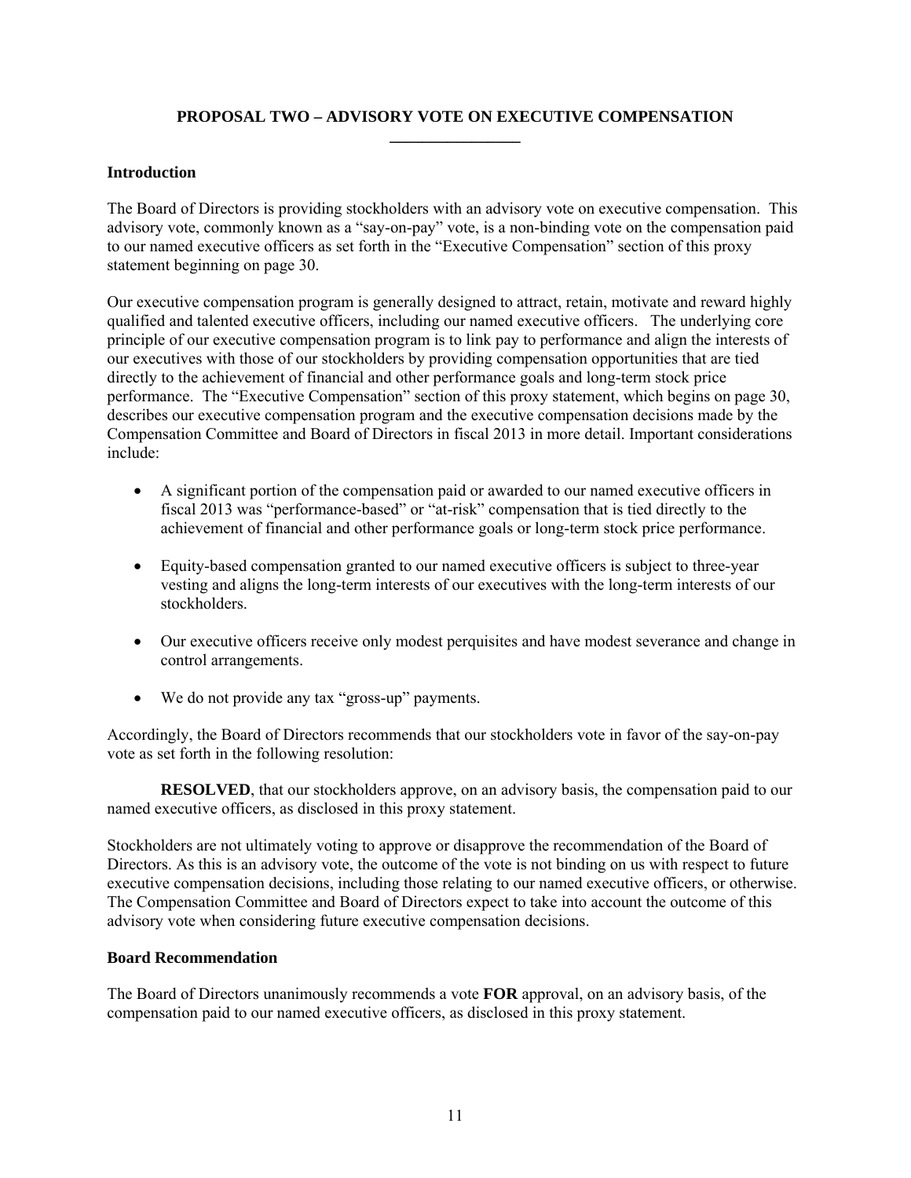## PROPOSAL TWO – ADVISORY VOTE ON EXECUTIVE COMPENSATION

### Introduction

The Board of Directors is providing stockholders with an advisory vote on executive compensation. This advisory vote, commonly known as a "say-on-pay" vote, is a non-binding vote on the compensation paid to our named executive officers as set forth in the "Executive Compensation" section of this proxy statement beginning on page 30.

Our executive compensation program is generally designed to attract, retain, motivate and reward highly qualified and talented executive officers, including our named executive officers. The underlying core principle of our executive compensation program is to link pay to performance and align the interests of our executives with those of our stockholders by providing compensation opportunities that are tied directly to the achievement of financial and other performance goals and long-term stock price performance. The "Executive Compensation" section of this proxy statement, which begins on page 30, describes our executive compensation program and the executive compensation decisions made by the Compensation Committee and Board of Directors in fiscal 2013 in more detail. Important considerations include:

- A significant portion of the compensation paid or awarded to our named executive officers in fiscal 2013 was "performance-based" or "at-risk" compensation that is tied directly to the achievement of financial and other performance goals or long-term stock price performance.
- Equity-based compensation granted to our named executive officers is subject to three-year vesting and aligns the long-term interests of our executives with the long-term interests of our stockholders.
- Our executive officers receive only modest perquisites and have modest severance and change in control arrangements.
- We do not provide any tax "gross-up" payments.

Accordingly, the Board of Directors recommends that our stockholders vote in favor of the say-on-pay vote as set forth in the following resolution:

**RESOLVED**, that our stockholders approve, on an advisory basis, the compensation paid to our named executive officers, as disclosed in this proxy statement.

Stockholders are not ultimately voting to approve or disapprove the recommendation of the Board of Directors. As this is an advisory vote, the outcome of the vote is not binding on us with respect to future executive compensation decisions, including those relating to our named executive officers, or otherwise. The Compensation Committee and Board of Directors expect to take into account the outcome of this advisory vote when considering future executive compensation decisions.

### Board Recommendation

The Board of Directors unanimously recommends a vote **FOR** approval, on an advisory basis, of the compensation paid to our named executive officers, as disclosed in this proxy statement.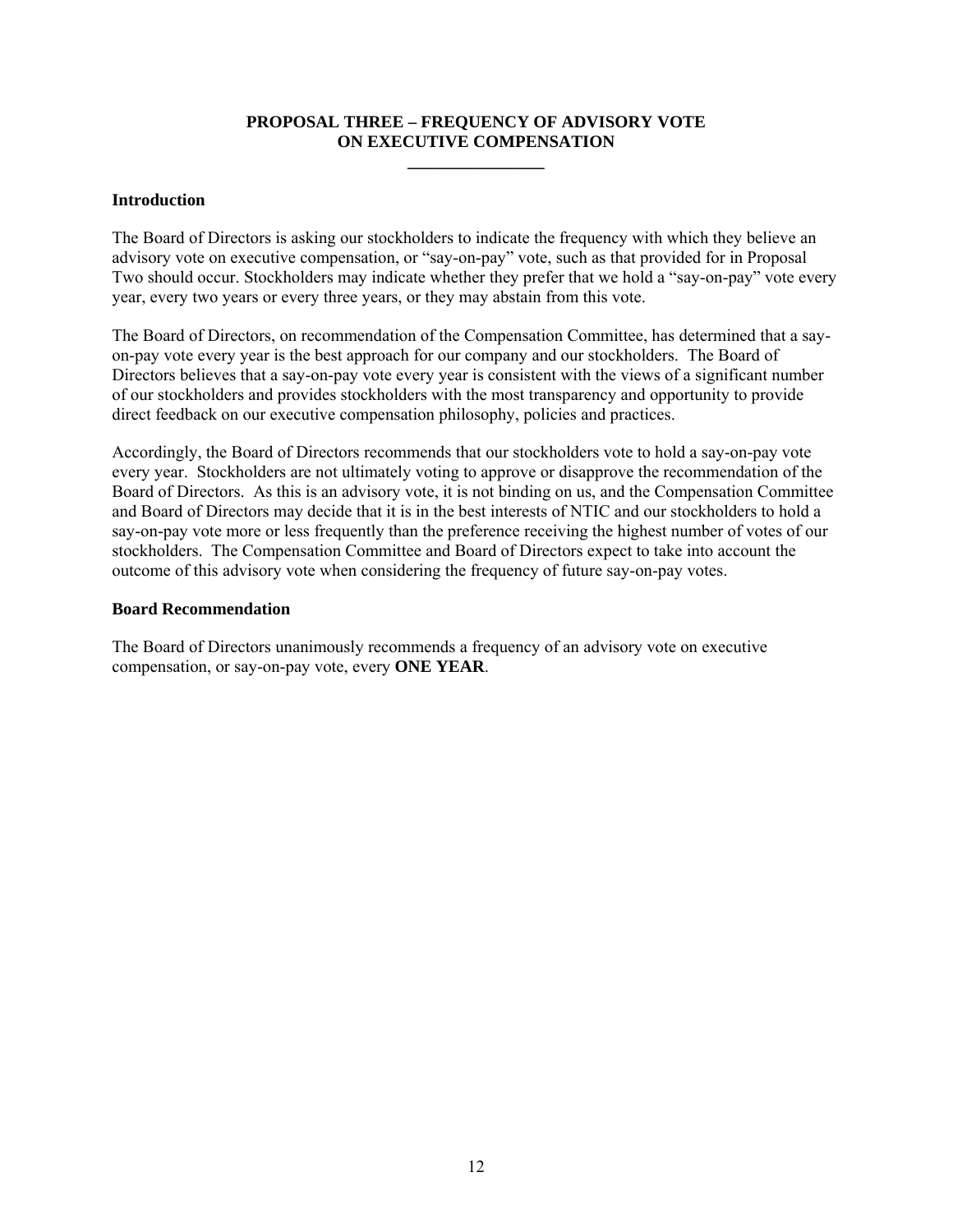## PROPOSAL THREE – FREQUENCY OF ADVISORY VOTE ON EXECUTIVE COMPENSATION

### Introduction

The Board of Directors is asking our stockholders to indicate the frequency with which they believe an advisory vote on executive compensation, or "say-on-pay" vote, such as that provided for in Proposal Two should occur. Stockholders may indicate whether they prefer that we hold a "say-on-pay" vote every year, every two years or every three years, or they may abstain from this vote.

The Board of Directors, on recommendation of the Compensation Committee, has determined that a say-on-pay vote every year is the best approach for our company and our stockholders. The Board of Directors believes that a say-on-pay vote every year is consistent with the views of a significant number of our stockholders and provides stockholders with the most transparency and opportunity to provide direct feedback on our executive compensation philosophy, policies and practices.

Accordingly, the Board of Directors recommends that our stockholders vote to hold a say-on-pay vote every year. Stockholders are not ultimately voting to approve or disapprove the recommendation of the Board of Directors. As this is an advisory vote, it is not binding on us, and the Compensation Committee and Board of Directors may decide that it is in the best interests of NTIC and our stockholders to hold a say-on-pay vote more or less frequently than the preference receiving the highest number of votes of our stockholders. The Compensation Committee and Board of Directors expect to take into account the outcome of this advisory vote when considering the frequency of future say-on-pay votes.

### Board Recommendation

The Board of Directors unanimously recommends a frequency of an advisory vote on executive compensation, or say-on-pay vote, every **ONE YEAR**.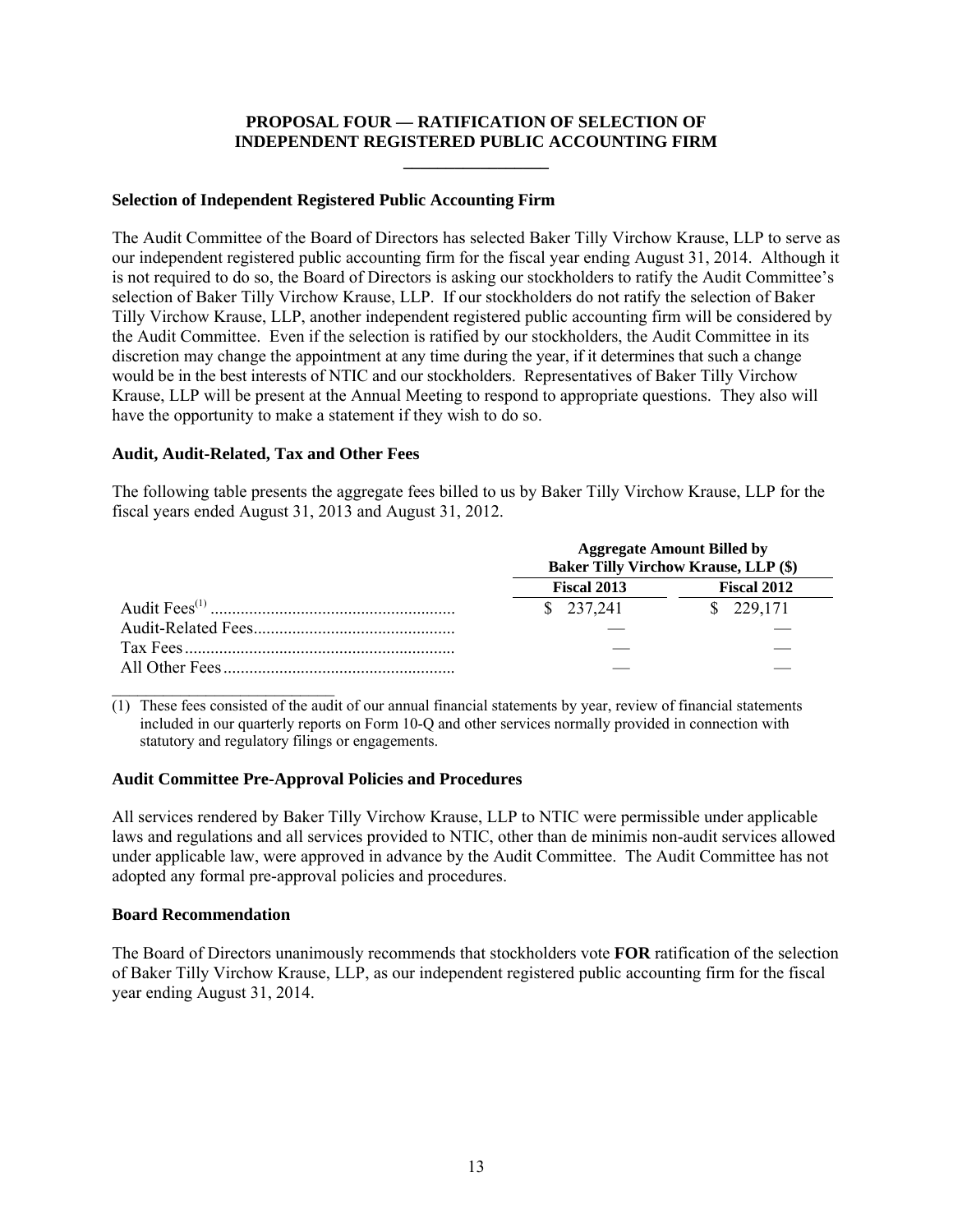## PROPOSAL FOUR — RATIFICATION OF SELECTION OF INDEPENDENT REGISTERED PUBLIC ACCOUNTING FIRM

### Selection of Independent Registered Public Accounting Firm

The Audit Committee of the Board of Directors has selected Baker Tilly Virchow Krause, LLP to serve as our independent registered public accounting firm for the fiscal year ending August 31, 2014. Although it is not required to do so, the Board of Directors is asking our stockholders to ratify the Audit Committee's selection of Baker Tilly Virchow Krause, LLP. If our stockholders do not ratify the selection of Baker Tilly Virchow Krause, LLP, another independent registered public accounting firm will be considered by the Audit Committee. Even if the selection is ratified by our stockholders, the Audit Committee in its discretion may change the appointment at any time during the year, if it determines that such a change would be in the best interests of NTIC and our stockholders. Representatives of Baker Tilly Virchow Krause, LLP will be present at the Annual Meeting to respond to appropriate questions. They also will have the opportunity to make a statement if they wish to do so.

### Audit, Audit-Related, Tax and Other Fees

The following table presents the aggregate fees billed to us by Baker Tilly Virchow Krause, LLP for the fiscal years ended August 31, 2013 and August 31, 2012.

| | Aggregate Amount Billed by Baker Tilly Virchow Krause, LLP ($) | |
|---|---|---|
| | **Fiscal 2013** | **Fiscal 2012** |
| Audit Fees[(1)] | $ 237,241 | $ 229,171 |
| Audit-Related Fees | — | — |
| Tax Fees | — | — |
| All Other Fees | — | — |

(1) These fees consisted of the audit of our annual financial statements by year, review of financial statements included in our quarterly reports on Form 10-Q and other services normally provided in connection with statutory and regulatory filings or engagements.

### Audit Committee Pre-Approval Policies and Procedures

All services rendered by Baker Tilly Virchow Krause, LLP to NTIC were permissible under applicable laws and regulations and all services provided to NTIC, other than de minimis non-audit services allowed under applicable law, were approved in advance by the Audit Committee. The Audit Committee has not adopted any formal pre-approval policies and procedures.

### Board Recommendation

The Board of Directors unanimously recommends that stockholders vote **FOR** ratification of the selection of Baker Tilly Virchow Krause, LLP, as our independent registered public accounting firm for the fiscal year ending August 31, 2014.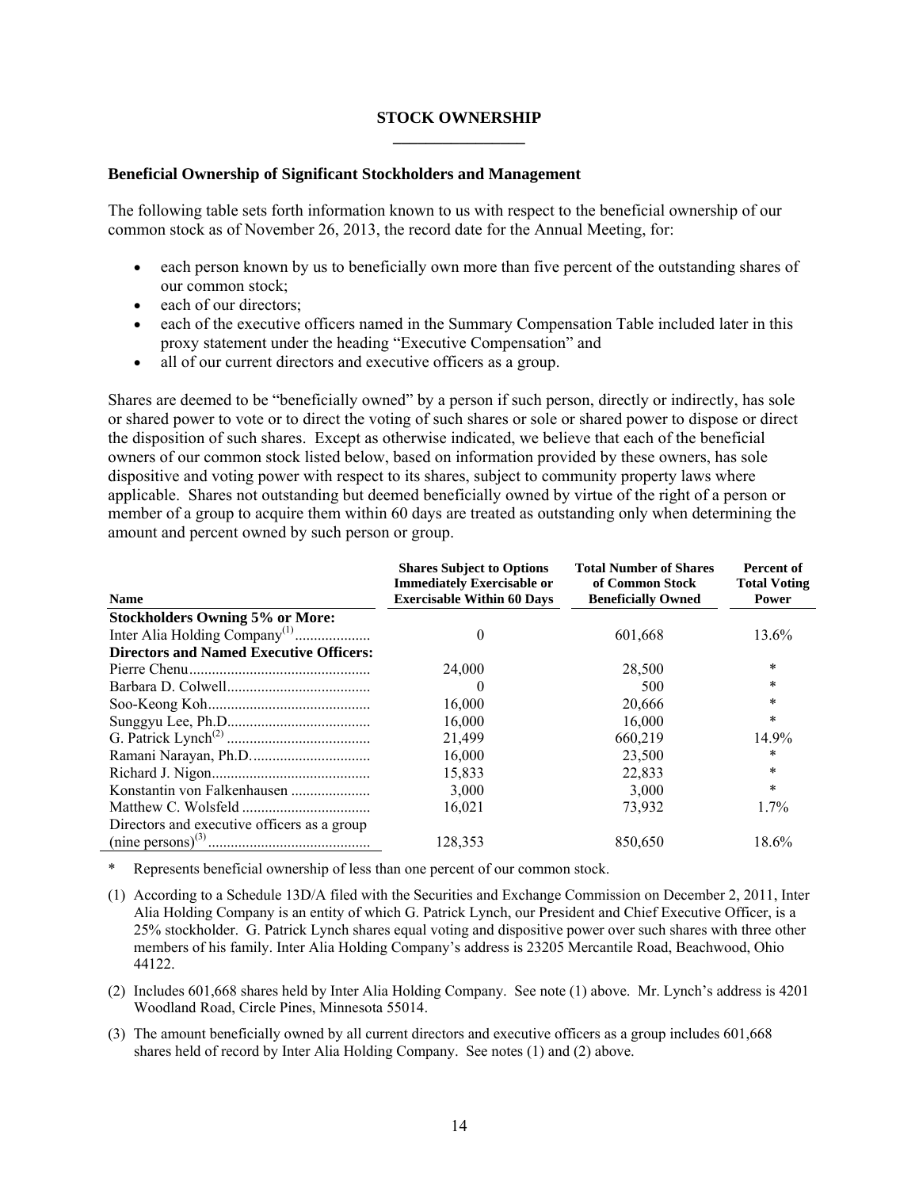## STOCK OWNERSHIP

### Beneficial Ownership of Significant Stockholders and Management

The following table sets forth information known to us with respect to the beneficial ownership of our common stock as of November 26, 2013, the record date for the Annual Meeting, for:

- each person known by us to beneficially own more than five percent of the outstanding shares of our common stock;
- each of our directors;
- each of the executive officers named in the Summary Compensation Table included later in this proxy statement under the heading "Executive Compensation" and
- all of our current directors and executive officers as a group.

Shares are deemed to be "beneficially owned" by a person if such person, directly or indirectly, has sole or shared power to vote or to direct the voting of such shares or sole or shared power to dispose or direct the disposition of such shares. Except as otherwise indicated, we believe that each of the beneficial owners of our common stock listed below, based on information provided by these owners, has sole dispositive and voting power with respect to its shares, subject to community property laws where applicable. Shares not outstanding but deemed beneficially owned by virtue of the right of a person or member of a group to acquire them within 60 days are treated as outstanding only when determining the amount and percent owned by such person or group.

| Name | Shares Subject to Options Immediately Exercisable or Exercisable Within 60 Days | Total Number of Shares of Common Stock Beneficially Owned | Percent of Total Voting Power |
|---|---|---|---|
| **Stockholders Owning 5% or More:** | | | |
| Inter Alia Holding Company[(1)] | 0 | 601,668 | 13.6% |
| **Directors and Named Executive Officers:** | | | |
| Pierre Chenu | 24,000 | 28,500 | * |
| Barbara D. Colwell | 0 | 500 | * |
| Soo-Keong Koh | 16,000 | 20,666 | * |
| Sunggyu Lee, Ph.D. | 16,000 | 16,000 | * |
| G. Patrick Lynch[(2)] | 21,499 | 660,219 | 14.9% |
| Ramani Narayan, Ph.D. | 16,000 | 23,500 | * |
| Richard J. Nigon | 15,833 | 22,833 | * |
| Konstantin von Falkenhausen | 3,000 | 3,000 | * |
| Matthew C. Wolsfeld | 16,021 | 73,932 | 1.7% |
| Directors and executive officers as a group (nine persons)[(3)] | 128,353 | 850,650 | 18.6% |

\* Represents beneficial ownership of less than one percent of our common stock.

(1) According to a Schedule 13D/A filed with the Securities and Exchange Commission on December 2, 2011, Inter Alia Holding Company is an entity of which G. Patrick Lynch, our President and Chief Executive Officer, is a 25% stockholder. G. Patrick Lynch shares equal voting and dispositive power over such shares with three other members of his family. Inter Alia Holding Company's address is 23205 Mercantile Road, Beachwood, Ohio 44122.

(2) Includes 601,668 shares held by Inter Alia Holding Company. See note (1) above. Mr. Lynch's address is 4201 Woodland Road, Circle Pines, Minnesota 55014.

(3) The amount beneficially owned by all current directors and executive officers as a group includes 601,668 shares held of record by Inter Alia Holding Company. See notes (1) and (2) above.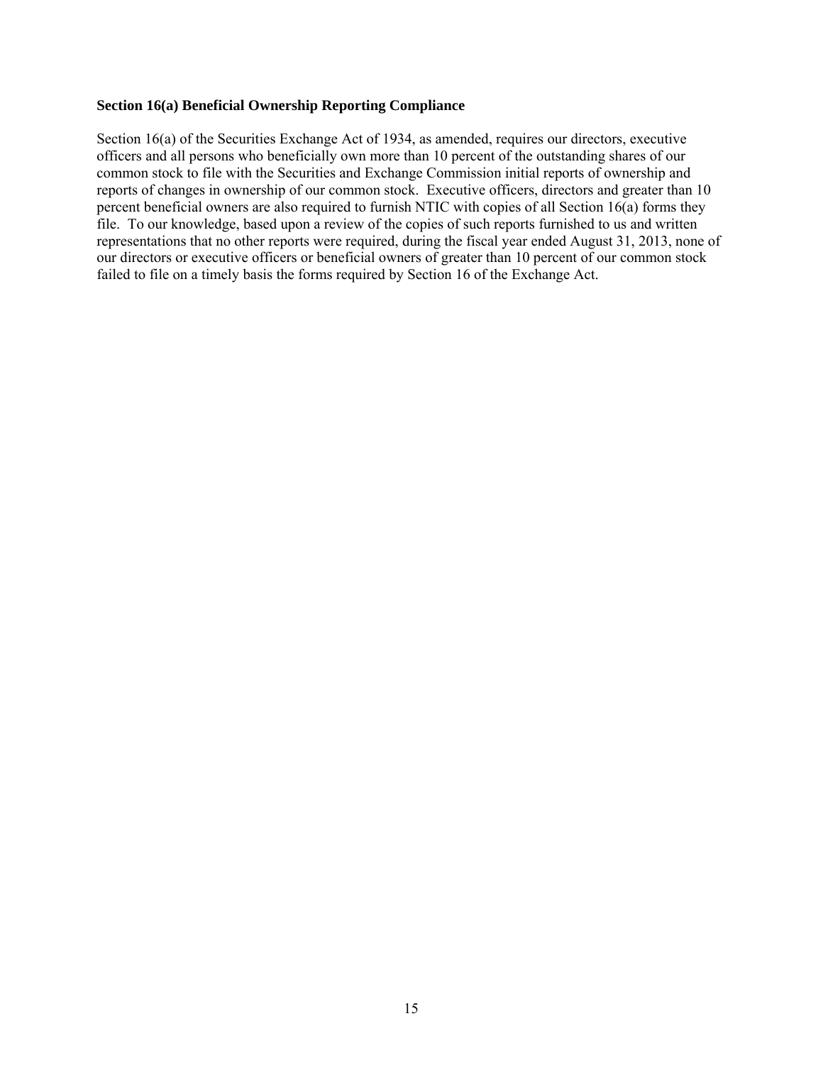**Section 16(a) Beneficial Ownership Reporting Compliance**

Section 16(a) of the Securities Exchange Act of 1934, as amended, requires our directors, executive officers and all persons who beneficially own more than 10 percent of the outstanding shares of our common stock to file with the Securities and Exchange Commission initial reports of ownership and reports of changes in ownership of our common stock. Executive officers, directors and greater than 10 percent beneficial owners are also required to furnish NTIC with copies of all Section 16(a) forms they file. To our knowledge, based upon a review of the copies of such reports furnished to us and written representations that no other reports were required, during the fiscal year ended August 31, 2013, none of our directors or executive officers or beneficial owners of greater than 10 percent of our common stock failed to file on a timely basis the forms required by Section 16 of the Exchange Act.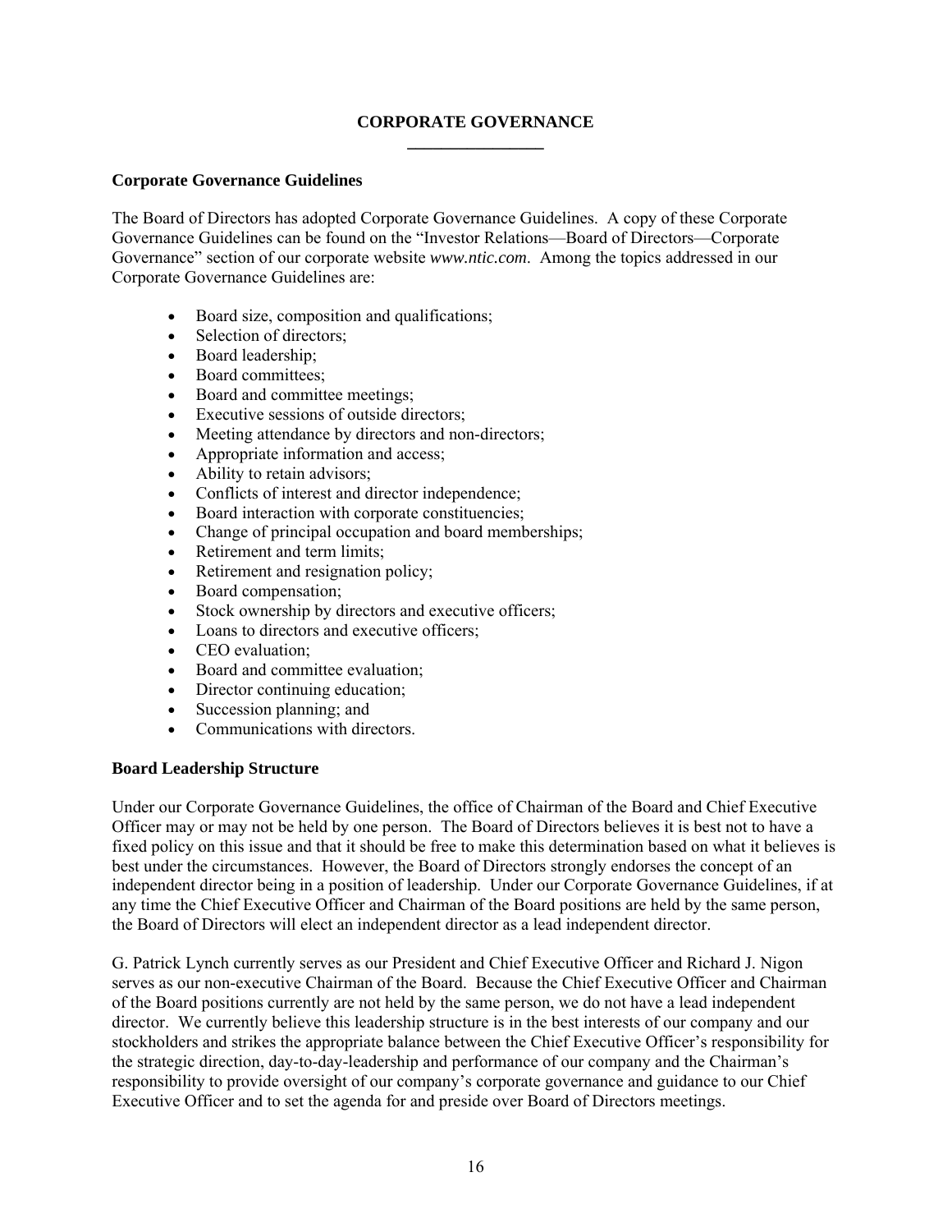# CORPORATE GOVERNANCE

## Corporate Governance Guidelines

The Board of Directors has adopted Corporate Governance Guidelines. A copy of these Corporate Governance Guidelines can be found on the "Investor Relations—Board of Directors—Corporate Governance" section of our corporate website *www.ntic.com*. Among the topics addressed in our Corporate Governance Guidelines are:

- Board size, composition and qualifications;
- Selection of directors;
- Board leadership;
- Board committees;
- Board and committee meetings;
- Executive sessions of outside directors;
- Meeting attendance by directors and non-directors;
- Appropriate information and access;
- Ability to retain advisors;
- Conflicts of interest and director independence;
- Board interaction with corporate constituencies;
- Change of principal occupation and board memberships;
- Retirement and term limits;
- Retirement and resignation policy;
- Board compensation;
- Stock ownership by directors and executive officers;
- Loans to directors and executive officers;
- CEO evaluation;
- Board and committee evaluation;
- Director continuing education;
- Succession planning; and
- Communications with directors.

## Board Leadership Structure

Under our Corporate Governance Guidelines, the office of Chairman of the Board and Chief Executive Officer may or may not be held by one person. The Board of Directors believes it is best not to have a fixed policy on this issue and that it should be free to make this determination based on what it believes is best under the circumstances. However, the Board of Directors strongly endorses the concept of an independent director being in a position of leadership. Under our Corporate Governance Guidelines, if at any time the Chief Executive Officer and Chairman of the Board positions are held by the same person, the Board of Directors will elect an independent director as a lead independent director.

G. Patrick Lynch currently serves as our President and Chief Executive Officer and Richard J. Nigon serves as our non-executive Chairman of the Board. Because the Chief Executive Officer and Chairman of the Board positions currently are not held by the same person, we do not have a lead independent director. We currently believe this leadership structure is in the best interests of our company and our stockholders and strikes the appropriate balance between the Chief Executive Officer's responsibility for the strategic direction, day-to-day-leadership and performance of our company and the Chairman's responsibility to provide oversight of our company's corporate governance and guidance to our Chief Executive Officer and to set the agenda for and preside over Board of Directors meetings.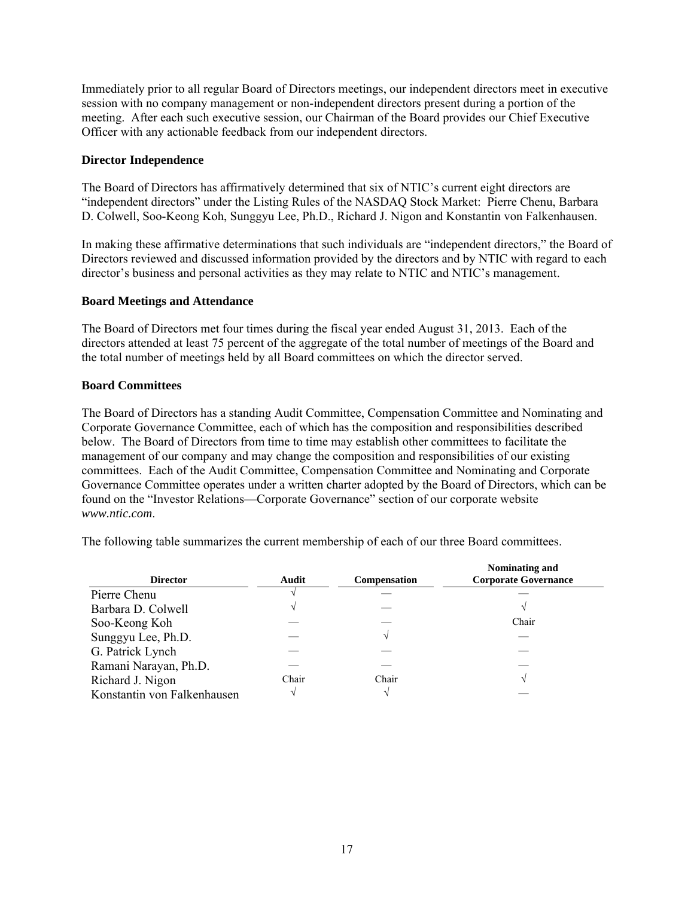Immediately prior to all regular Board of Directors meetings, our independent directors meet in executive session with no company management or non-independent directors present during a portion of the meeting. After each such executive session, our Chairman of the Board provides our Chief Executive Officer with any actionable feedback from our independent directors.

**Director Independence**

The Board of Directors has affirmatively determined that six of NTIC's current eight directors are "independent directors" under the Listing Rules of the NASDAQ Stock Market: Pierre Chenu, Barbara D. Colwell, Soo-Keong Koh, Sunggyu Lee, Ph.D., Richard J. Nigon and Konstantin von Falkenhausen.

In making these affirmative determinations that such individuals are "independent directors," the Board of Directors reviewed and discussed information provided by the directors and by NTIC with regard to each director's business and personal activities as they may relate to NTIC and NTIC's management.

**Board Meetings and Attendance**

The Board of Directors met four times during the fiscal year ended August 31, 2013. Each of the directors attended at least 75 percent of the aggregate of the total number of meetings of the Board and the total number of meetings held by all Board committees on which the director served.

**Board Committees**

The Board of Directors has a standing Audit Committee, Compensation Committee and Nominating and Corporate Governance Committee, each of which has the composition and responsibilities described below. The Board of Directors from time to time may establish other committees to facilitate the management of our company and may change the composition and responsibilities of our existing committees. Each of the Audit Committee, Compensation Committee and Nominating and Corporate Governance Committee operates under a written charter adopted by the Board of Directors, which can be found on the "Investor Relations—Corporate Governance" section of our corporate website *www.ntic.com*.

The following table summarizes the current membership of each of our three Board committees.

| Director | Audit | Compensation | Nominating and Corporate Governance |
|---|---|---|---|
| Pierre Chenu | √ | — | — |
| Barbara D. Colwell | √ | — | √ |
| Soo-Keong Koh | — | — | Chair |
| Sunggyu Lee, Ph.D. | — | √ | — |
| G. Patrick Lynch | — | — | — |
| Ramani Narayan, Ph.D. | — | — | — |
| Richard J. Nigon | Chair | Chair | √ |
| Konstantin von Falkenhausen | √ | √ | — |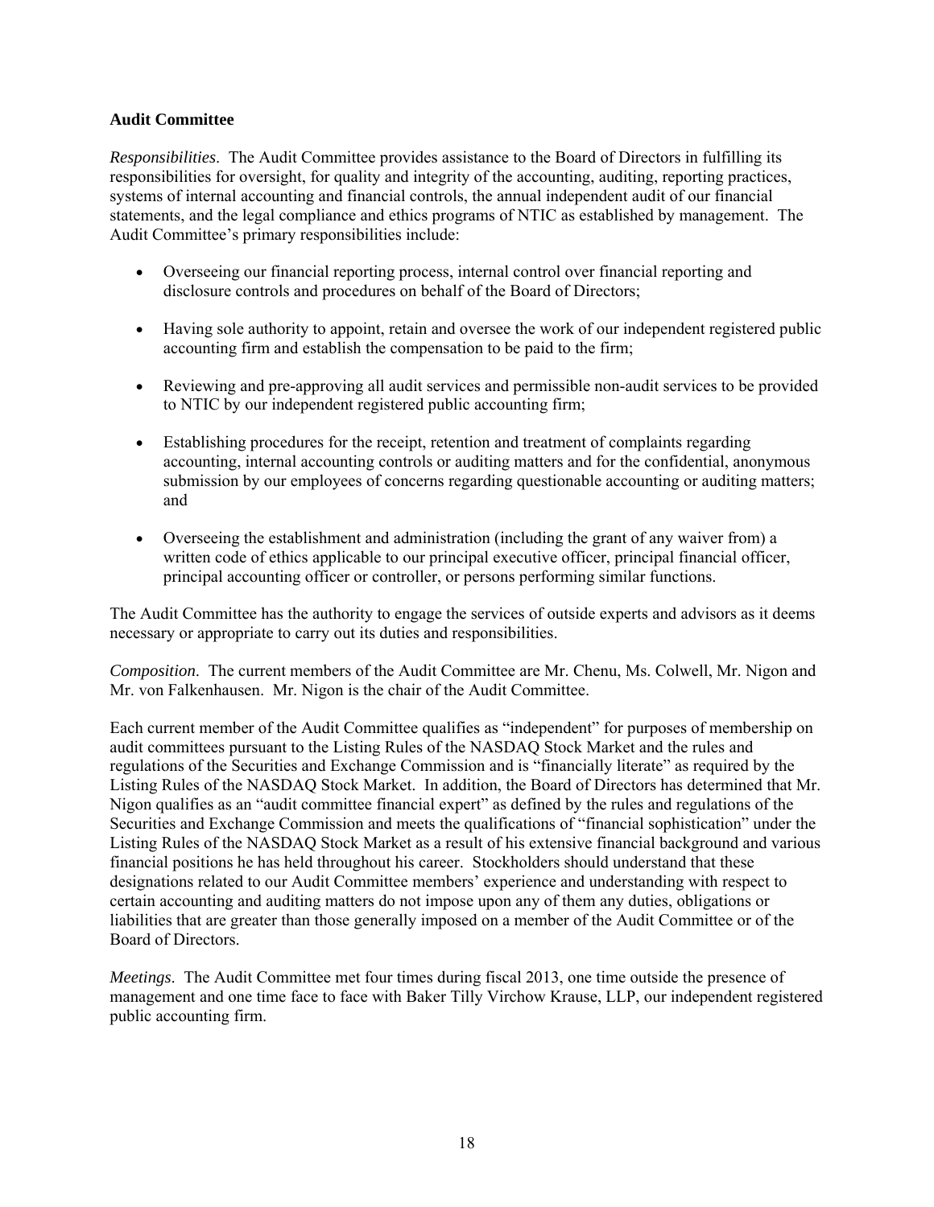**Audit Committee**

*Responsibilities*. The Audit Committee provides assistance to the Board of Directors in fulfilling its responsibilities for oversight, for quality and integrity of the accounting, auditing, reporting practices, systems of internal accounting and financial controls, the annual independent audit of our financial statements, and the legal compliance and ethics programs of NTIC as established by management. The Audit Committee's primary responsibilities include:

- Overseeing our financial reporting process, internal control over financial reporting and disclosure controls and procedures on behalf of the Board of Directors;
- Having sole authority to appoint, retain and oversee the work of our independent registered public accounting firm and establish the compensation to be paid to the firm;
- Reviewing and pre-approving all audit services and permissible non-audit services to be provided to NTIC by our independent registered public accounting firm;
- Establishing procedures for the receipt, retention and treatment of complaints regarding accounting, internal accounting controls or auditing matters and for the confidential, anonymous submission by our employees of concerns regarding questionable accounting or auditing matters; and
- Overseeing the establishment and administration (including the grant of any waiver from) a written code of ethics applicable to our principal executive officer, principal financial officer, principal accounting officer or controller, or persons performing similar functions.

The Audit Committee has the authority to engage the services of outside experts and advisors as it deems necessary or appropriate to carry out its duties and responsibilities.

*Composition*. The current members of the Audit Committee are Mr. Chenu, Ms. Colwell, Mr. Nigon and Mr. von Falkenhausen. Mr. Nigon is the chair of the Audit Committee.

Each current member of the Audit Committee qualifies as "independent" for purposes of membership on audit committees pursuant to the Listing Rules of the NASDAQ Stock Market and the rules and regulations of the Securities and Exchange Commission and is "financially literate" as required by the Listing Rules of the NASDAQ Stock Market. In addition, the Board of Directors has determined that Mr. Nigon qualifies as an "audit committee financial expert" as defined by the rules and regulations of the Securities and Exchange Commission and meets the qualifications of "financial sophistication" under the Listing Rules of the NASDAQ Stock Market as a result of his extensive financial background and various financial positions he has held throughout his career. Stockholders should understand that these designations related to our Audit Committee members' experience and understanding with respect to certain accounting and auditing matters do not impose upon any of them any duties, obligations or liabilities that are greater than those generally imposed on a member of the Audit Committee or of the Board of Directors.

*Meetings*. The Audit Committee met four times during fiscal 2013, one time outside the presence of management and one time face to face with Baker Tilly Virchow Krause, LLP, our independent registered public accounting firm.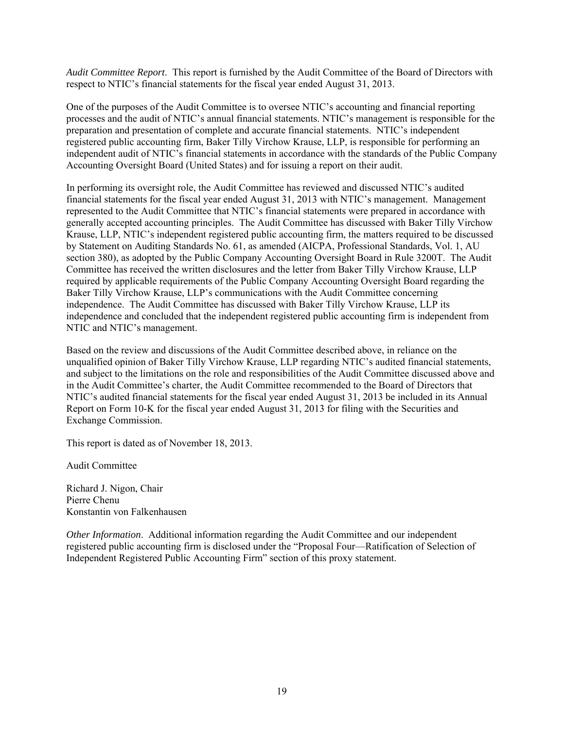*Audit Committee Report*. This report is furnished by the Audit Committee of the Board of Directors with respect to NTIC's financial statements for the fiscal year ended August 31, 2013.

One of the purposes of the Audit Committee is to oversee NTIC's accounting and financial reporting processes and the audit of NTIC's annual financial statements. NTIC's management is responsible for the preparation and presentation of complete and accurate financial statements. NTIC's independent registered public accounting firm, Baker Tilly Virchow Krause, LLP, is responsible for performing an independent audit of NTIC's financial statements in accordance with the standards of the Public Company Accounting Oversight Board (United States) and for issuing a report on their audit.

In performing its oversight role, the Audit Committee has reviewed and discussed NTIC's audited financial statements for the fiscal year ended August 31, 2013 with NTIC's management. Management represented to the Audit Committee that NTIC's financial statements were prepared in accordance with generally accepted accounting principles. The Audit Committee has discussed with Baker Tilly Virchow Krause, LLP, NTIC's independent registered public accounting firm, the matters required to be discussed by Statement on Auditing Standards No. 61, as amended (AICPA, Professional Standards, Vol. 1, AU section 380), as adopted by the Public Company Accounting Oversight Board in Rule 3200T. The Audit Committee has received the written disclosures and the letter from Baker Tilly Virchow Krause, LLP required by applicable requirements of the Public Company Accounting Oversight Board regarding the Baker Tilly Virchow Krause, LLP's communications with the Audit Committee concerning independence. The Audit Committee has discussed with Baker Tilly Virchow Krause, LLP its independence and concluded that the independent registered public accounting firm is independent from NTIC and NTIC's management.

Based on the review and discussions of the Audit Committee described above, in reliance on the unqualified opinion of Baker Tilly Virchow Krause, LLP regarding NTIC's audited financial statements, and subject to the limitations on the role and responsibilities of the Audit Committee discussed above and in the Audit Committee's charter, the Audit Committee recommended to the Board of Directors that NTIC's audited financial statements for the fiscal year ended August 31, 2013 be included in its Annual Report on Form 10-K for the fiscal year ended August 31, 2013 for filing with the Securities and Exchange Commission.

This report is dated as of November 18, 2013.

Audit Committee

Richard J. Nigon, Chair
Pierre Chenu
Konstantin von Falkenhausen

*Other Information*. Additional information regarding the Audit Committee and our independent registered public accounting firm is disclosed under the "Proposal Four—Ratification of Selection of Independent Registered Public Accounting Firm" section of this proxy statement.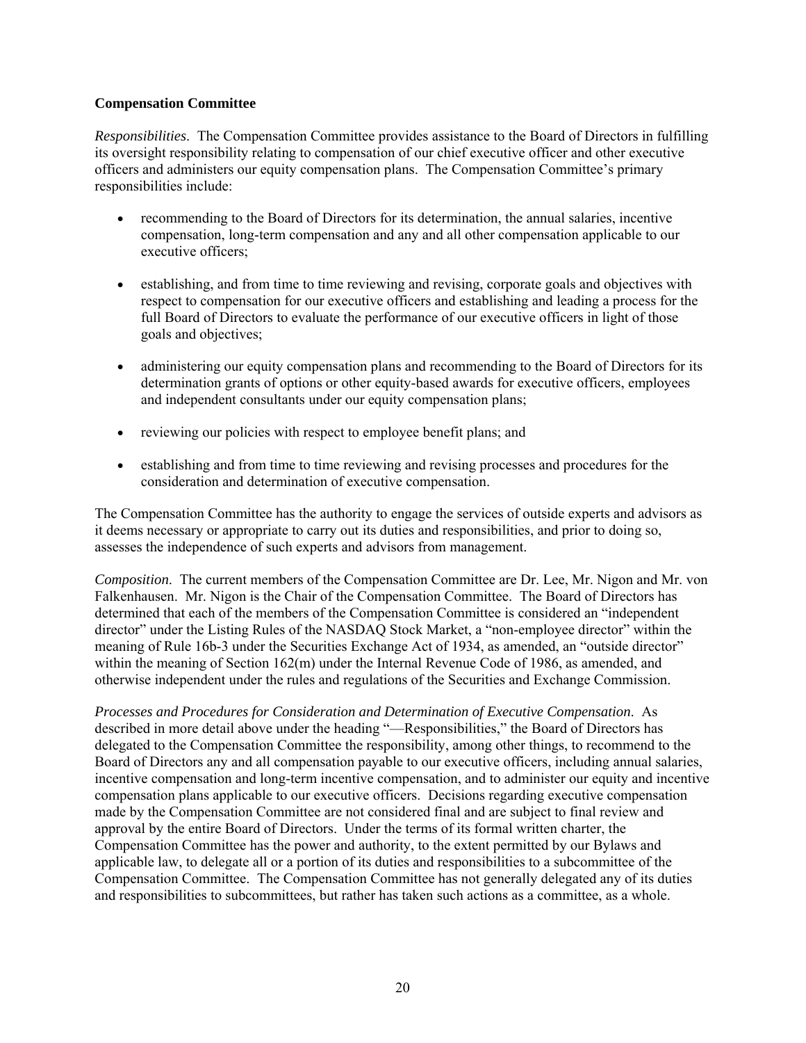**Compensation Committee**

*Responsibilities*. The Compensation Committee provides assistance to the Board of Directors in fulfilling its oversight responsibility relating to compensation of our chief executive officer and other executive officers and administers our equity compensation plans. The Compensation Committee's primary responsibilities include:

- recommending to the Board of Directors for its determination, the annual salaries, incentive compensation, long-term compensation and any and all other compensation applicable to our executive officers;
- establishing, and from time to time reviewing and revising, corporate goals and objectives with respect to compensation for our executive officers and establishing and leading a process for the full Board of Directors to evaluate the performance of our executive officers in light of those goals and objectives;
- administering our equity compensation plans and recommending to the Board of Directors for its determination grants of options or other equity-based awards for executive officers, employees and independent consultants under our equity compensation plans;
- reviewing our policies with respect to employee benefit plans; and
- establishing and from time to time reviewing and revising processes and procedures for the consideration and determination of executive compensation.

The Compensation Committee has the authority to engage the services of outside experts and advisors as it deems necessary or appropriate to carry out its duties and responsibilities, and prior to doing so, assesses the independence of such experts and advisors from management.

*Composition*. The current members of the Compensation Committee are Dr. Lee, Mr. Nigon and Mr. von Falkenhausen. Mr. Nigon is the Chair of the Compensation Committee. The Board of Directors has determined that each of the members of the Compensation Committee is considered an "independent director" under the Listing Rules of the NASDAQ Stock Market, a "non-employee director" within the meaning of Rule 16b-3 under the Securities Exchange Act of 1934, as amended, an "outside director" within the meaning of Section 162(m) under the Internal Revenue Code of 1986, as amended, and otherwise independent under the rules and regulations of the Securities and Exchange Commission.

*Processes and Procedures for Consideration and Determination of Executive Compensation*. As described in more detail above under the heading "—Responsibilities," the Board of Directors has delegated to the Compensation Committee the responsibility, among other things, to recommend to the Board of Directors any and all compensation payable to our executive officers, including annual salaries, incentive compensation and long-term incentive compensation, and to administer our equity and incentive compensation plans applicable to our executive officers. Decisions regarding executive compensation made by the Compensation Committee are not considered final and are subject to final review and approval by the entire Board of Directors. Under the terms of its formal written charter, the Compensation Committee has the power and authority, to the extent permitted by our Bylaws and applicable law, to delegate all or a portion of its duties and responsibilities to a subcommittee of the Compensation Committee. The Compensation Committee has not generally delegated any of its duties and responsibilities to subcommittees, but rather has taken such actions as a committee, as a whole.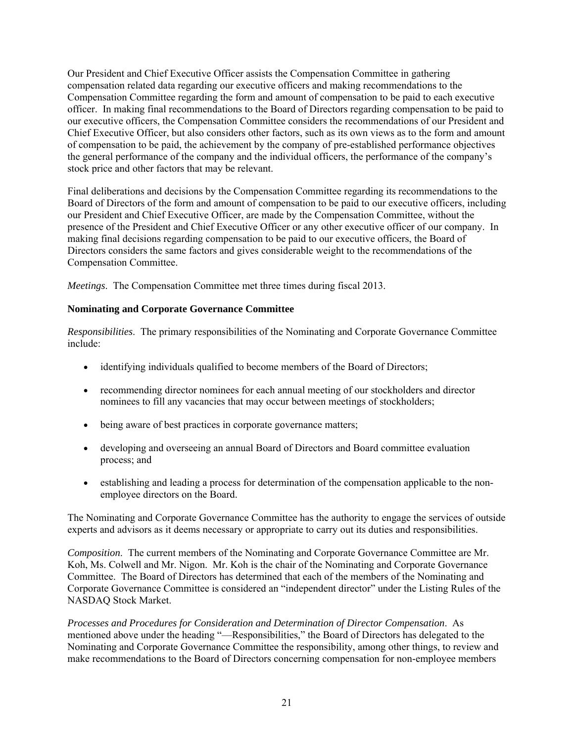Our President and Chief Executive Officer assists the Compensation Committee in gathering compensation related data regarding our executive officers and making recommendations to the Compensation Committee regarding the form and amount of compensation to be paid to each executive officer. In making final recommendations to the Board of Directors regarding compensation to be paid to our executive officers, the Compensation Committee considers the recommendations of our President and Chief Executive Officer, but also considers other factors, such as its own views as to the form and amount of compensation to be paid, the achievement by the company of pre-established performance objectives the general performance of the company and the individual officers, the performance of the company's stock price and other factors that may be relevant.

Final deliberations and decisions by the Compensation Committee regarding its recommendations to the Board of Directors of the form and amount of compensation to be paid to our executive officers, including our President and Chief Executive Officer, are made by the Compensation Committee, without the presence of the President and Chief Executive Officer or any other executive officer of our company. In making final decisions regarding compensation to be paid to our executive officers, the Board of Directors considers the same factors and gives considerable weight to the recommendations of the Compensation Committee.

*Meetings*. The Compensation Committee met three times during fiscal 2013.

**Nominating and Corporate Governance Committee**

*Responsibilities*. The primary responsibilities of the Nominating and Corporate Governance Committee include:

- identifying individuals qualified to become members of the Board of Directors;
- recommending director nominees for each annual meeting of our stockholders and director nominees to fill any vacancies that may occur between meetings of stockholders;
- being aware of best practices in corporate governance matters;
- developing and overseeing an annual Board of Directors and Board committee evaluation process; and
- establishing and leading a process for determination of the compensation applicable to the non-employee directors on the Board.

The Nominating and Corporate Governance Committee has the authority to engage the services of outside experts and advisors as it deems necessary or appropriate to carry out its duties and responsibilities.

*Composition*. The current members of the Nominating and Corporate Governance Committee are Mr. Koh, Ms. Colwell and Mr. Nigon. Mr. Koh is the chair of the Nominating and Corporate Governance Committee. The Board of Directors has determined that each of the members of the Nominating and Corporate Governance Committee is considered an "independent director" under the Listing Rules of the NASDAQ Stock Market.

*Processes and Procedures for Consideration and Determination of Director Compensation*. As mentioned above under the heading "—Responsibilities," the Board of Directors has delegated to the Nominating and Corporate Governance Committee the responsibility, among other things, to review and make recommendations to the Board of Directors concerning compensation for non-employee members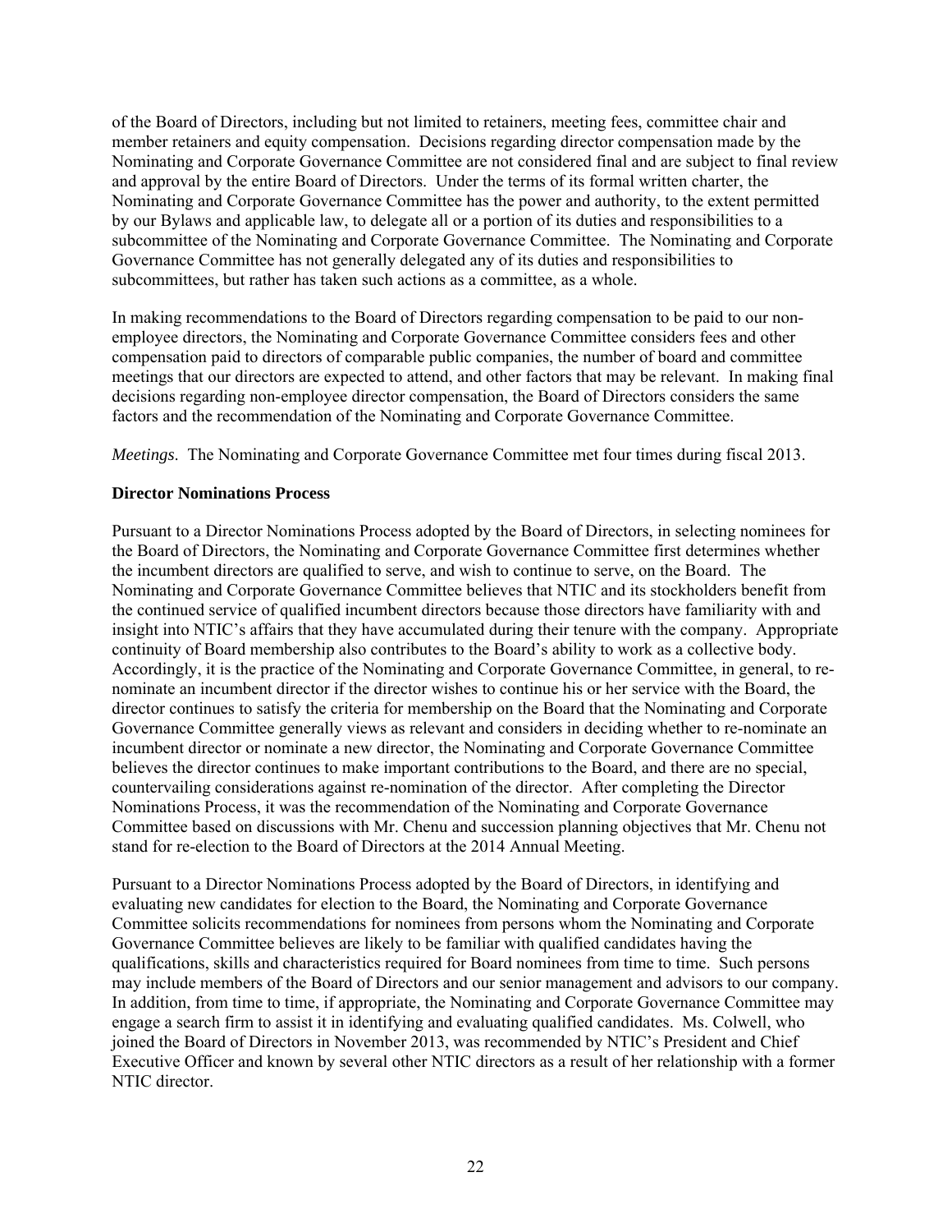of the Board of Directors, including but not limited to retainers, meeting fees, committee chair and member retainers and equity compensation. Decisions regarding director compensation made by the Nominating and Corporate Governance Committee are not considered final and are subject to final review and approval by the entire Board of Directors. Under the terms of its formal written charter, the Nominating and Corporate Governance Committee has the power and authority, to the extent permitted by our Bylaws and applicable law, to delegate all or a portion of its duties and responsibilities to a subcommittee of the Nominating and Corporate Governance Committee. The Nominating and Corporate Governance Committee has not generally delegated any of its duties and responsibilities to subcommittees, but rather has taken such actions as a committee, as a whole.

In making recommendations to the Board of Directors regarding compensation to be paid to our non-employee directors, the Nominating and Corporate Governance Committee considers fees and other compensation paid to directors of comparable public companies, the number of board and committee meetings that our directors are expected to attend, and other factors that may be relevant. In making final decisions regarding non-employee director compensation, the Board of Directors considers the same factors and the recommendation of the Nominating and Corporate Governance Committee.

*Meetings*. The Nominating and Corporate Governance Committee met four times during fiscal 2013.

**Director Nominations Process**

Pursuant to a Director Nominations Process adopted by the Board of Directors, in selecting nominees for the Board of Directors, the Nominating and Corporate Governance Committee first determines whether the incumbent directors are qualified to serve, and wish to continue to serve, on the Board. The Nominating and Corporate Governance Committee believes that NTIC and its stockholders benefit from the continued service of qualified incumbent directors because those directors have familiarity with and insight into NTIC's affairs that they have accumulated during their tenure with the company. Appropriate continuity of Board membership also contributes to the Board's ability to work as a collective body. Accordingly, it is the practice of the Nominating and Corporate Governance Committee, in general, to re-nominate an incumbent director if the director wishes to continue his or her service with the Board, the director continues to satisfy the criteria for membership on the Board that the Nominating and Corporate Governance Committee generally views as relevant and considers in deciding whether to re-nominate an incumbent director or nominate a new director, the Nominating and Corporate Governance Committee believes the director continues to make important contributions to the Board, and there are no special, countervailing considerations against re-nomination of the director. After completing the Director Nominations Process, it was the recommendation of the Nominating and Corporate Governance Committee based on discussions with Mr. Chenu and succession planning objectives that Mr. Chenu not stand for re-election to the Board of Directors at the 2014 Annual Meeting.

Pursuant to a Director Nominations Process adopted by the Board of Directors, in identifying and evaluating new candidates for election to the Board, the Nominating and Corporate Governance Committee solicits recommendations for nominees from persons whom the Nominating and Corporate Governance Committee believes are likely to be familiar with qualified candidates having the qualifications, skills and characteristics required for Board nominees from time to time. Such persons may include members of the Board of Directors and our senior management and advisors to our company. In addition, from time to time, if appropriate, the Nominating and Corporate Governance Committee may engage a search firm to assist it in identifying and evaluating qualified candidates. Ms. Colwell, who joined the Board of Directors in November 2013, was recommended by NTIC's President and Chief Executive Officer and known by several other NTIC directors as a result of her relationship with a former NTIC director.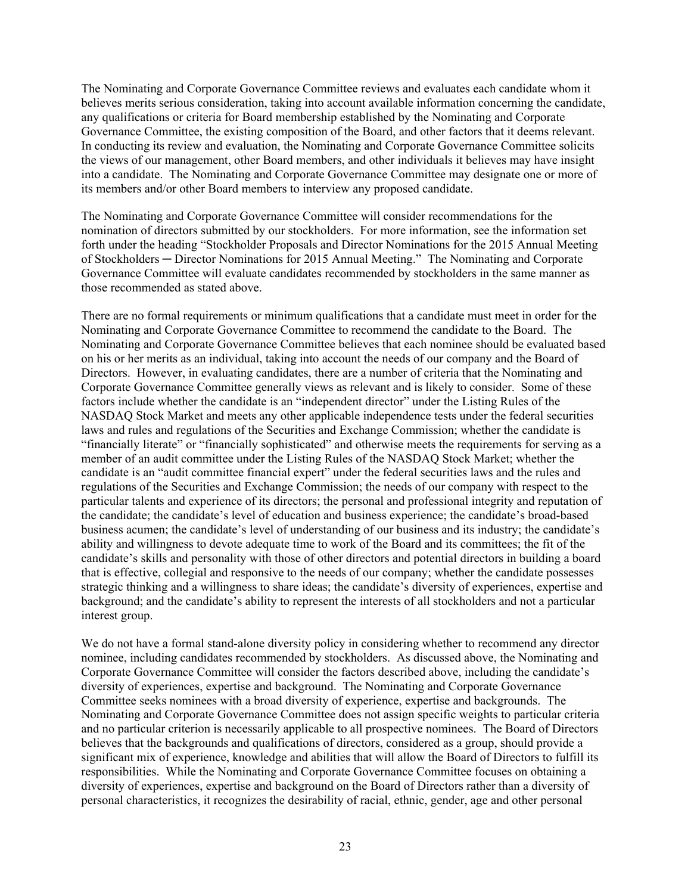The Nominating and Corporate Governance Committee reviews and evaluates each candidate whom it believes merits serious consideration, taking into account available information concerning the candidate, any qualifications or criteria for Board membership established by the Nominating and Corporate Governance Committee, the existing composition of the Board, and other factors that it deems relevant. In conducting its review and evaluation, the Nominating and Corporate Governance Committee solicits the views of our management, other Board members, and other individuals it believes may have insight into a candidate. The Nominating and Corporate Governance Committee may designate one or more of its members and/or other Board members to interview any proposed candidate.

The Nominating and Corporate Governance Committee will consider recommendations for the nomination of directors submitted by our stockholders. For more information, see the information set forth under the heading "Stockholder Proposals and Director Nominations for the 2015 Annual Meeting of Stockholders ─ Director Nominations for 2015 Annual Meeting." The Nominating and Corporate Governance Committee will evaluate candidates recommended by stockholders in the same manner as those recommended as stated above.

There are no formal requirements or minimum qualifications that a candidate must meet in order for the Nominating and Corporate Governance Committee to recommend the candidate to the Board. The Nominating and Corporate Governance Committee believes that each nominee should be evaluated based on his or her merits as an individual, taking into account the needs of our company and the Board of Directors. However, in evaluating candidates, there are a number of criteria that the Nominating and Corporate Governance Committee generally views as relevant and is likely to consider. Some of these factors include whether the candidate is an "independent director" under the Listing Rules of the NASDAQ Stock Market and meets any other applicable independence tests under the federal securities laws and rules and regulations of the Securities and Exchange Commission; whether the candidate is "financially literate" or "financially sophisticated" and otherwise meets the requirements for serving as a member of an audit committee under the Listing Rules of the NASDAQ Stock Market; whether the candidate is an "audit committee financial expert" under the federal securities laws and the rules and regulations of the Securities and Exchange Commission; the needs of our company with respect to the particular talents and experience of its directors; the personal and professional integrity and reputation of the candidate; the candidate's level of education and business experience; the candidate's broad-based business acumen; the candidate's level of understanding of our business and its industry; the candidate's ability and willingness to devote adequate time to work of the Board and its committees; the fit of the candidate's skills and personality with those of other directors and potential directors in building a board that is effective, collegial and responsive to the needs of our company; whether the candidate possesses strategic thinking and a willingness to share ideas; the candidate's diversity of experiences, expertise and background; and the candidate's ability to represent the interests of all stockholders and not a particular interest group.

We do not have a formal stand-alone diversity policy in considering whether to recommend any director nominee, including candidates recommended by stockholders. As discussed above, the Nominating and Corporate Governance Committee will consider the factors described above, including the candidate's diversity of experiences, expertise and background. The Nominating and Corporate Governance Committee seeks nominees with a broad diversity of experience, expertise and backgrounds. The Nominating and Corporate Governance Committee does not assign specific weights to particular criteria and no particular criterion is necessarily applicable to all prospective nominees. The Board of Directors believes that the backgrounds and qualifications of directors, considered as a group, should provide a significant mix of experience, knowledge and abilities that will allow the Board of Directors to fulfill its responsibilities. While the Nominating and Corporate Governance Committee focuses on obtaining a diversity of experiences, expertise and background on the Board of Directors rather than a diversity of personal characteristics, it recognizes the desirability of racial, ethnic, gender, age and other personal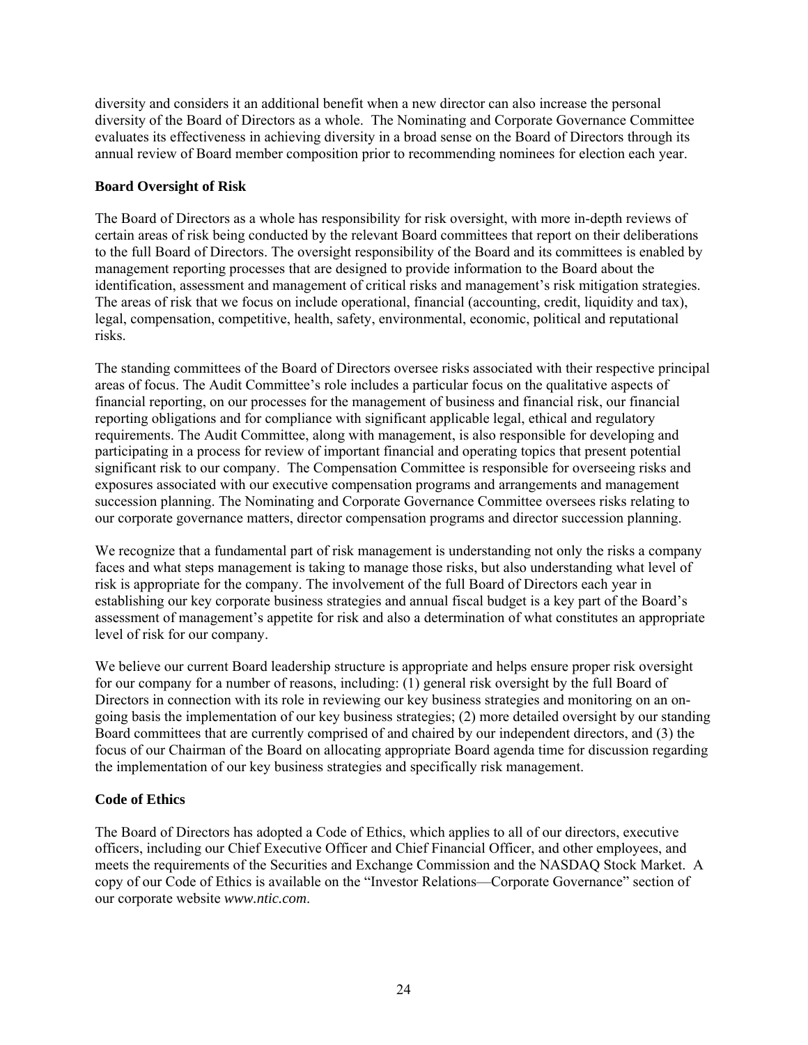diversity and considers it an additional benefit when a new director can also increase the personal diversity of the Board of Directors as a whole. The Nominating and Corporate Governance Committee evaluates its effectiveness in achieving diversity in a broad sense on the Board of Directors through its annual review of Board member composition prior to recommending nominees for election each year.

**Board Oversight of Risk**

The Board of Directors as a whole has responsibility for risk oversight, with more in-depth reviews of certain areas of risk being conducted by the relevant Board committees that report on their deliberations to the full Board of Directors. The oversight responsibility of the Board and its committees is enabled by management reporting processes that are designed to provide information to the Board about the identification, assessment and management of critical risks and management's risk mitigation strategies. The areas of risk that we focus on include operational, financial (accounting, credit, liquidity and tax), legal, compensation, competitive, health, safety, environmental, economic, political and reputational risks.

The standing committees of the Board of Directors oversee risks associated with their respective principal areas of focus. The Audit Committee's role includes a particular focus on the qualitative aspects of financial reporting, on our processes for the management of business and financial risk, our financial reporting obligations and for compliance with significant applicable legal, ethical and regulatory requirements. The Audit Committee, along with management, is also responsible for developing and participating in a process for review of important financial and operating topics that present potential significant risk to our company. The Compensation Committee is responsible for overseeing risks and exposures associated with our executive compensation programs and arrangements and management succession planning. The Nominating and Corporate Governance Committee oversees risks relating to our corporate governance matters, director compensation programs and director succession planning.

We recognize that a fundamental part of risk management is understanding not only the risks a company faces and what steps management is taking to manage those risks, but also understanding what level of risk is appropriate for the company. The involvement of the full Board of Directors each year in establishing our key corporate business strategies and annual fiscal budget is a key part of the Board's assessment of management's appetite for risk and also a determination of what constitutes an appropriate level of risk for our company.

We believe our current Board leadership structure is appropriate and helps ensure proper risk oversight for our company for a number of reasons, including: (1) general risk oversight by the full Board of Directors in connection with its role in reviewing our key business strategies and monitoring on an on-going basis the implementation of our key business strategies; (2) more detailed oversight by our standing Board committees that are currently comprised of and chaired by our independent directors, and (3) the focus of our Chairman of the Board on allocating appropriate Board agenda time for discussion regarding the implementation of our key business strategies and specifically risk management.

**Code of Ethics**

The Board of Directors has adopted a Code of Ethics, which applies to all of our directors, executive officers, including our Chief Executive Officer and Chief Financial Officer, and other employees, and meets the requirements of the Securities and Exchange Commission and the NASDAQ Stock Market. A copy of our Code of Ethics is available on the "Investor Relations—Corporate Governance" section of our corporate website *www.ntic.com*.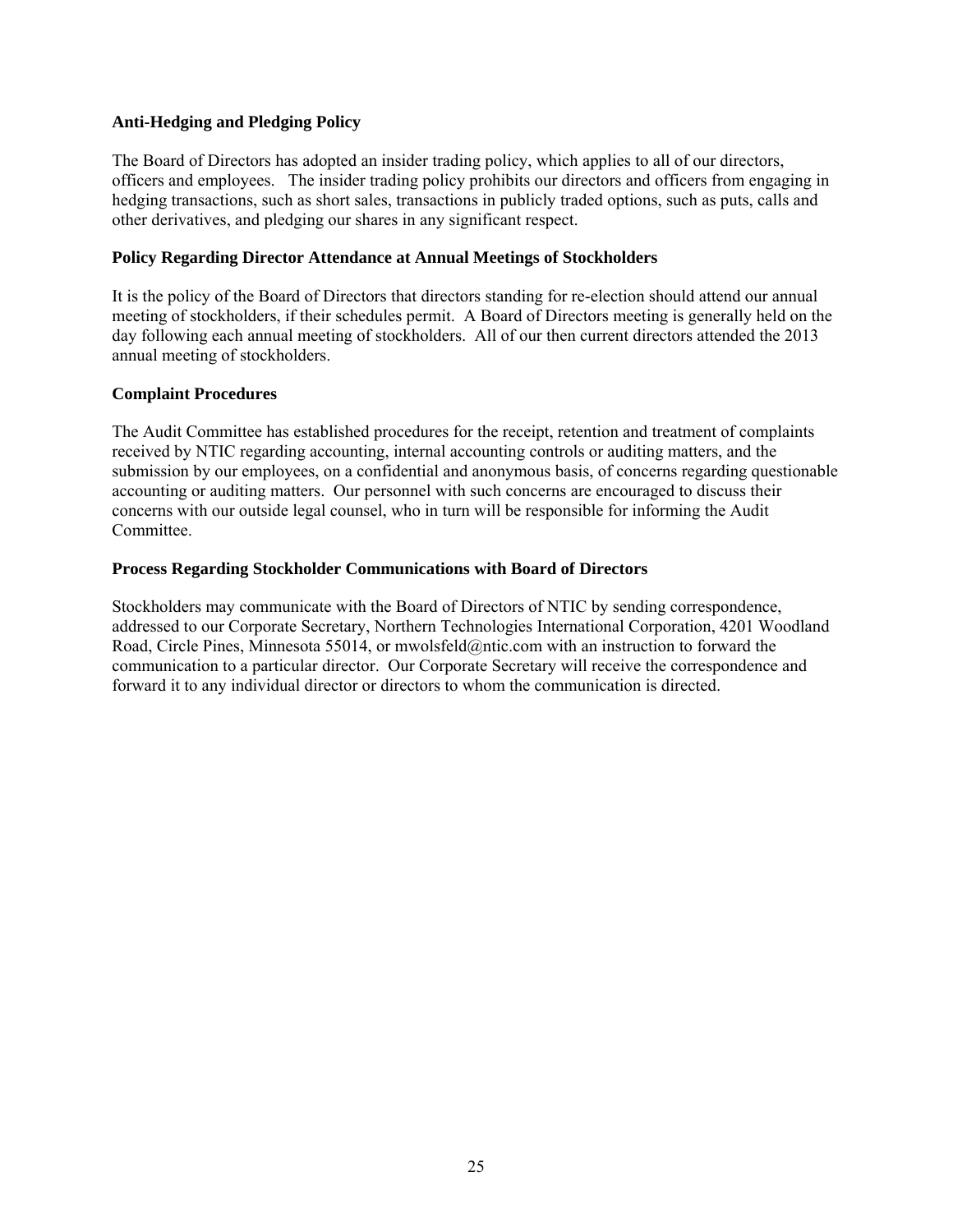### Anti-Hedging and Pledging Policy

The Board of Directors has adopted an insider trading policy, which applies to all of our directors, officers and employees. The insider trading policy prohibits our directors and officers from engaging in hedging transactions, such as short sales, transactions in publicly traded options, such as puts, calls and other derivatives, and pledging our shares in any significant respect.

### Policy Regarding Director Attendance at Annual Meetings of Stockholders

It is the policy of the Board of Directors that directors standing for re-election should attend our annual meeting of stockholders, if their schedules permit. A Board of Directors meeting is generally held on the day following each annual meeting of stockholders. All of our then current directors attended the 2013 annual meeting of stockholders.

### Complaint Procedures

The Audit Committee has established procedures for the receipt, retention and treatment of complaints received by NTIC regarding accounting, internal accounting controls or auditing matters, and the submission by our employees, on a confidential and anonymous basis, of concerns regarding questionable accounting or auditing matters. Our personnel with such concerns are encouraged to discuss their concerns with our outside legal counsel, who in turn will be responsible for informing the Audit Committee.

### Process Regarding Stockholder Communications with Board of Directors

Stockholders may communicate with the Board of Directors of NTIC by sending correspondence, addressed to our Corporate Secretary, Northern Technologies International Corporation, 4201 Woodland Road, Circle Pines, Minnesota 55014, or mwolsfeld@ntic.com with an instruction to forward the communication to a particular director. Our Corporate Secretary will receive the correspondence and forward it to any individual director or directors to whom the communication is directed.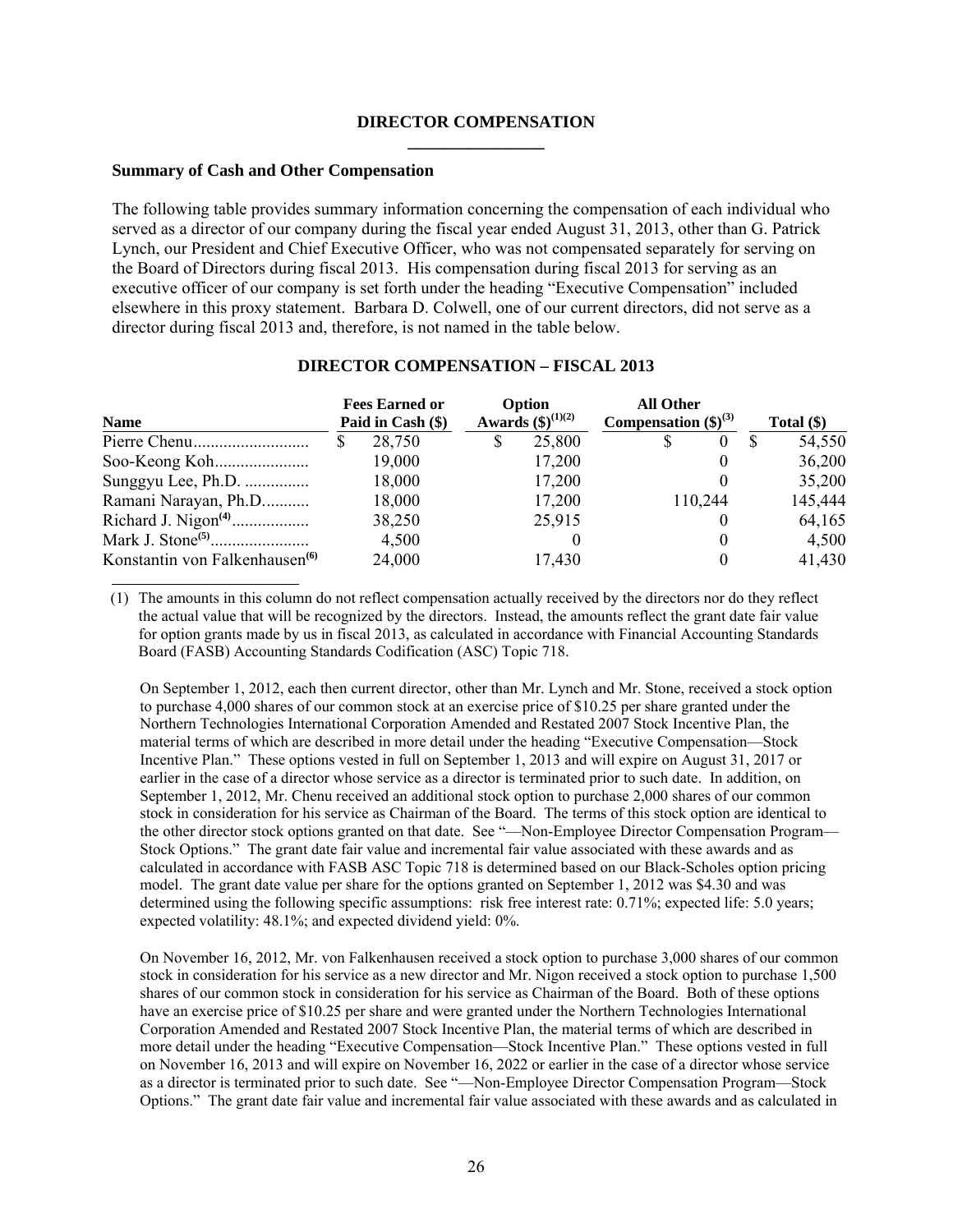## DIRECTOR COMPENSATION

### Summary of Cash and Other Compensation

The following table provides summary information concerning the compensation of each individual who served as a director of our company during the fiscal year ended August 31, 2013, other than G. Patrick Lynch, our President and Chief Executive Officer, who was not compensated separately for serving on the Board of Directors during fiscal 2013. His compensation during fiscal 2013 for serving as an executive officer of our company is set forth under the heading "Executive Compensation" included elsewhere in this proxy statement. Barbara D. Colwell, one of our current directors, did not serve as a director during fiscal 2013 and, therefore, is not named in the table below.

**DIRECTOR COMPENSATION – FISCAL 2013**

| Name | Fees Earned or Paid in Cash ($) | Option Awards ($)[(1)(2)] | All Other Compensation ($)[(3)] | Total ($) |
|---|---|---|---|---|
| Pierre Chenu | $ 28,750 | $ 25,800 | $ 0 | $ 54,550 |
| Soo-Keong Koh | 19,000 | 17,200 | 0 | 36,200 |
| Sunggyu Lee, Ph.D. | 18,000 | 17,200 | 0 | 35,200 |
| Ramani Narayan, Ph.D. | 18,000 | 17,200 | 110,244 | 145,444 |
| Richard J. Nigon[(4)] | 38,250 | 25,915 | 0 | 64,165 |
| Mark J. Stone[(5)] | 4,500 | 0 | 0 | 4,500 |
| Konstantin von Falkenhausen[(6)] | 24,000 | 17,430 | 0 | 41,430 |

(1) The amounts in this column do not reflect compensation actually received by the directors nor do they reflect the actual value that will be recognized by the directors. Instead, the amounts reflect the grant date fair value for option grants made by us in fiscal 2013, as calculated in accordance with Financial Accounting Standards Board (FASB) Accounting Standards Codification (ASC) Topic 718.

On September 1, 2012, each then current director, other than Mr. Lynch and Mr. Stone, received a stock option to purchase 4,000 shares of our common stock at an exercise price of $10.25 per share granted under the Northern Technologies International Corporation Amended and Restated 2007 Stock Incentive Plan, the material terms of which are described in more detail under the heading "Executive Compensation—Stock Incentive Plan." These options vested in full on September 1, 2013 and will expire on August 31, 2017 or earlier in the case of a director whose service as a director is terminated prior to such date. In addition, on September 1, 2012, Mr. Chenu received an additional stock option to purchase 2,000 shares of our common stock in consideration for his service as Chairman of the Board. The terms of this stock option are identical to the other director stock options granted on that date. See "—Non-Employee Director Compensation Program—Stock Options." The grant date fair value and incremental fair value associated with these awards and as calculated in accordance with FASB ASC Topic 718 is determined based on our Black-Scholes option pricing model. The grant date value per share for the options granted on September 1, 2012 was $4.30 and was determined using the following specific assumptions: risk free interest rate: 0.71%; expected life: 5.0 years; expected volatility: 48.1%; and expected dividend yield: 0%.

On November 16, 2012, Mr. von Falkenhausen received a stock option to purchase 3,000 shares of our common stock in consideration for his service as a new director and Mr. Nigon received a stock option to purchase 1,500 shares of our common stock in consideration for his service as Chairman of the Board. Both of these options have an exercise price of $10.25 per share and were granted under the Northern Technologies International Corporation Amended and Restated 2007 Stock Incentive Plan, the material terms of which are described in more detail under the heading "Executive Compensation—Stock Incentive Plan." These options vested in full on November 16, 2013 and will expire on November 16, 2022 or earlier in the case of a director whose service as a director is terminated prior to such date. See "—Non-Employee Director Compensation Program—Stock Options." The grant date fair value and incremental fair value associated with these awards and as calculated in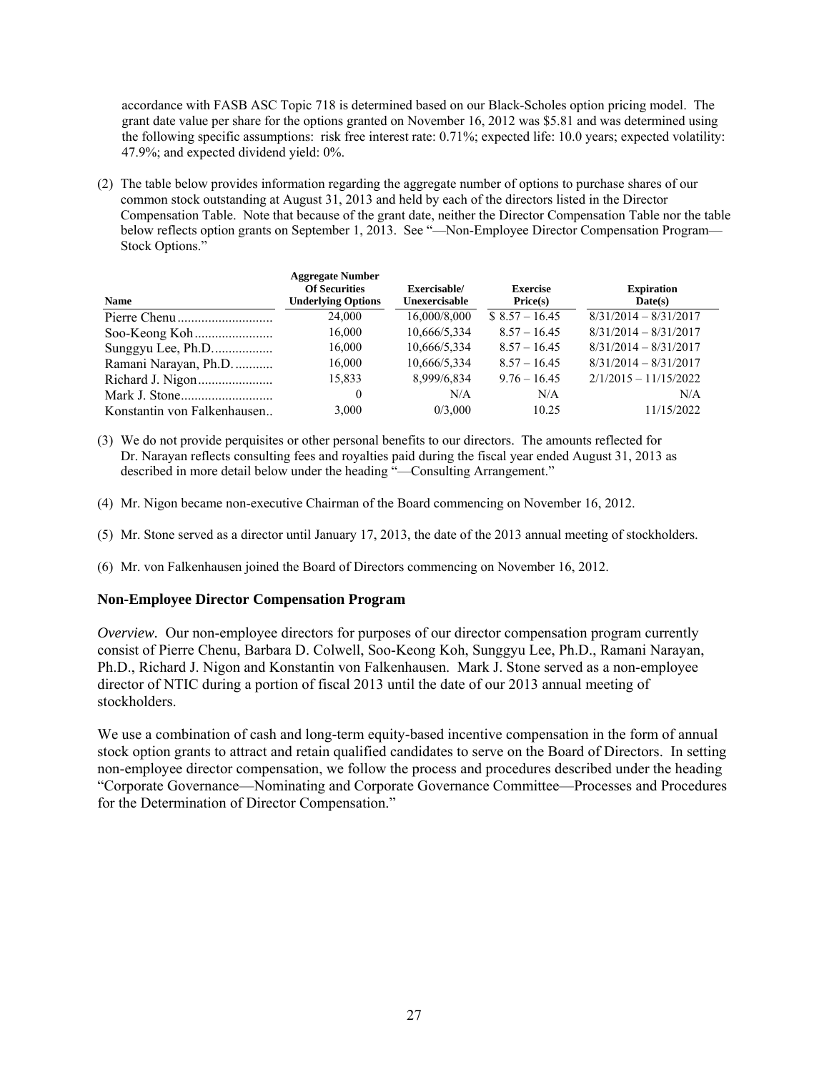accordance with FASB ASC Topic 718 is determined based on our Black-Scholes option pricing model. The grant date value per share for the options granted on November 16, 2012 was $5.81 and was determined using the following specific assumptions: risk free interest rate: 0.71%; expected life: 10.0 years; expected volatility: 47.9%; and expected dividend yield: 0%.

(2) The table below provides information regarding the aggregate number of options to purchase shares of our common stock outstanding at August 31, 2013 and held by each of the directors listed in the Director Compensation Table. Note that because of the grant date, neither the Director Compensation Table nor the table below reflects option grants on September 1, 2013. See "—Non-Employee Director Compensation Program—Stock Options."

| Name | Aggregate Number Of Securities Underlying Options | Exercisable/ Unexercisable | Exercise Price(s) | Expiration Date(s) |
|---|---|---|---|---|
| Pierre Chenu | 24,000 | 16,000/8,000 | $ 8.57 – 16.45 | 8/31/2014 – 8/31/2017 |
| Soo-Keong Koh | 16,000 | 10,666/5,334 | 8.57 – 16.45 | 8/31/2014 – 8/31/2017 |
| Sunggyu Lee, Ph.D. | 16,000 | 10,666/5,334 | 8.57 – 16.45 | 8/31/2014 – 8/31/2017 |
| Ramani Narayan, Ph.D. | 16,000 | 10,666/5,334 | 8.57 – 16.45 | 8/31/2014 – 8/31/2017 |
| Richard J. Nigon | 15,833 | 8,999/6,834 | 9.76 – 16.45 | 2/1/2015 – 11/15/2022 |
| Mark J. Stone | 0 | N/A | N/A | N/A |
| Konstantin von Falkenhausen | 3,000 | 0/3,000 | 10.25 | 11/15/2022 |

(3) We do not provide perquisites or other personal benefits to our directors. The amounts reflected for Dr. Narayan reflects consulting fees and royalties paid during the fiscal year ended August 31, 2013 as described in more detail below under the heading "—Consulting Arrangement."

(4) Mr. Nigon became non-executive Chairman of the Board commencing on November 16, 2012.

(5) Mr. Stone served as a director until January 17, 2013, the date of the 2013 annual meeting of stockholders.

(6) Mr. von Falkenhausen joined the Board of Directors commencing on November 16, 2012.

### Non-Employee Director Compensation Program

*Overview.* Our non-employee directors for purposes of our director compensation program currently consist of Pierre Chenu, Barbara D. Colwell, Soo-Keong Koh, Sunggyu Lee, Ph.D., Ramani Narayan, Ph.D., Richard J. Nigon and Konstantin von Falkenhausen. Mark J. Stone served as a non-employee director of NTIC during a portion of fiscal 2013 until the date of our 2013 annual meeting of stockholders.

We use a combination of cash and long-term equity-based incentive compensation in the form of annual stock option grants to attract and retain qualified candidates to serve on the Board of Directors. In setting non-employee director compensation, we follow the process and procedures described under the heading "Corporate Governance—Nominating and Corporate Governance Committee—Processes and Procedures for the Determination of Director Compensation."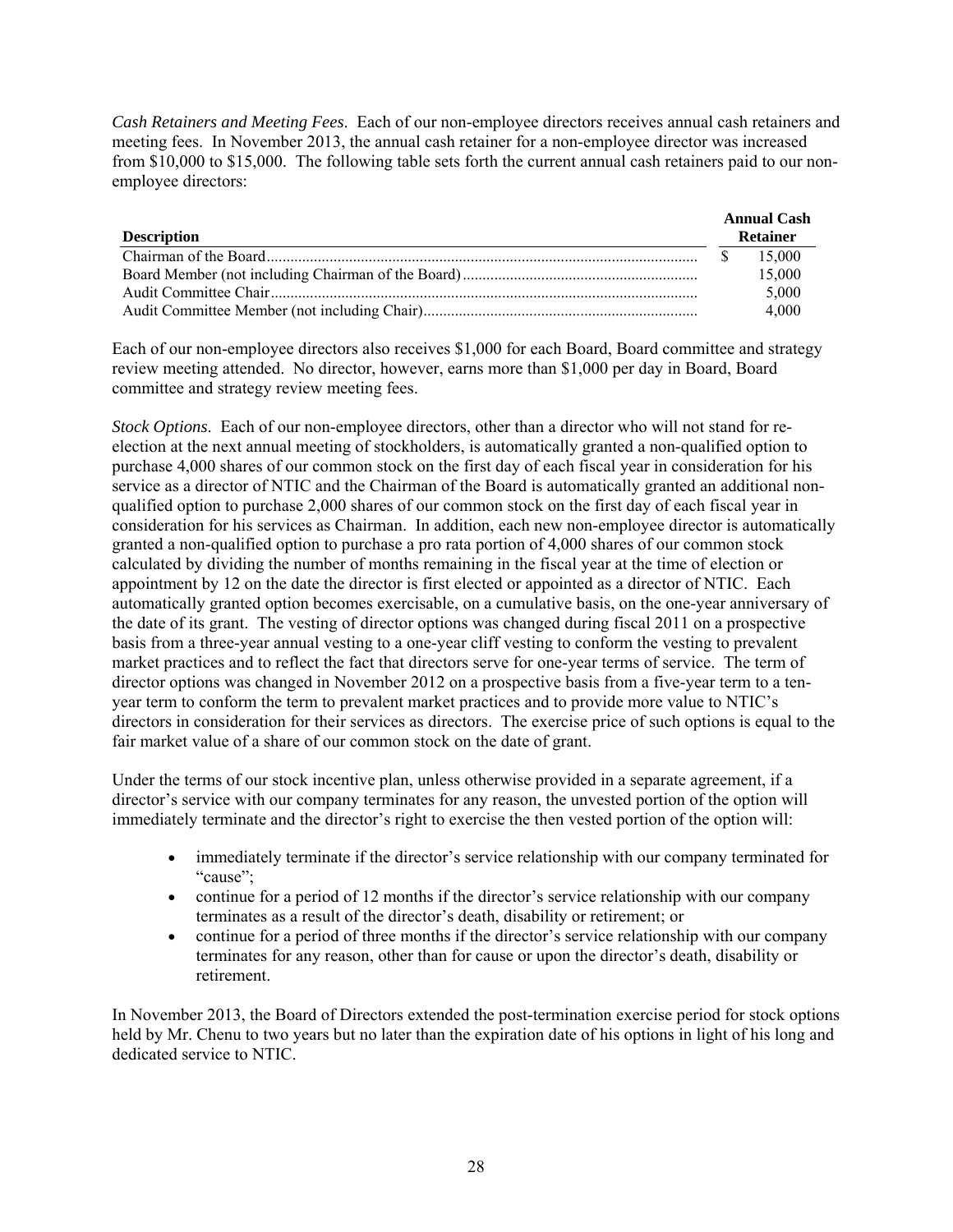*Cash Retainers and Meeting Fees*. Each of our non-employee directors receives annual cash retainers and meeting fees. In November 2013, the annual cash retainer for a non-employee director was increased from $10,000 to $15,000. The following table sets forth the current annual cash retainers paid to our non-employee directors:

| Description | Annual Cash Retainer |
|---|---|
| Chairman of the Board | $ 15,000 |
| Board Member (not including Chairman of the Board) | 15,000 |
| Audit Committee Chair | 5,000 |
| Audit Committee Member (not including Chair) | 4,000 |

Each of our non-employee directors also receives $1,000 for each Board, Board committee and strategy review meeting attended. No director, however, earns more than $1,000 per day in Board, Board committee and strategy review meeting fees.

*Stock Options*. Each of our non-employee directors, other than a director who will not stand for re-election at the next annual meeting of stockholders, is automatically granted a non-qualified option to purchase 4,000 shares of our common stock on the first day of each fiscal year in consideration for his service as a director of NTIC and the Chairman of the Board is automatically granted an additional non-qualified option to purchase 2,000 shares of our common stock on the first day of each fiscal year in consideration for his services as Chairman. In addition, each new non-employee director is automatically granted a non-qualified option to purchase a pro rata portion of 4,000 shares of our common stock calculated by dividing the number of months remaining in the fiscal year at the time of election or appointment by 12 on the date the director is first elected or appointed as a director of NTIC. Each automatically granted option becomes exercisable, on a cumulative basis, on the one-year anniversary of the date of its grant. The vesting of director options was changed during fiscal 2011 on a prospective basis from a three-year annual vesting to a one-year cliff vesting to conform the vesting to prevalent market practices and to reflect the fact that directors serve for one-year terms of service. The term of director options was changed in November 2012 on a prospective basis from a five-year term to a ten-year term to conform the term to prevalent market practices and to provide more value to NTIC's directors in consideration for their services as directors. The exercise price of such options is equal to the fair market value of a share of our common stock on the date of grant.

Under the terms of our stock incentive plan, unless otherwise provided in a separate agreement, if a director's service with our company terminates for any reason, the unvested portion of the option will immediately terminate and the director's right to exercise the then vested portion of the option will:

- immediately terminate if the director's service relationship with our company terminated for "cause";
- continue for a period of 12 months if the director's service relationship with our company terminates as a result of the director's death, disability or retirement; or
- continue for a period of three months if the director's service relationship with our company terminates for any reason, other than for cause or upon the director's death, disability or retirement.

In November 2013, the Board of Directors extended the post-termination exercise period for stock options held by Mr. Chenu to two years but no later than the expiration date of his options in light of his long and dedicated service to NTIC.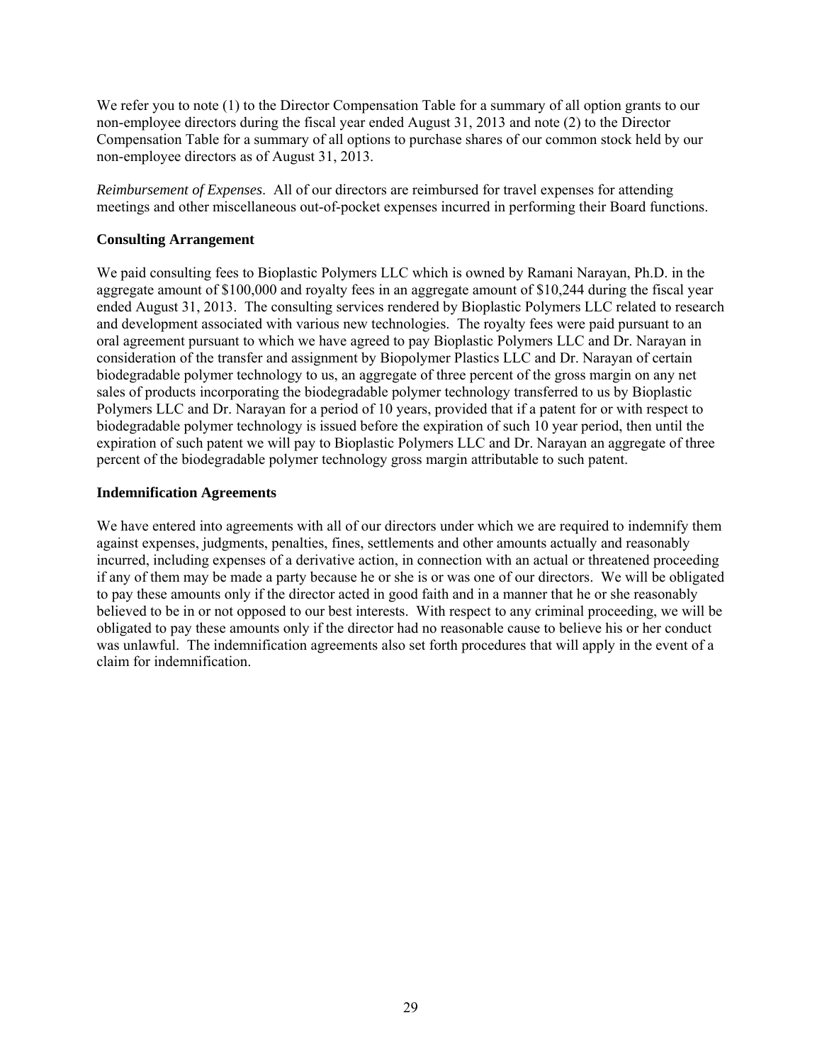We refer you to note (1) to the Director Compensation Table for a summary of all option grants to our non-employee directors during the fiscal year ended August 31, 2013 and note (2) to the Director Compensation Table for a summary of all options to purchase shares of our common stock held by our non-employee directors as of August 31, 2013.

*Reimbursement of Expenses*. All of our directors are reimbursed for travel expenses for attending meetings and other miscellaneous out-of-pocket expenses incurred in performing their Board functions.

**Consulting Arrangement**

We paid consulting fees to Bioplastic Polymers LLC which is owned by Ramani Narayan, Ph.D. in the aggregate amount of $100,000 and royalty fees in an aggregate amount of $10,244 during the fiscal year ended August 31, 2013. The consulting services rendered by Bioplastic Polymers LLC related to research and development associated with various new technologies. The royalty fees were paid pursuant to an oral agreement pursuant to which we have agreed to pay Bioplastic Polymers LLC and Dr. Narayan in consideration of the transfer and assignment by Biopolymer Plastics LLC and Dr. Narayan of certain biodegradable polymer technology to us, an aggregate of three percent of the gross margin on any net sales of products incorporating the biodegradable polymer technology transferred to us by Bioplastic Polymers LLC and Dr. Narayan for a period of 10 years, provided that if a patent for or with respect to biodegradable polymer technology is issued before the expiration of such 10 year period, then until the expiration of such patent we will pay to Bioplastic Polymers LLC and Dr. Narayan an aggregate of three percent of the biodegradable polymer technology gross margin attributable to such patent.

**Indemnification Agreements**

We have entered into agreements with all of our directors under which we are required to indemnify them against expenses, judgments, penalties, fines, settlements and other amounts actually and reasonably incurred, including expenses of a derivative action, in connection with an actual or threatened proceeding if any of them may be made a party because he or she is or was one of our directors. We will be obligated to pay these amounts only if the director acted in good faith and in a manner that he or she reasonably believed to be in or not opposed to our best interests. With respect to any criminal proceeding, we will be obligated to pay these amounts only if the director had no reasonable cause to believe his or her conduct was unlawful. The indemnification agreements also set forth procedures that will apply in the event of a claim for indemnification.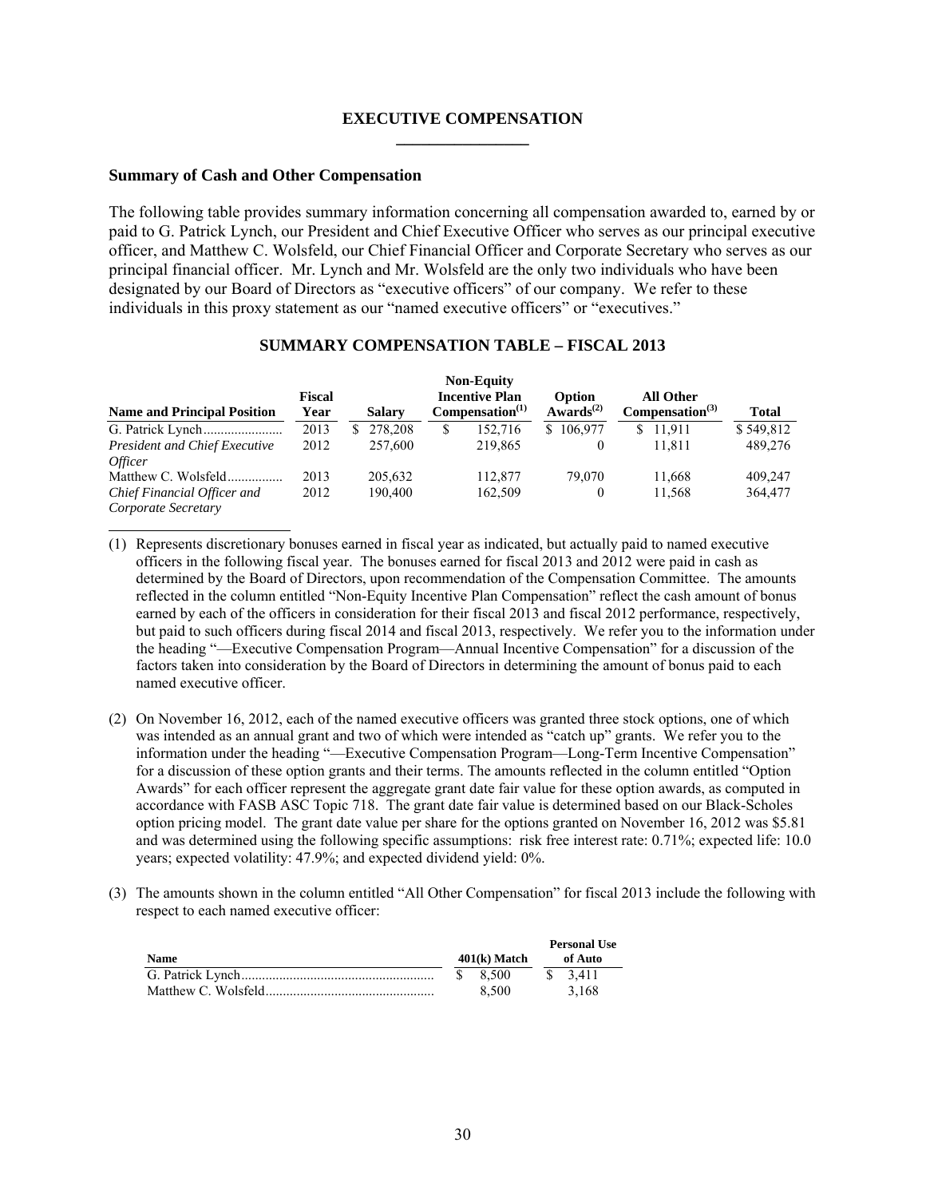## EXECUTIVE COMPENSATION

### Summary of Cash and Other Compensation

The following table provides summary information concerning all compensation awarded to, earned by or paid to G. Patrick Lynch, our President and Chief Executive Officer who serves as our principal executive officer, and Matthew C. Wolsfeld, our Chief Financial Officer and Corporate Secretary who serves as our principal financial officer. Mr. Lynch and Mr. Wolsfeld are the only two individuals who have been designated by our Board of Directors as "executive officers" of our company. We refer to these individuals in this proxy statement as our "named executive officers" or "executives."

**SUMMARY COMPENSATION TABLE – FISCAL 2013**

| Name and Principal Position | Fiscal Year | Salary | Non-Equity Incentive Plan Compensation[(1)] | Option Awards[(2)] | All Other Compensation[(3)] | Total |
|---|---|---|---|---|---|---|
| G. Patrick Lynch | 2013 | $ 278,208 | $ 152,716 | $ 106,977 | $ 11,911 | $ 549,812 |
| *President and Chief Executive Officer* | 2012 | 257,600 | 219,865 | 0 | 11,811 | 489,276 |
| Matthew C. Wolsfeld | 2013 | 205,632 | 112,877 | 79,070 | 11,668 | 409,247 |
| *Chief Financial Officer and Corporate Secretary* | 2012 | 190,400 | 162,509 | 0 | 11,568 | 364,477 |

(1) Represents discretionary bonuses earned in fiscal year as indicated, but actually paid to named executive officers in the following fiscal year. The bonuses earned for fiscal 2013 and 2012 were paid in cash as determined by the Board of Directors, upon recommendation of the Compensation Committee. The amounts reflected in the column entitled "Non-Equity Incentive Plan Compensation" reflect the cash amount of bonus earned by each of the officers in consideration for their fiscal 2013 and fiscal 2012 performance, respectively, but paid to such officers during fiscal 2014 and fiscal 2013, respectively. We refer you to the information under the heading "—Executive Compensation Program—Annual Incentive Compensation" for a discussion of the factors taken into consideration by the Board of Directors in determining the amount of bonus paid to each named executive officer.

(2) On November 16, 2012, each of the named executive officers was granted three stock options, one of which was intended as an annual grant and two of which were intended as "catch up" grants. We refer you to the information under the heading "—Executive Compensation Program—Long-Term Incentive Compensation" for a discussion of these option grants and their terms. The amounts reflected in the column entitled "Option Awards" for each officer represent the aggregate grant date fair value for these option awards, as computed in accordance with FASB ASC Topic 718. The grant date fair value is determined based on our Black-Scholes option pricing model. The grant date value per share for the options granted on November 16, 2012 was $5.81 and was determined using the following specific assumptions: risk free interest rate: 0.71%; expected life: 10.0 years; expected volatility: 47.9%; and expected dividend yield: 0%.

(3) The amounts shown in the column entitled "All Other Compensation" for fiscal 2013 include the following with respect to each named executive officer:

| Name | 401(k) Match | Personal Use of Auto |
|---|---|---|
| G. Patrick Lynch | $ 8,500 | $ 3,411 |
| Matthew C. Wolsfeld | 8,500 | 3,168 |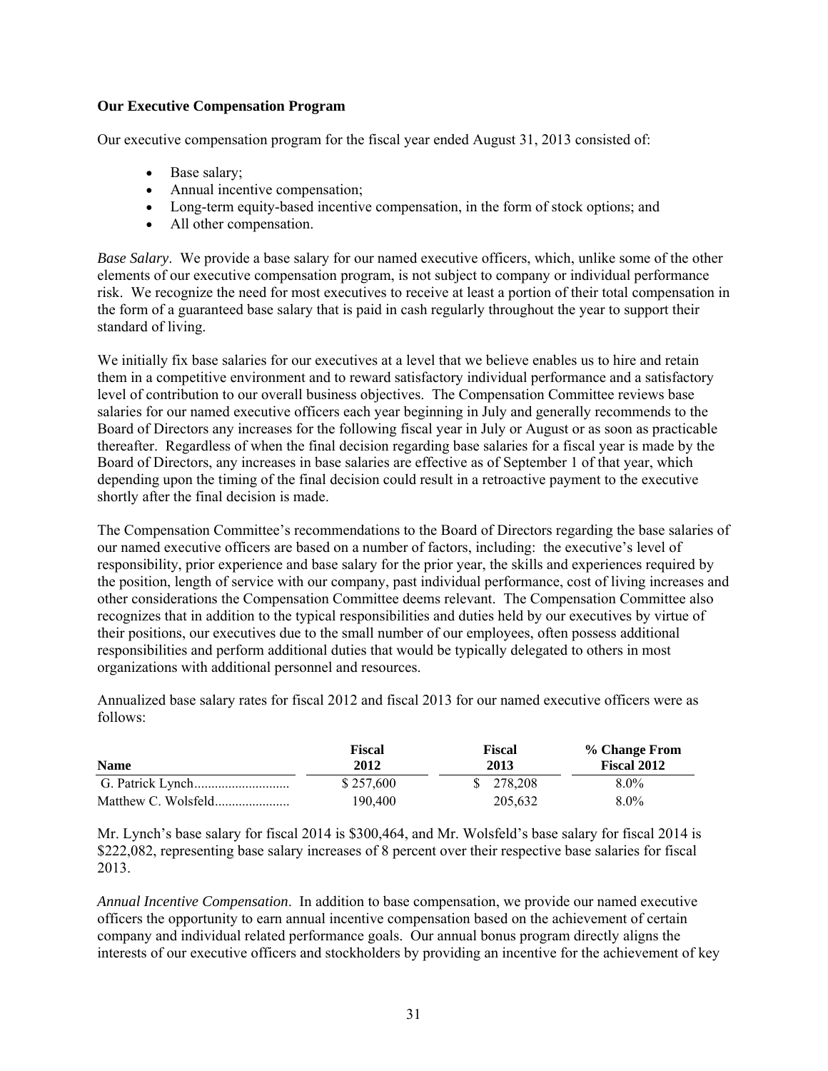**Our Executive Compensation Program**

Our executive compensation program for the fiscal year ended August 31, 2013 consisted of:

- Base salary;
- Annual incentive compensation;
- Long-term equity-based incentive compensation, in the form of stock options; and
- All other compensation.

*Base Salary*. We provide a base salary for our named executive officers, which, unlike some of the other elements of our executive compensation program, is not subject to company or individual performance risk. We recognize the need for most executives to receive at least a portion of their total compensation in the form of a guaranteed base salary that is paid in cash regularly throughout the year to support their standard of living.

We initially fix base salaries for our executives at a level that we believe enables us to hire and retain them in a competitive environment and to reward satisfactory individual performance and a satisfactory level of contribution to our overall business objectives. The Compensation Committee reviews base salaries for our named executive officers each year beginning in July and generally recommends to the Board of Directors any increases for the following fiscal year in July or August or as soon as practicable thereafter. Regardless of when the final decision regarding base salaries for a fiscal year is made by the Board of Directors, any increases in base salaries are effective as of September 1 of that year, which depending upon the timing of the final decision could result in a retroactive payment to the executive shortly after the final decision is made.

The Compensation Committee's recommendations to the Board of Directors regarding the base salaries of our named executive officers are based on a number of factors, including: the executive's level of responsibility, prior experience and base salary for the prior year, the skills and experiences required by the position, length of service with our company, past individual performance, cost of living increases and other considerations the Compensation Committee deems relevant. The Compensation Committee also recognizes that in addition to the typical responsibilities and duties held by our executives by virtue of their positions, our executives due to the small number of our employees, often possess additional responsibilities and perform additional duties that would be typically delegated to others in most organizations with additional personnel and resources.

Annualized base salary rates for fiscal 2012 and fiscal 2013 for our named executive officers were as follows:

| Name | Fiscal 2012 | Fiscal 2013 | % Change From Fiscal 2012 |
|---|---|---|---|
| G. Patrick Lynch | $ 257,600 | $ 278,208 | 8.0% |
| Matthew C. Wolsfeld | 190,400 | 205,632 | 8.0% |

Mr. Lynch's base salary for fiscal 2014 is $300,464, and Mr. Wolsfeld's base salary for fiscal 2014 is $222,082, representing base salary increases of 8 percent over their respective base salaries for fiscal 2013.

*Annual Incentive Compensation*. In addition to base compensation, we provide our named executive officers the opportunity to earn annual incentive compensation based on the achievement of certain company and individual related performance goals. Our annual bonus program directly aligns the interests of our executive officers and stockholders by providing an incentive for the achievement of key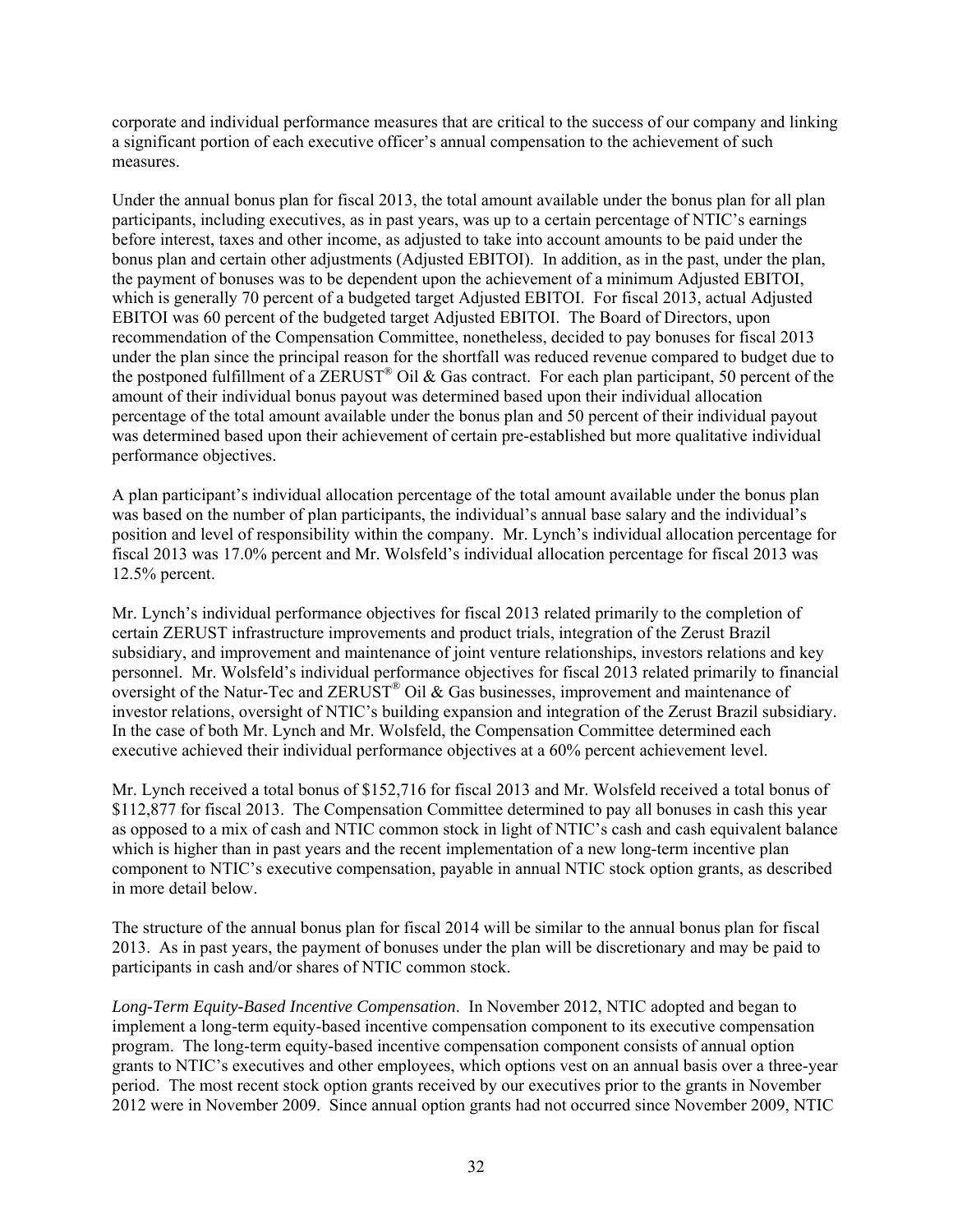corporate and individual performance measures that are critical to the success of our company and linking a significant portion of each executive officer's annual compensation to the achievement of such measures.

Under the annual bonus plan for fiscal 2013, the total amount available under the bonus plan for all plan participants, including executives, as in past years, was up to a certain percentage of NTIC's earnings before interest, taxes and other income, as adjusted to take into account amounts to be paid under the bonus plan and certain other adjustments (Adjusted EBITOI). In addition, as in the past, under the plan, the payment of bonuses was to be dependent upon the achievement of a minimum Adjusted EBITOI, which is generally 70 percent of a budgeted target Adjusted EBITOI. For fiscal 2013, actual Adjusted EBITOI was 60 percent of the budgeted target Adjusted EBITOI. The Board of Directors, upon recommendation of the Compensation Committee, nonetheless, decided to pay bonuses for fiscal 2013 under the plan since the principal reason for the shortfall was reduced revenue compared to budget due to the postponed fulfillment of a ZERUST® Oil & Gas contract. For each plan participant, 50 percent of the amount of their individual bonus payout was determined based upon their individual allocation percentage of the total amount available under the bonus plan and 50 percent of their individual payout was determined based upon their achievement of certain pre-established but more qualitative individual performance objectives.

A plan participant's individual allocation percentage of the total amount available under the bonus plan was based on the number of plan participants, the individual's annual base salary and the individual's position and level of responsibility within the company. Mr. Lynch's individual allocation percentage for fiscal 2013 was 17.0% percent and Mr. Wolsfeld's individual allocation percentage for fiscal 2013 was 12.5% percent.

Mr. Lynch's individual performance objectives for fiscal 2013 related primarily to the completion of certain ZERUST infrastructure improvements and product trials, integration of the Zerust Brazil subsidiary, and improvement and maintenance of joint venture relationships, investors relations and key personnel. Mr. Wolsfeld's individual performance objectives for fiscal 2013 related primarily to financial oversight of the Natur-Tec and ZERUST® Oil & Gas businesses, improvement and maintenance of investor relations, oversight of NTIC's building expansion and integration of the Zerust Brazil subsidiary. In the case of both Mr. Lynch and Mr. Wolsfeld, the Compensation Committee determined each executive achieved their individual performance objectives at a 60% percent achievement level.

Mr. Lynch received a total bonus of $152,716 for fiscal 2013 and Mr. Wolsfeld received a total bonus of $112,877 for fiscal 2013. The Compensation Committee determined to pay all bonuses in cash this year as opposed to a mix of cash and NTIC common stock in light of NTIC's cash and cash equivalent balance which is higher than in past years and the recent implementation of a new long-term incentive plan component to NTIC's executive compensation, payable in annual NTIC stock option grants, as described in more detail below.

The structure of the annual bonus plan for fiscal 2014 will be similar to the annual bonus plan for fiscal 2013. As in past years, the payment of bonuses under the plan will be discretionary and may be paid to participants in cash and/or shares of NTIC common stock.

*Long-Term Equity-Based Incentive Compensation*. In November 2012, NTIC adopted and began to implement a long-term equity-based incentive compensation component to its executive compensation program. The long-term equity-based incentive compensation component consists of annual option grants to NTIC's executives and other employees, which options vest on an annual basis over a three-year period. The most recent stock option grants received by our executives prior to the grants in November 2012 were in November 2009. Since annual option grants had not occurred since November 2009, NTIC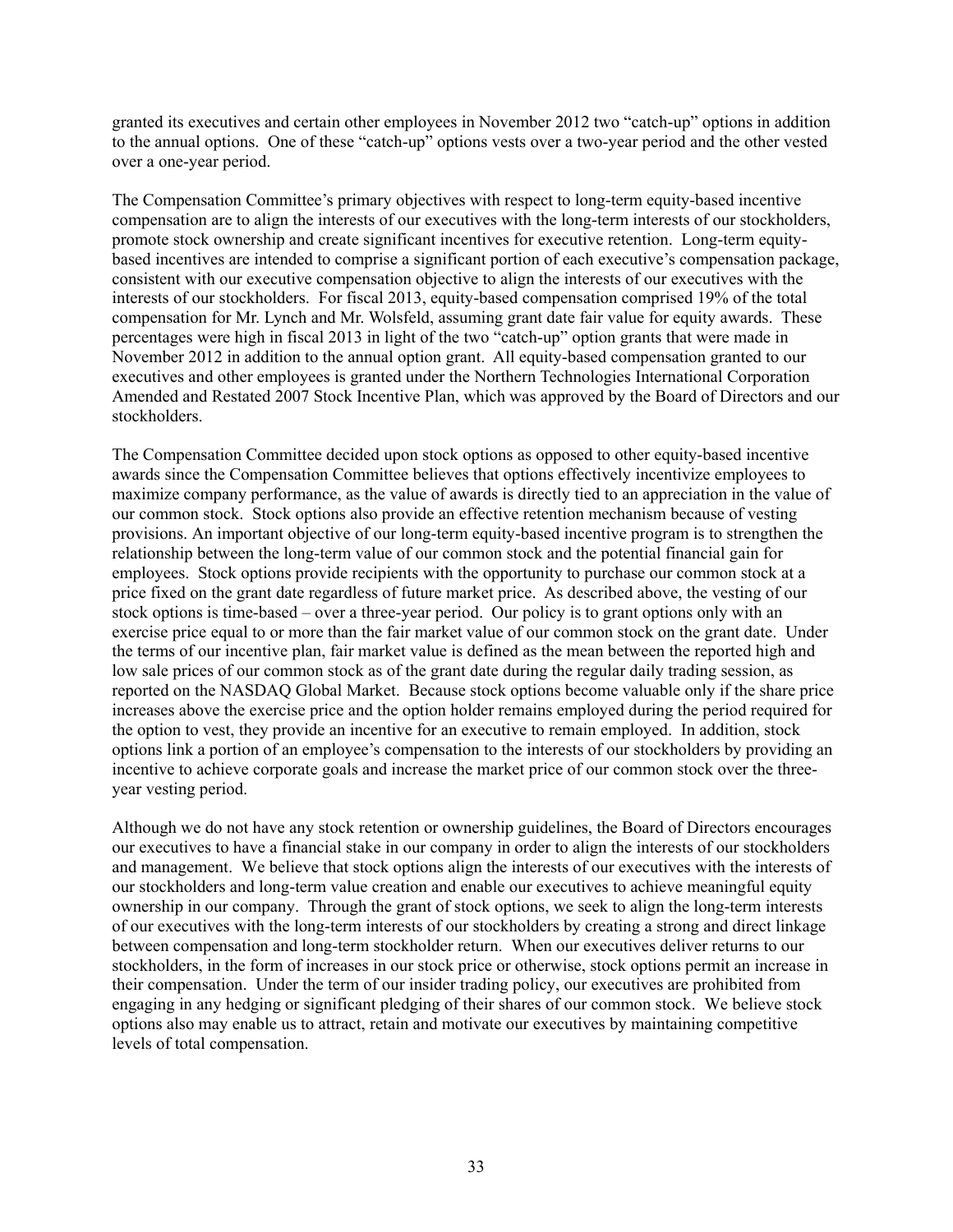granted its executives and certain other employees in November 2012 two "catch-up" options in addition to the annual options. One of these "catch-up" options vests over a two-year period and the other vested over a one-year period.

The Compensation Committee's primary objectives with respect to long-term equity-based incentive compensation are to align the interests of our executives with the long-term interests of our stockholders, promote stock ownership and create significant incentives for executive retention. Long-term equity-based incentives are intended to comprise a significant portion of each executive's compensation package, consistent with our executive compensation objective to align the interests of our executives with the interests of our stockholders. For fiscal 2013, equity-based compensation comprised 19% of the total compensation for Mr. Lynch and Mr. Wolsfeld, assuming grant date fair value for equity awards. These percentages were high in fiscal 2013 in light of the two "catch-up" option grants that were made in November 2012 in addition to the annual option grant. All equity-based compensation granted to our executives and other employees is granted under the Northern Technologies International Corporation Amended and Restated 2007 Stock Incentive Plan, which was approved by the Board of Directors and our stockholders.

The Compensation Committee decided upon stock options as opposed to other equity-based incentive awards since the Compensation Committee believes that options effectively incentivize employees to maximize company performance, as the value of awards is directly tied to an appreciation in the value of our common stock. Stock options also provide an effective retention mechanism because of vesting provisions. An important objective of our long-term equity-based incentive program is to strengthen the relationship between the long-term value of our common stock and the potential financial gain for employees. Stock options provide recipients with the opportunity to purchase our common stock at a price fixed on the grant date regardless of future market price. As described above, the vesting of our stock options is time-based – over a three-year period. Our policy is to grant options only with an exercise price equal to or more than the fair market value of our common stock on the grant date. Under the terms of our incentive plan, fair market value is defined as the mean between the reported high and low sale prices of our common stock as of the grant date during the regular daily trading session, as reported on the NASDAQ Global Market. Because stock options become valuable only if the share price increases above the exercise price and the option holder remains employed during the period required for the option to vest, they provide an incentive for an executive to remain employed. In addition, stock options link a portion of an employee's compensation to the interests of our stockholders by providing an incentive to achieve corporate goals and increase the market price of our common stock over the three-year vesting period.

Although we do not have any stock retention or ownership guidelines, the Board of Directors encourages our executives to have a financial stake in our company in order to align the interests of our stockholders and management. We believe that stock options align the interests of our executives with the interests of our stockholders and long-term value creation and enable our executives to achieve meaningful equity ownership in our company. Through the grant of stock options, we seek to align the long-term interests of our executives with the long-term interests of our stockholders by creating a strong and direct linkage between compensation and long-term stockholder return. When our executives deliver returns to our stockholders, in the form of increases in our stock price or otherwise, stock options permit an increase in their compensation. Under the term of our insider trading policy, our executives are prohibited from engaging in any hedging or significant pledging of their shares of our common stock. We believe stock options also may enable us to attract, retain and motivate our executives by maintaining competitive levels of total compensation.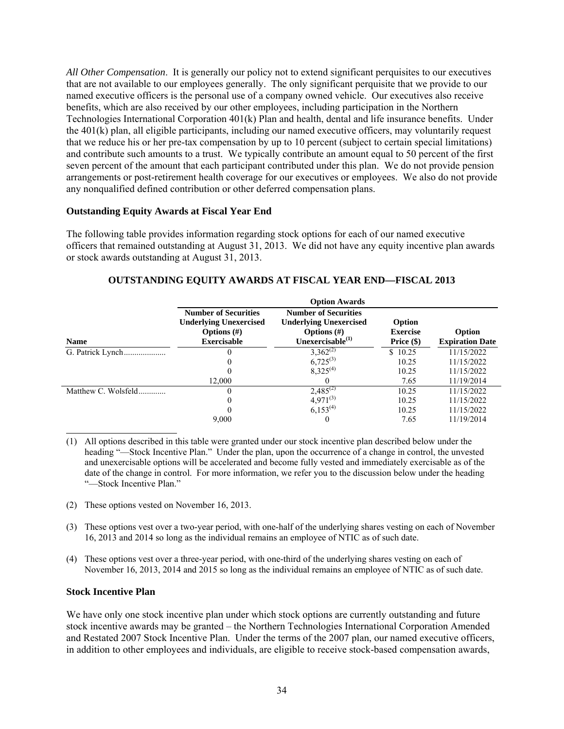*All Other Compensation*. It is generally our policy not to extend significant perquisites to our executives that are not available to our employees generally. The only significant perquisite that we provide to our named executive officers is the personal use of a company owned vehicle. Our executives also receive benefits, which are also received by our other employees, including participation in the Northern Technologies International Corporation 401(k) Plan and health, dental and life insurance benefits. Under the 401(k) plan, all eligible participants, including our named executive officers, may voluntarily request that we reduce his or her pre-tax compensation by up to 10 percent (subject to certain special limitations) and contribute such amounts to a trust. We typically contribute an amount equal to 50 percent of the first seven percent of the amount that each participant contributed under this plan. We do not provide pension arrangements or post-retirement health coverage for our executives or employees. We also do not provide any nonqualified defined contribution or other deferred compensation plans.

### Outstanding Equity Awards at Fiscal Year End

The following table provides information regarding stock options for each of our named executive officers that remained outstanding at August 31, 2013. We did not have any equity incentive plan awards or stock awards outstanding at August 31, 2013.

**OUTSTANDING EQUITY AWARDS AT FISCAL YEAR END—FISCAL 2013**

| | Option Awards | | | |
|---|---|---|---|---|
| **Name** | **Number of Securities Underlying Unexercised Options (#) Exercisable** | **Number of Securities Underlying Unexercised Options (#) Unexercisable[(1)]** | **Option Exercise Price ($)** | **Option Expiration Date** |
| G. Patrick Lynch | 0 | 3,362[(2)] | $ 10.25 | 11/15/2022 |
| | 0 | 6,725[(3)] | 10.25 | 11/15/2022 |
| | 0 | 8,325[(4)] | 10.25 | 11/15/2022 |
| | 12,000 | 0 | 7.65 | 11/19/2014 |
| Matthew C. Wolsfeld | 0 | 2,485[(2)] | 10.25 | 11/15/2022 |
| | 0 | 4,971[(3)] | 10.25 | 11/15/2022 |
| | 0 | 6,153[(4)] | 10.25 | 11/15/2022 |
| | 9,000 | 0 | 7.65 | 11/19/2014 |

(1) All options described in this table were granted under our stock incentive plan described below under the heading "—Stock Incentive Plan." Under the plan, upon the occurrence of a change in control, the unvested and unexercisable options will be accelerated and become fully vested and immediately exercisable as of the date of the change in control. For more information, we refer you to the discussion below under the heading "—Stock Incentive Plan."

(2) These options vested on November 16, 2013.

(3) These options vest over a two-year period, with one-half of the underlying shares vesting on each of November 16, 2013 and 2014 so long as the individual remains an employee of NTIC as of such date.

(4) These options vest over a three-year period, with one-third of the underlying shares vesting on each of November 16, 2013, 2014 and 2015 so long as the individual remains an employee of NTIC as of such date.

### Stock Incentive Plan

We have only one stock incentive plan under which stock options are currently outstanding and future stock incentive awards may be granted – the Northern Technologies International Corporation Amended and Restated 2007 Stock Incentive Plan. Under the terms of the 2007 plan, our named executive officers, in addition to other employees and individuals, are eligible to receive stock-based compensation awards,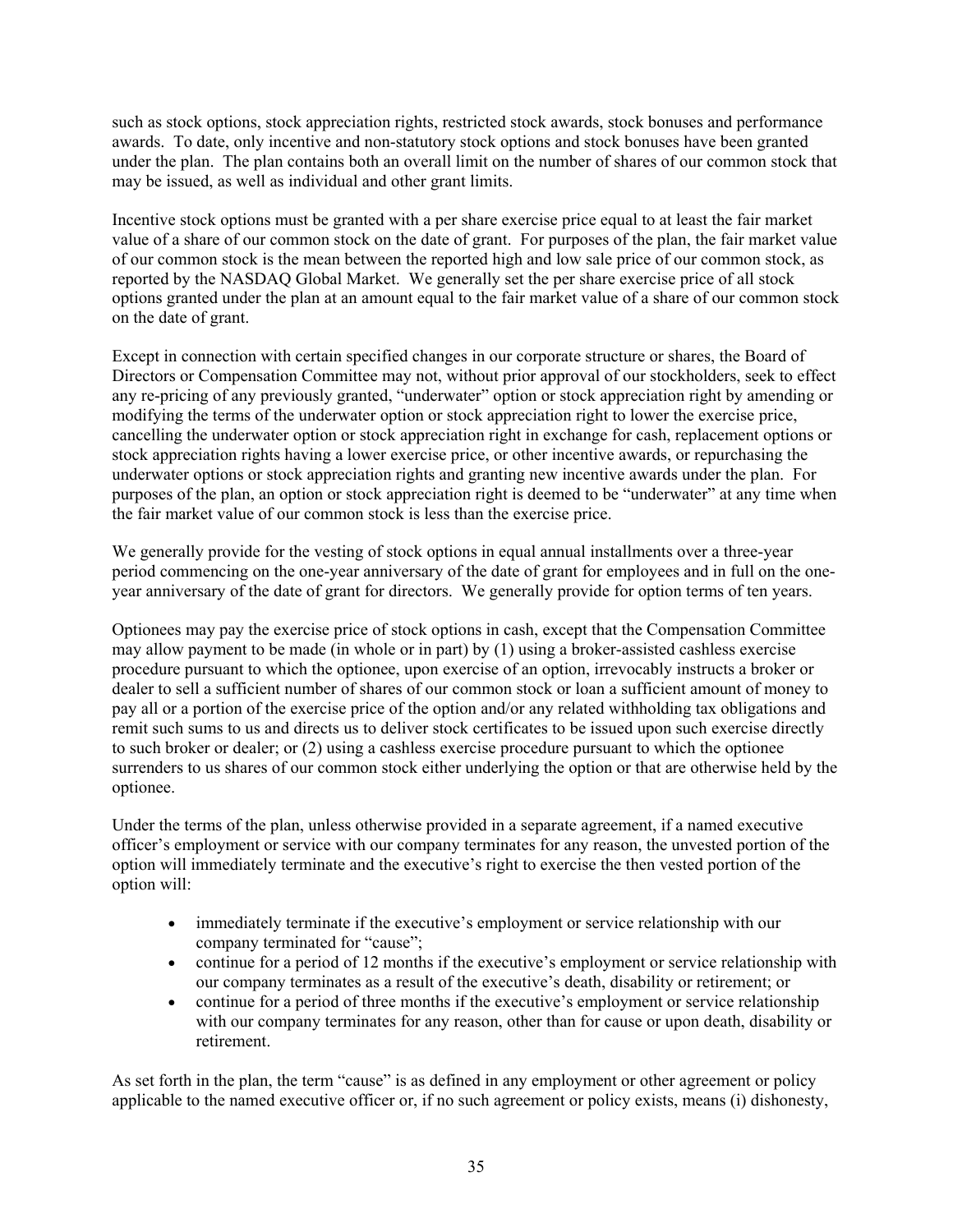such as stock options, stock appreciation rights, restricted stock awards, stock bonuses and performance awards. To date, only incentive and non-statutory stock options and stock bonuses have been granted under the plan. The plan contains both an overall limit on the number of shares of our common stock that may be issued, as well as individual and other grant limits.

Incentive stock options must be granted with a per share exercise price equal to at least the fair market value of a share of our common stock on the date of grant. For purposes of the plan, the fair market value of our common stock is the mean between the reported high and low sale price of our common stock, as reported by the NASDAQ Global Market. We generally set the per share exercise price of all stock options granted under the plan at an amount equal to the fair market value of a share of our common stock on the date of grant.

Except in connection with certain specified changes in our corporate structure or shares, the Board of Directors or Compensation Committee may not, without prior approval of our stockholders, seek to effect any re-pricing of any previously granted, "underwater" option or stock appreciation right by amending or modifying the terms of the underwater option or stock appreciation right to lower the exercise price, cancelling the underwater option or stock appreciation right in exchange for cash, replacement options or stock appreciation rights having a lower exercise price, or other incentive awards, or repurchasing the underwater options or stock appreciation rights and granting new incentive awards under the plan. For purposes of the plan, an option or stock appreciation right is deemed to be "underwater" at any time when the fair market value of our common stock is less than the exercise price.

We generally provide for the vesting of stock options in equal annual installments over a three-year period commencing on the one-year anniversary of the date of grant for employees and in full on the one-year anniversary of the date of grant for directors. We generally provide for option terms of ten years.

Optionees may pay the exercise price of stock options in cash, except that the Compensation Committee may allow payment to be made (in whole or in part) by (1) using a broker-assisted cashless exercise procedure pursuant to which the optionee, upon exercise of an option, irrevocably instructs a broker or dealer to sell a sufficient number of shares of our common stock or loan a sufficient amount of money to pay all or a portion of the exercise price of the option and/or any related withholding tax obligations and remit such sums to us and directs us to deliver stock certificates to be issued upon such exercise directly to such broker or dealer; or (2) using a cashless exercise procedure pursuant to which the optionee surrenders to us shares of our common stock either underlying the option or that are otherwise held by the optionee.

Under the terms of the plan, unless otherwise provided in a separate agreement, if a named executive officer's employment or service with our company terminates for any reason, the unvested portion of the option will immediately terminate and the executive's right to exercise the then vested portion of the option will:

- immediately terminate if the executive's employment or service relationship with our company terminated for "cause";
- continue for a period of 12 months if the executive's employment or service relationship with our company terminates as a result of the executive's death, disability or retirement; or
- continue for a period of three months if the executive's employment or service relationship with our company terminates for any reason, other than for cause or upon death, disability or retirement.

As set forth in the plan, the term "cause" is as defined in any employment or other agreement or policy applicable to the named executive officer or, if no such agreement or policy exists, means (i) dishonesty,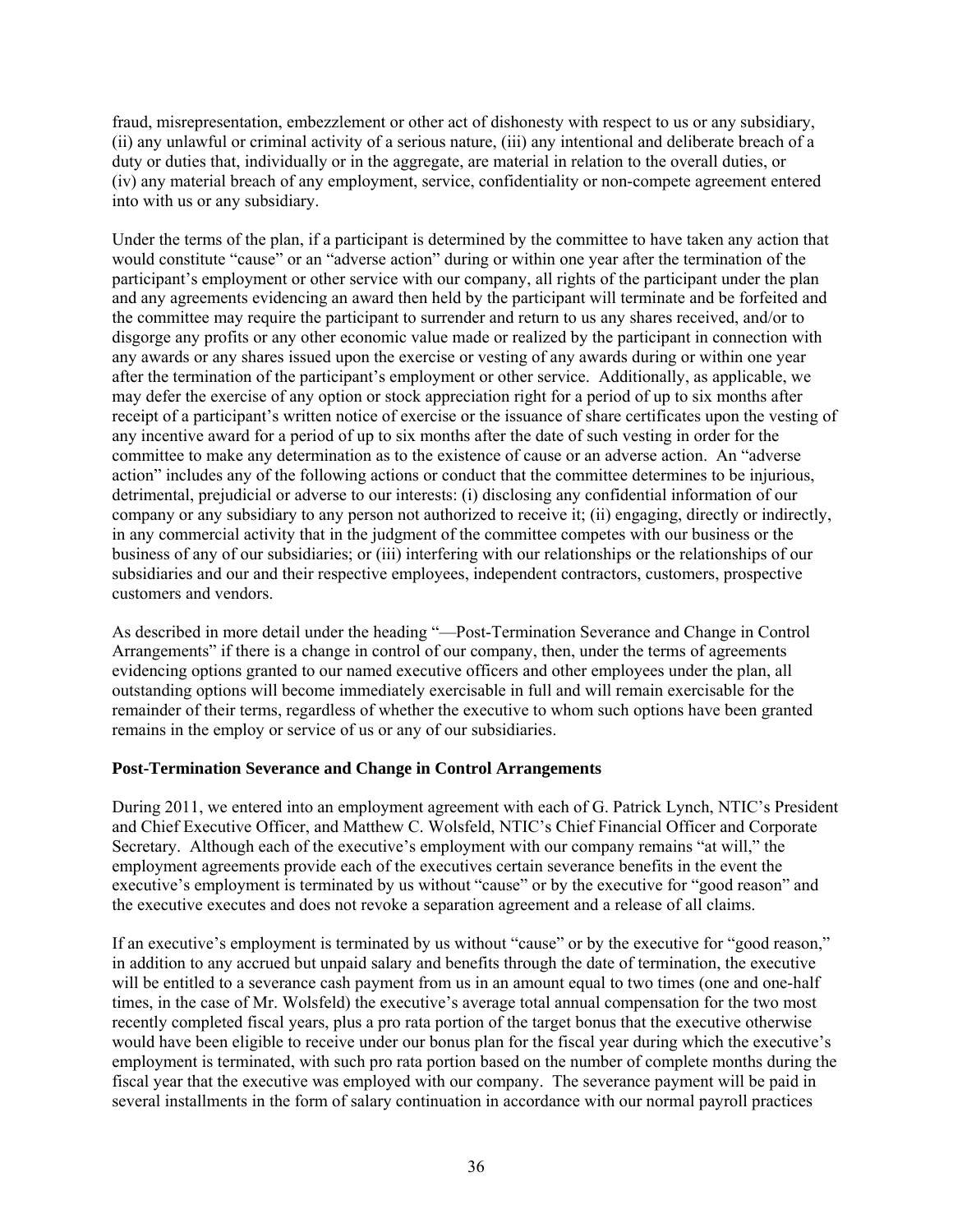fraud, misrepresentation, embezzlement or other act of dishonesty with respect to us or any subsidiary, (ii) any unlawful or criminal activity of a serious nature, (iii) any intentional and deliberate breach of a duty or duties that, individually or in the aggregate, are material in relation to the overall duties, or (iv) any material breach of any employment, service, confidentiality or non-compete agreement entered into with us or any subsidiary.

Under the terms of the plan, if a participant is determined by the committee to have taken any action that would constitute "cause" or an "adverse action" during or within one year after the termination of the participant's employment or other service with our company, all rights of the participant under the plan and any agreements evidencing an award then held by the participant will terminate and be forfeited and the committee may require the participant to surrender and return to us any shares received, and/or to disgorge any profits or any other economic value made or realized by the participant in connection with any awards or any shares issued upon the exercise or vesting of any awards during or within one year after the termination of the participant's employment or other service. Additionally, as applicable, we may defer the exercise of any option or stock appreciation right for a period of up to six months after receipt of a participant's written notice of exercise or the issuance of share certificates upon the vesting of any incentive award for a period of up to six months after the date of such vesting in order for the committee to make any determination as to the existence of cause or an adverse action. An "adverse action" includes any of the following actions or conduct that the committee determines to be injurious, detrimental, prejudicial or adverse to our interests: (i) disclosing any confidential information of our company or any subsidiary to any person not authorized to receive it; (ii) engaging, directly or indirectly, in any commercial activity that in the judgment of the committee competes with our business or the business of any of our subsidiaries; or (iii) interfering with our relationships or the relationships of our subsidiaries and our and their respective employees, independent contractors, customers, prospective customers and vendors.

As described in more detail under the heading "—Post-Termination Severance and Change in Control Arrangements" if there is a change in control of our company, then, under the terms of agreements evidencing options granted to our named executive officers and other employees under the plan, all outstanding options will become immediately exercisable in full and will remain exercisable for the remainder of their terms, regardless of whether the executive to whom such options have been granted remains in the employ or service of us or any of our subsidiaries.

**Post-Termination Severance and Change in Control Arrangements**

During 2011, we entered into an employment agreement with each of G. Patrick Lynch, NTIC's President and Chief Executive Officer, and Matthew C. Wolsfeld, NTIC's Chief Financial Officer and Corporate Secretary. Although each of the executive's employment with our company remains "at will," the employment agreements provide each of the executives certain severance benefits in the event the executive's employment is terminated by us without "cause" or by the executive for "good reason" and the executive executes and does not revoke a separation agreement and a release of all claims.

If an executive's employment is terminated by us without "cause" or by the executive for "good reason," in addition to any accrued but unpaid salary and benefits through the date of termination, the executive will be entitled to a severance cash payment from us in an amount equal to two times (one and one-half times, in the case of Mr. Wolsfeld) the executive's average total annual compensation for the two most recently completed fiscal years, plus a pro rata portion of the target bonus that the executive otherwise would have been eligible to receive under our bonus plan for the fiscal year during which the executive's employment is terminated, with such pro rata portion based on the number of complete months during the fiscal year that the executive was employed with our company. The severance payment will be paid in several installments in the form of salary continuation in accordance with our normal payroll practices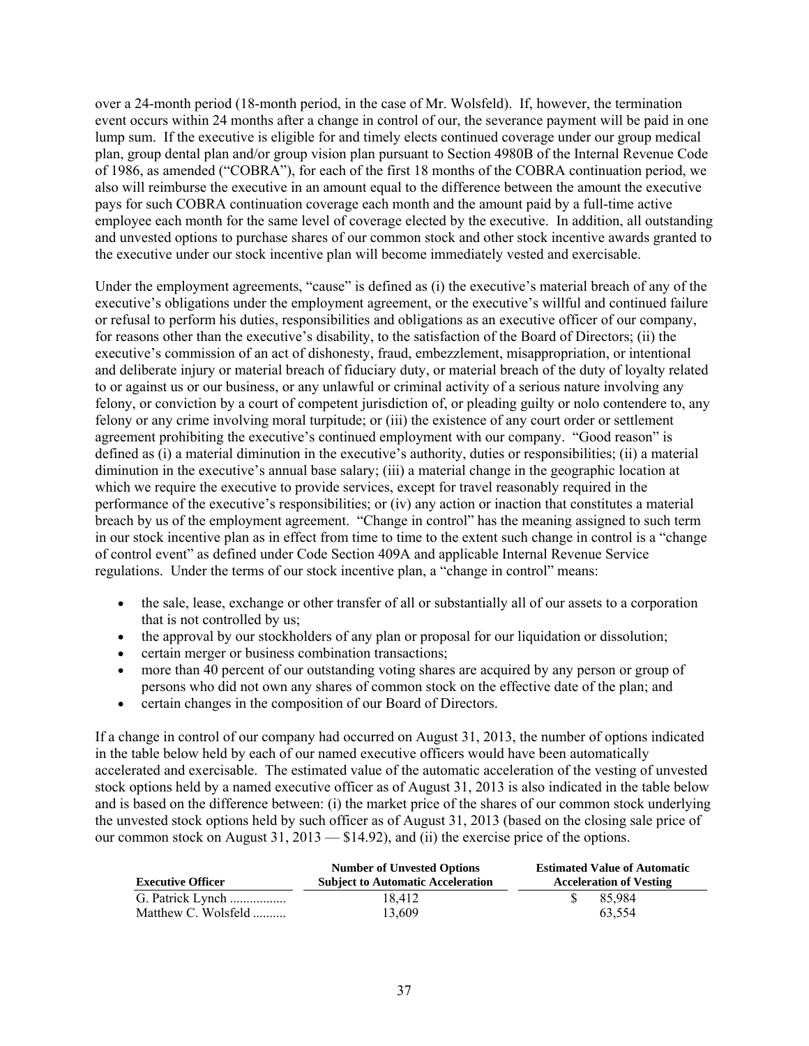over a 24-month period (18-month period, in the case of Mr. Wolsfeld). If, however, the termination event occurs within 24 months after a change in control of our, the severance payment will be paid in one lump sum. If the executive is eligible for and timely elects continued coverage under our group medical plan, group dental plan and/or group vision plan pursuant to Section 4980B of the Internal Revenue Code of 1986, as amended ("COBRA"), for each of the first 18 months of the COBRA continuation period, we also will reimburse the executive in an amount equal to the difference between the amount the executive pays for such COBRA continuation coverage each month and the amount paid by a full-time active employee each month for the same level of coverage elected by the executive. In addition, all outstanding and unvested options to purchase shares of our common stock and other stock incentive awards granted to the executive under our stock incentive plan will become immediately vested and exercisable.

Under the employment agreements, "cause" is defined as (i) the executive's material breach of any of the executive's obligations under the employment agreement, or the executive's willful and continued failure or refusal to perform his duties, responsibilities and obligations as an executive officer of our company, for reasons other than the executive's disability, to the satisfaction of the Board of Directors; (ii) the executive's commission of an act of dishonesty, fraud, embezzlement, misappropriation, or intentional and deliberate injury or material breach of fiduciary duty, or material breach of the duty of loyalty related to or against us or our business, or any unlawful or criminal activity of a serious nature involving any felony, or conviction by a court of competent jurisdiction of, or pleading guilty or nolo contendere to, any felony or any crime involving moral turpitude; or (iii) the existence of any court order or settlement agreement prohibiting the executive's continued employment with our company. "Good reason" is defined as (i) a material diminution in the executive's authority, duties or responsibilities; (ii) a material diminution in the executive's annual base salary; (iii) a material change in the geographic location at which we require the executive to provide services, except for travel reasonably required in the performance of the executive's responsibilities; or (iv) any action or inaction that constitutes a material breach by us of the employment agreement. "Change in control" has the meaning assigned to such term in our stock incentive plan as in effect from time to time to the extent such change in control is a "change of control event" as defined under Code Section 409A and applicable Internal Revenue Service regulations. Under the terms of our stock incentive plan, a "change in control" means:

- the sale, lease, exchange or other transfer of all or substantially all of our assets to a corporation that is not controlled by us;
- the approval by our stockholders of any plan or proposal for our liquidation or dissolution;
- certain merger or business combination transactions;
- more than 40 percent of our outstanding voting shares are acquired by any person or group of persons who did not own any shares of common stock on the effective date of the plan; and
- certain changes in the composition of our Board of Directors.

If a change in control of our company had occurred on August 31, 2013, the number of options indicated in the table below held by each of our named executive officers would have been automatically accelerated and exercisable. The estimated value of the automatic acceleration of the vesting of unvested stock options held by a named executive officer as of August 31, 2013 is also indicated in the table below and is based on the difference between: (i) the market price of the shares of our common stock underlying the unvested stock options held by such officer as of August 31, 2013 (based on the closing sale price of our common stock on August 31, 2013 — $14.92), and (ii) the exercise price of the options.

| Executive Officer | Number of Unvested Options Subject to Automatic Acceleration | Estimated Value of Automatic Acceleration of Vesting |
|---|---|---|
| G. Patrick Lynch | 18,412 | $ 85,984 |
| Matthew C. Wolsfeld | 13,609 | 63,554 |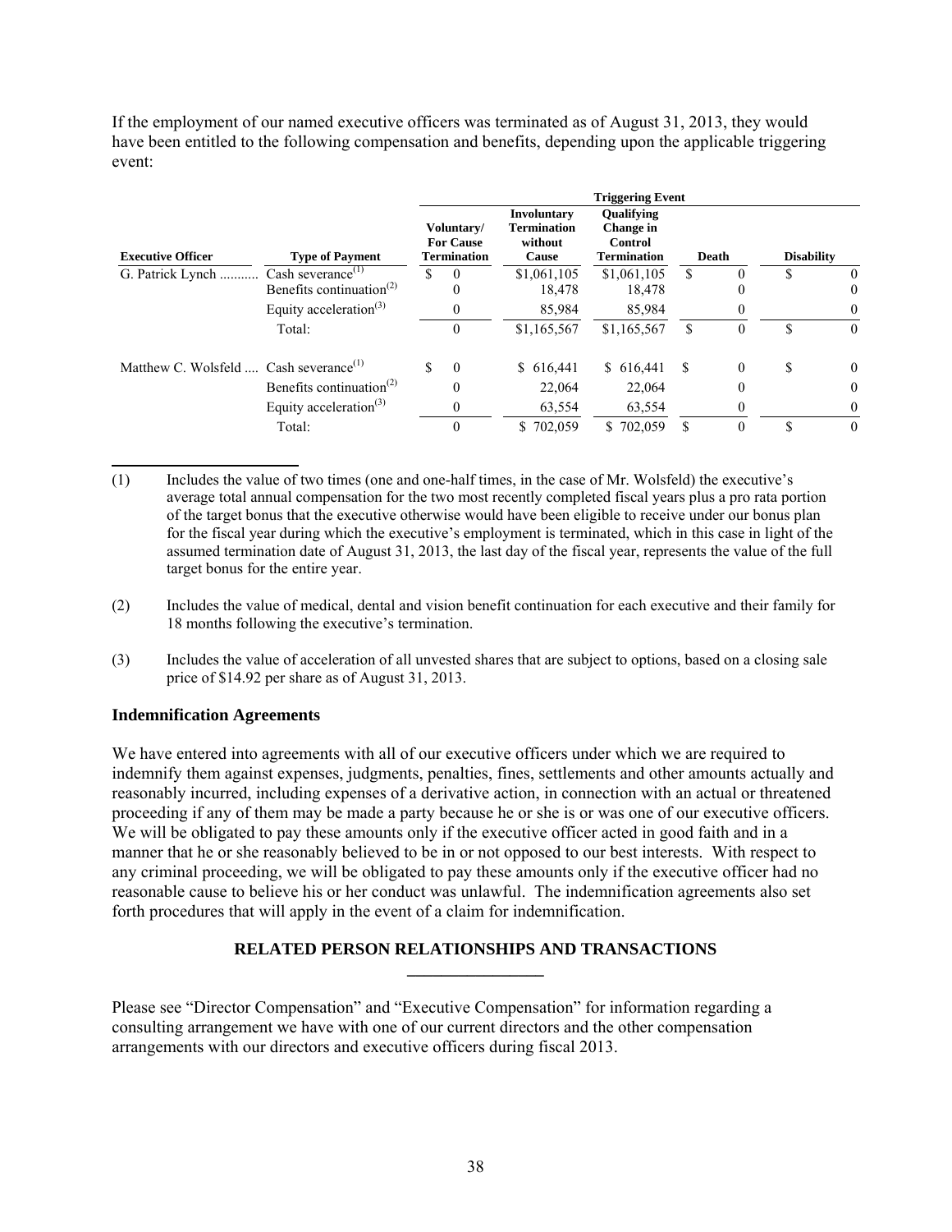If the employment of our named executive officers was terminated as of August 31, 2013, they would have been entitled to the following compensation and benefits, depending upon the applicable triggering event:

| | | Triggering Event | | | | |
|---|---|---|---|---|---|---|
| Executive Officer | Type of Payment | Voluntary/ For Cause Termination | Involuntary Termination without Cause | Qualifying Change in Control Termination | Death | Disability |
| G. Patrick Lynch | Cash severance[(1)] | $ 0 | $1,061,105 | $1,061,105 | $ 0 | $ 0 |
| | Benefits continuation[(2)] | 0 | 18,478 | 18,478 | 0 | 0 |
| | Equity acceleration[(3)] | 0 | 85,984 | 85,984 | 0 | 0 |
| | Total: | 0 | $1,165,567 | $1,165,567 | $ 0 | $ 0 |
| Matthew C. Wolsfeld | Cash severance[(1)] | $ 0 | $ 616,441 | $ 616,441 | $ 0 | $ 0 |
| | Benefits continuation[(2)] | 0 | 22,064 | 22,064 | 0 | 0 |
| | Equity acceleration[(3)] | 0 | 63,554 | 63,554 | 0 | 0 |
| | Total: | 0 | $ 702,059 | $ 702,059 | $ 0 | $ 0 |

(1) Includes the value of two times (one and one-half times, in the case of Mr. Wolsfeld) the executive's average total annual compensation for the two most recently completed fiscal years plus a pro rata portion of the target bonus that the executive otherwise would have been eligible to receive under our bonus plan for the fiscal year during which the executive's employment is terminated, which in this case in light of the assumed termination date of August 31, 2013, the last day of the fiscal year, represents the value of the full target bonus for the entire year.

(2) Includes the value of medical, dental and vision benefit continuation for each executive and their family for 18 months following the executive's termination.

(3) Includes the value of acceleration of all unvested shares that are subject to options, based on a closing sale price of $14.92 per share as of August 31, 2013.

### Indemnification Agreements

We have entered into agreements with all of our executive officers under which we are required to indemnify them against expenses, judgments, penalties, fines, settlements and other amounts actually and reasonably incurred, including expenses of a derivative action, in connection with an actual or threatened proceeding if any of them may be made a party because he or she is or was one of our executive officers. We will be obligated to pay these amounts only if the executive officer acted in good faith and in a manner that he or she reasonably believed to be in or not opposed to our best interests. With respect to any criminal proceeding, we will be obligated to pay these amounts only if the executive officer had no reasonable cause to believe his or her conduct was unlawful. The indemnification agreements also set forth procedures that will apply in the event of a claim for indemnification.

## RELATED PERSON RELATIONSHIPS AND TRANSACTIONS

Please see "Director Compensation" and "Executive Compensation" for information regarding a consulting arrangement we have with one of our current directors and the other compensation arrangements with our directors and executive officers during fiscal 2013.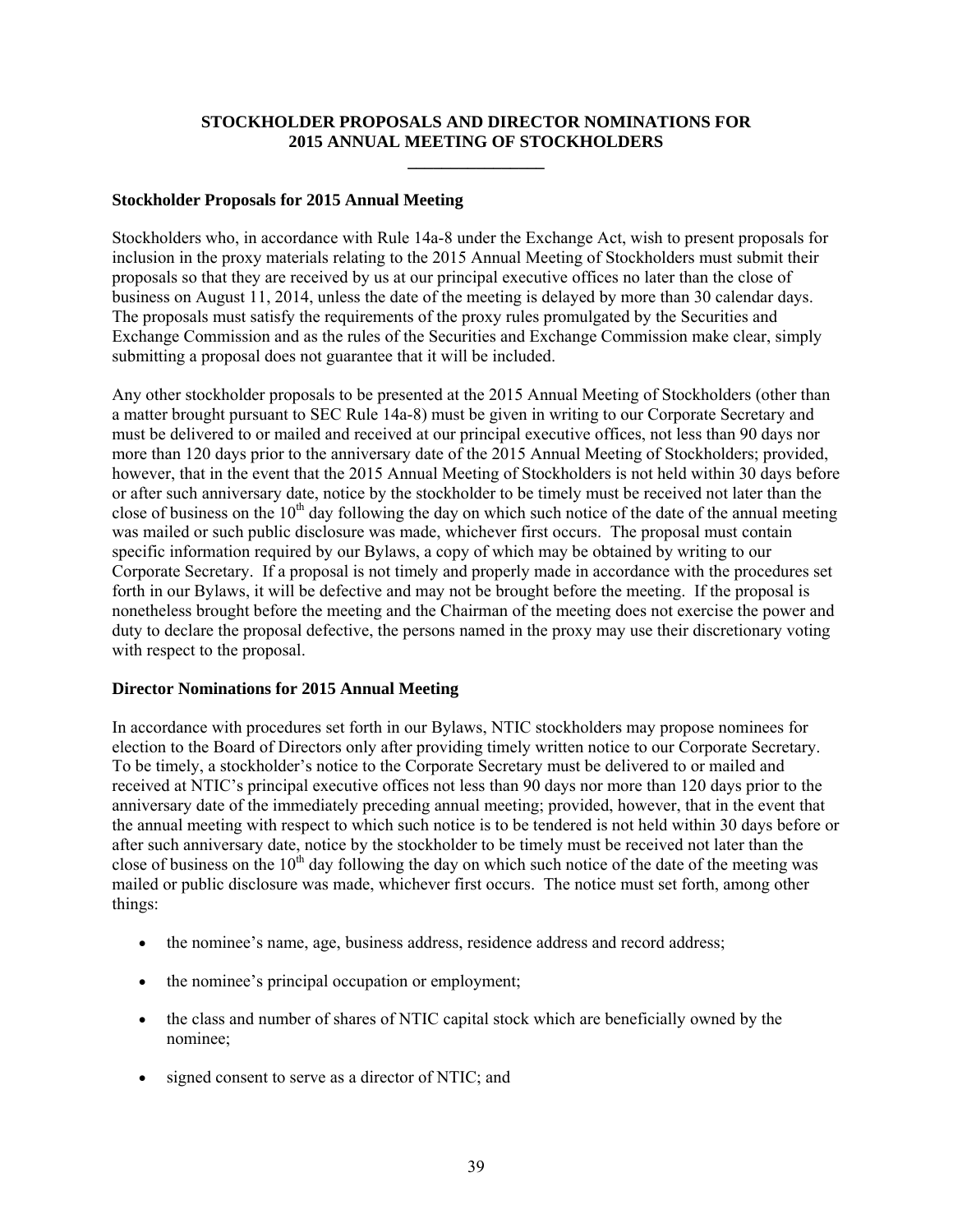## STOCKHOLDER PROPOSALS AND DIRECTOR NOMINATIONS FOR 2015 ANNUAL MEETING OF STOCKHOLDERS

### Stockholder Proposals for 2015 Annual Meeting

Stockholders who, in accordance with Rule 14a-8 under the Exchange Act, wish to present proposals for inclusion in the proxy materials relating to the 2015 Annual Meeting of Stockholders must submit their proposals so that they are received by us at our principal executive offices no later than the close of business on August 11, 2014, unless the date of the meeting is delayed by more than 30 calendar days. The proposals must satisfy the requirements of the proxy rules promulgated by the Securities and Exchange Commission and as the rules of the Securities and Exchange Commission make clear, simply submitting a proposal does not guarantee that it will be included.

Any other stockholder proposals to be presented at the 2015 Annual Meeting of Stockholders (other than a matter brought pursuant to SEC Rule 14a-8) must be given in writing to our Corporate Secretary and must be delivered to or mailed and received at our principal executive offices, not less than 90 days nor more than 120 days prior to the anniversary date of the 2015 Annual Meeting of Stockholders; provided, however, that in the event that the 2015 Annual Meeting of Stockholders is not held within 30 days before or after such anniversary date, notice by the stockholder to be timely must be received not later than the close of business on the 10th day following the day on which such notice of the date of the annual meeting was mailed or such public disclosure was made, whichever first occurs. The proposal must contain specific information required by our Bylaws, a copy of which may be obtained by writing to our Corporate Secretary. If a proposal is not timely and properly made in accordance with the procedures set forth in our Bylaws, it will be defective and may not be brought before the meeting. If the proposal is nonetheless brought before the meeting and the Chairman of the meeting does not exercise the power and duty to declare the proposal defective, the persons named in the proxy may use their discretionary voting with respect to the proposal.

### Director Nominations for 2015 Annual Meeting

In accordance with procedures set forth in our Bylaws, NTIC stockholders may propose nominees for election to the Board of Directors only after providing timely written notice to our Corporate Secretary. To be timely, a stockholder's notice to the Corporate Secretary must be delivered to or mailed and received at NTIC's principal executive offices not less than 90 days nor more than 120 days prior to the anniversary date of the immediately preceding annual meeting; provided, however, that in the event that the annual meeting with respect to which such notice is to be tendered is not held within 30 days before or after such anniversary date, notice by the stockholder to be timely must be received not later than the close of business on the 10th day following the day on which such notice of the date of the meeting was mailed or public disclosure was made, whichever first occurs. The notice must set forth, among other things:

- the nominee's name, age, business address, residence address and record address;
- the nominee's principal occupation or employment;
- the class and number of shares of NTIC capital stock which are beneficially owned by the nominee;
- signed consent to serve as a director of NTIC; and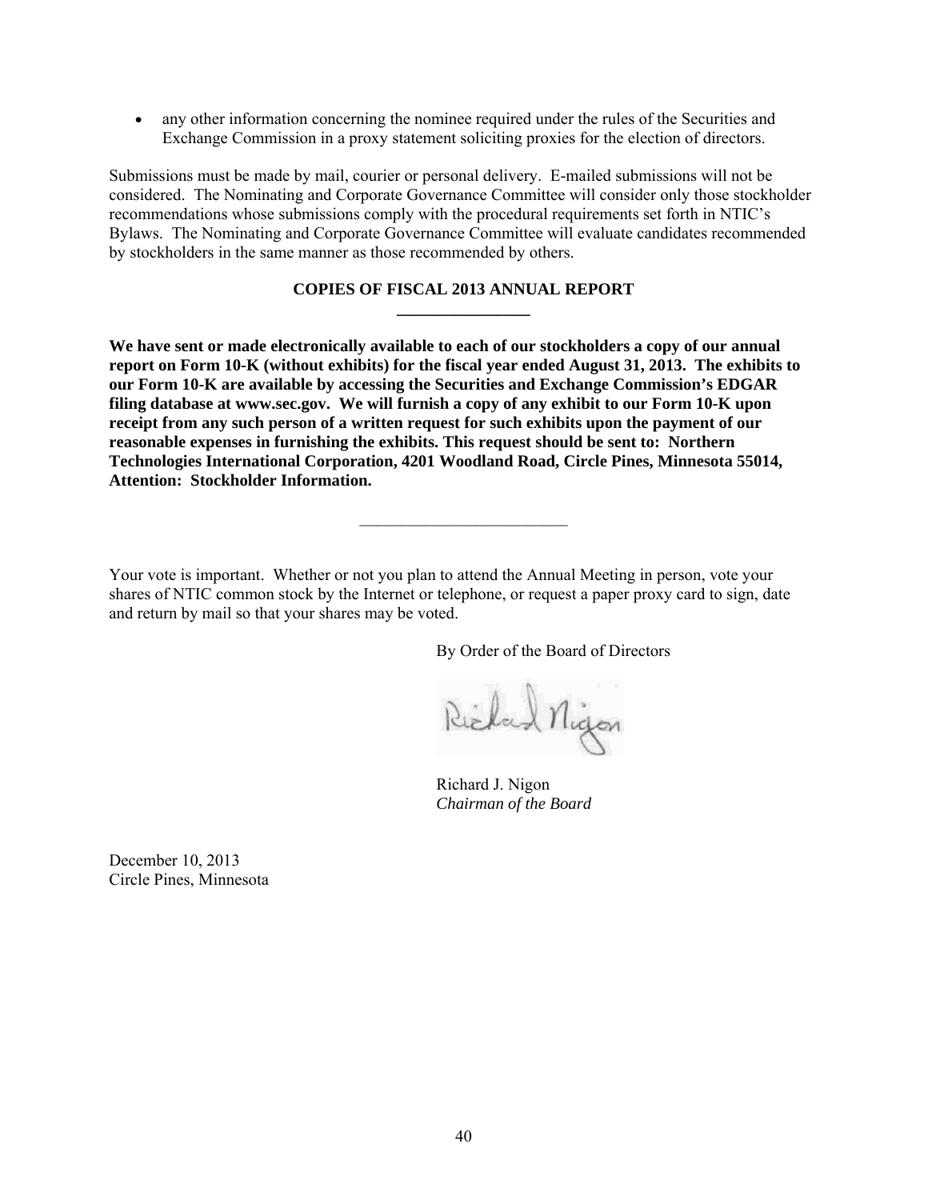- any other information concerning the nominee required under the rules of the Securities and Exchange Commission in a proxy statement soliciting proxies for the election of directors.

Submissions must be made by mail, courier or personal delivery. E-mailed submissions will not be considered. The Nominating and Corporate Governance Committee will consider only those stockholder recommendations whose submissions comply with the procedural requirements set forth in NTIC's Bylaws. The Nominating and Corporate Governance Committee will evaluate candidates recommended by stockholders in the same manner as those recommended by others.

## COPIES OF FISCAL 2013 ANNUAL REPORT

**We have sent or made electronically available to each of our stockholders a copy of our annual report on Form 10-K (without exhibits) for the fiscal year ended August 31, 2013. The exhibits to our Form 10-K are available by accessing the Securities and Exchange Commission's EDGAR filing database at www.sec.gov. We will furnish a copy of any exhibit to our Form 10-K upon receipt from any such person of a written request for such exhibits upon the payment of our reasonable expenses in furnishing the exhibits. This request should be sent to: Northern Technologies International Corporation, 4201 Woodland Road, Circle Pines, Minnesota 55014, Attention: Stockholder Information.**

---

Your vote is important. Whether or not you plan to attend the Annual Meeting in person, vote your shares of NTIC common stock by the Internet or telephone, or request a paper proxy card to sign, date and return by mail so that your shares may be voted.

By Order of the Board of Directors

Richard J. Nigon
*Chairman of the Board*

December 10, 2013
Circle Pines, Minnesota